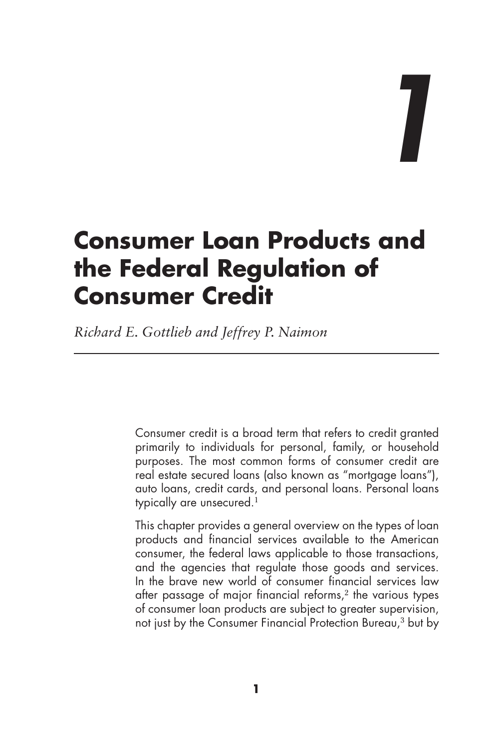# 1

# Consumer Loan Products and the Federal Regulation of Consumer Credit

*Richard E. Gottlieb and Jeffrey P. Naimon*

Consumer credit is a broad term that refers to credit granted primarily to individuals for personal, family, or household purposes. The most common forms of consumer credit are real estate secured loans (also known as "mortgage loans"), auto loans, credit cards, and personal loans. Personal loans typically are unsecured.[1]

This chapter provides a general overview on the types of loan products and financial services available to the American consumer, the federal laws applicable to those transactions, and the agencies that regulate those goods and services. In the brave new world of consumer financial services law after passage of major financial reforms,[2] the various types of consumer loan products are subject to greater supervision, not just by the Consumer Financial Protection Bureau,[3] but by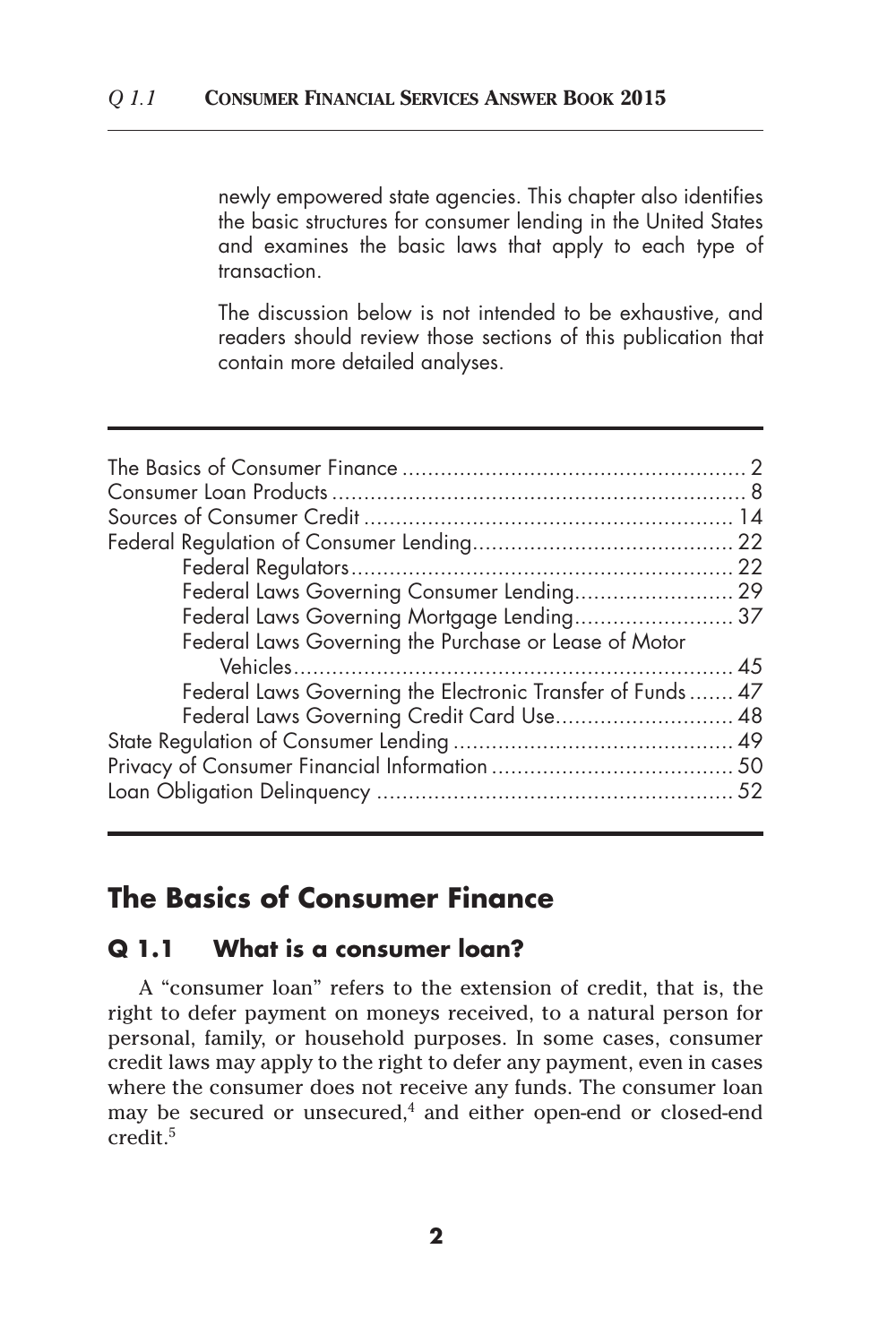newly empowered state agencies. This chapter also identifies the basic structures for consumer lending in the United States and examines the basic laws that apply to each type of transaction.

The discussion below is not intended to be exhaustive, and readers should review those sections of this publication that contain more detailed analyses.

---

- The Basics of Consumer Finance .......... 2
- Consumer Loan Products .......... 8
- Sources of Consumer Credit .......... 14
- Federal Regulation of Consumer Lending .......... 22
  - Federal Regulators .......... 22
  - Federal Laws Governing Consumer Lending .......... 29
  - Federal Laws Governing Mortgage Lending .......... 37
  - Federal Laws Governing the Purchase or Lease of Motor Vehicles .......... 45
  - Federal Laws Governing the Electronic Transfer of Funds .......... 47
  - Federal Laws Governing Credit Card Use .......... 48
- State Regulation of Consumer Lending .......... 49
- Privacy of Consumer Financial Information .......... 50
- Loan Obligation Delinquency .......... 52

---

## The Basics of Consumer Finance

### Q 1.1 What is a consumer loan?

A "consumer loan" refers to the extension of credit, that is, the right to defer payment on moneys received, to a natural person for personal, family, or household purposes. In some cases, consumer credit laws may apply to the right to defer any payment, even in cases where the consumer does not receive any funds. The consumer loan may be secured or unsecured,[4] and either open-end or closed-end credit.[5]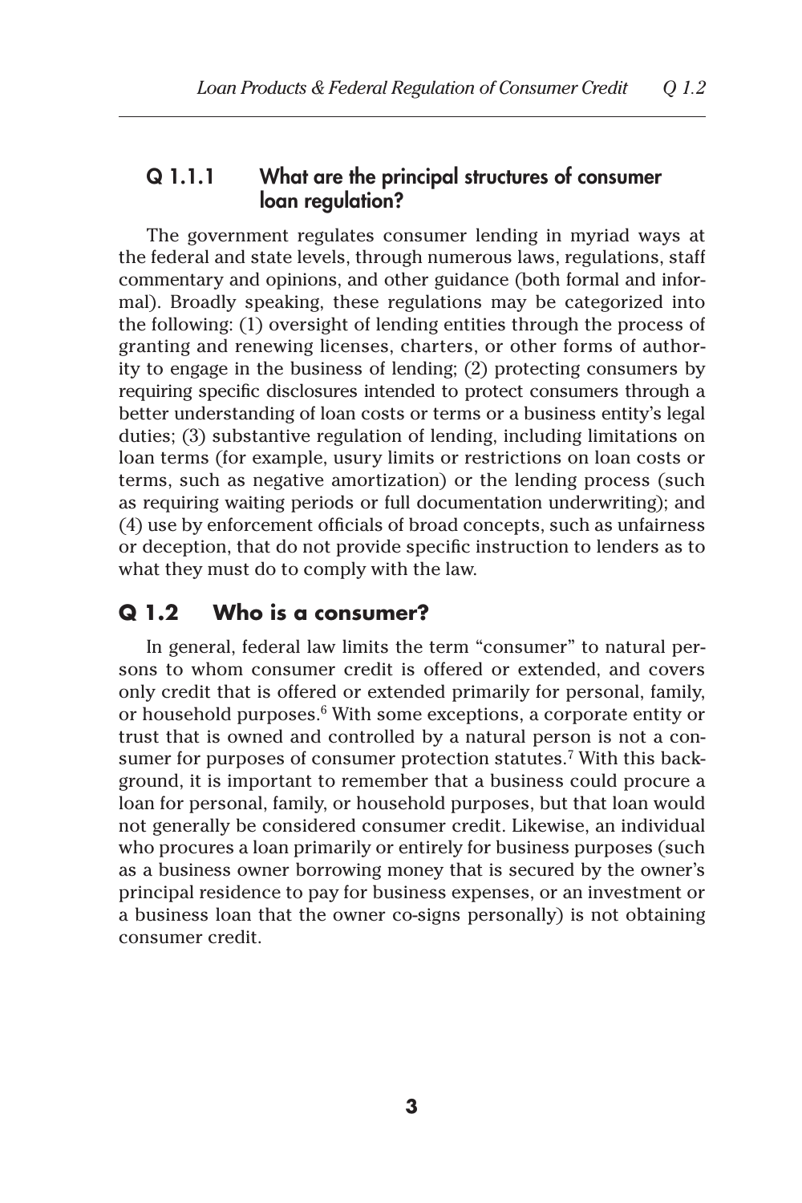### Q 1.1.1 What are the principal structures of consumer loan regulation?

The government regulates consumer lending in myriad ways at the federal and state levels, through numerous laws, regulations, staff commentary and opinions, and other guidance (both formal and informal). Broadly speaking, these regulations may be categorized into the following: (1) oversight of lending entities through the process of granting and renewing licenses, charters, or other forms of authority to engage in the business of lending; (2) protecting consumers by requiring specific disclosures intended to protect consumers through a better understanding of loan costs or terms or a business entity's legal duties; (3) substantive regulation of lending, including limitations on loan terms (for example, usury limits or restrictions on loan costs or terms, such as negative amortization) or the lending process (such as requiring waiting periods or full documentation underwriting); and (4) use by enforcement officials of broad concepts, such as unfairness or deception, that do not provide specific instruction to lenders as to what they must do to comply with the law.

## Q 1.2 Who is a consumer?

In general, federal law limits the term "consumer" to natural persons to whom consumer credit is offered or extended, and covers only credit that is offered or extended primarily for personal, family, or household purposes.[6] With some exceptions, a corporate entity or trust that is owned and controlled by a natural person is not a consumer for purposes of consumer protection statutes.[7] With this background, it is important to remember that a business could procure a loan for personal, family, or household purposes, but that loan would not generally be considered consumer credit. Likewise, an individual who procures a loan primarily or entirely for business purposes (such as a business owner borrowing money that is secured by the owner's principal residence to pay for business expenses, or an investment or a business loan that the owner co-signs personally) is not obtaining consumer credit.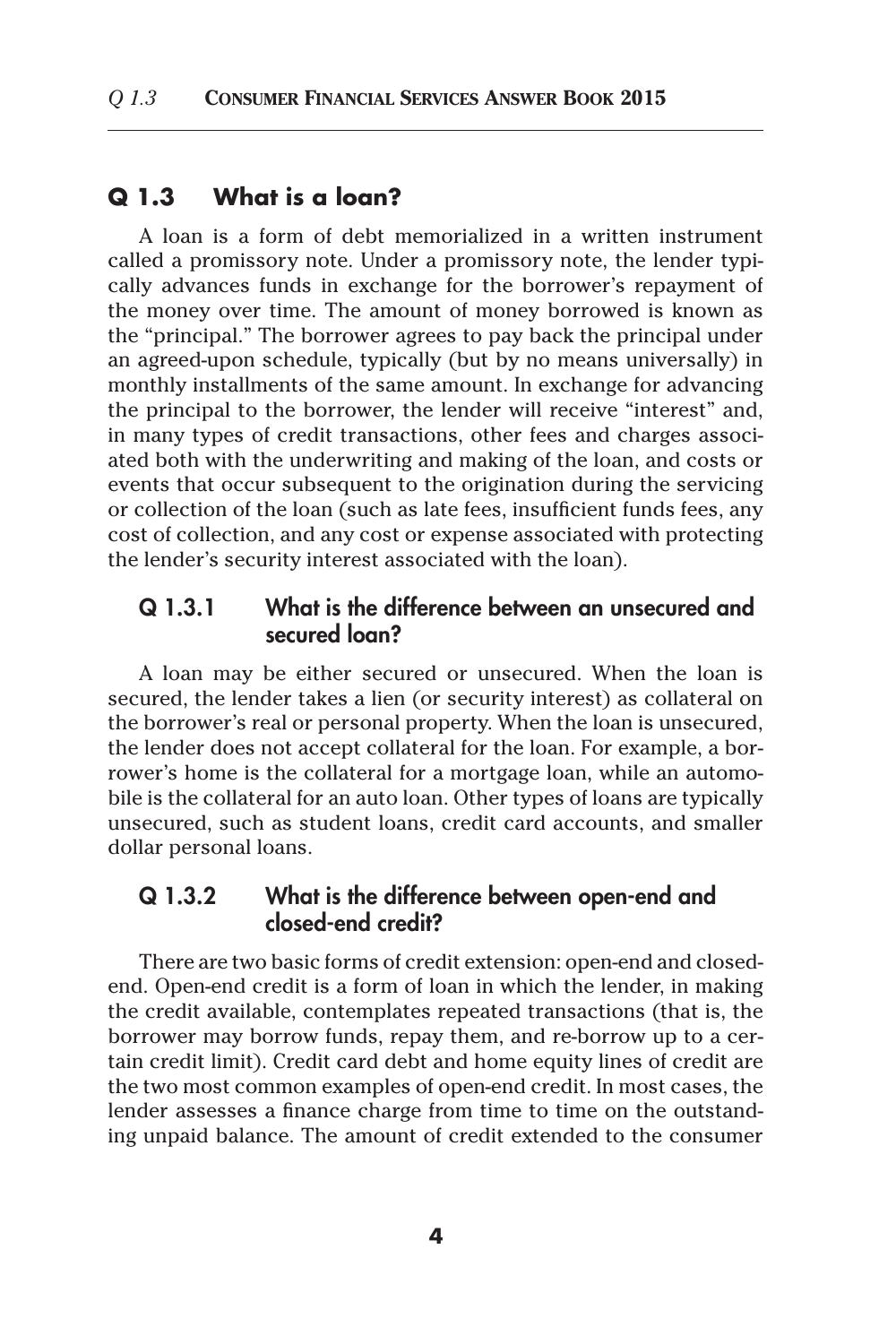## Q 1.3 What is a loan?

A loan is a form of debt memorialized in a written instrument called a promissory note. Under a promissory note, the lender typically advances funds in exchange for the borrower's repayment of the money over time. The amount of money borrowed is known as the "principal." The borrower agrees to pay back the principal under an agreed-upon schedule, typically (but by no means universally) in monthly installments of the same amount. In exchange for advancing the principal to the borrower, the lender will receive "interest" and, in many types of credit transactions, other fees and charges associated both with the underwriting and making of the loan, and costs or events that occur subsequent to the origination during the servicing or collection of the loan (such as late fees, insufficient funds fees, any cost of collection, and any cost or expense associated with protecting the lender's security interest associated with the loan).

### Q 1.3.1 What is the difference between an unsecured and secured loan?

A loan may be either secured or unsecured. When the loan is secured, the lender takes a lien (or security interest) as collateral on the borrower's real or personal property. When the loan is unsecured, the lender does not accept collateral for the loan. For example, a borrower's home is the collateral for a mortgage loan, while an automobile is the collateral for an auto loan. Other types of loans are typically unsecured, such as student loans, credit card accounts, and smaller dollar personal loans.

### Q 1.3.2 What is the difference between open-end and closed-end credit?

There are two basic forms of credit extension: open-end and closed-end. Open-end credit is a form of loan in which the lender, in making the credit available, contemplates repeated transactions (that is, the borrower may borrow funds, repay them, and re-borrow up to a certain credit limit). Credit card debt and home equity lines of credit are the two most common examples of open-end credit. In most cases, the lender assesses a finance charge from time to time on the outstanding unpaid balance. The amount of credit extended to the consumer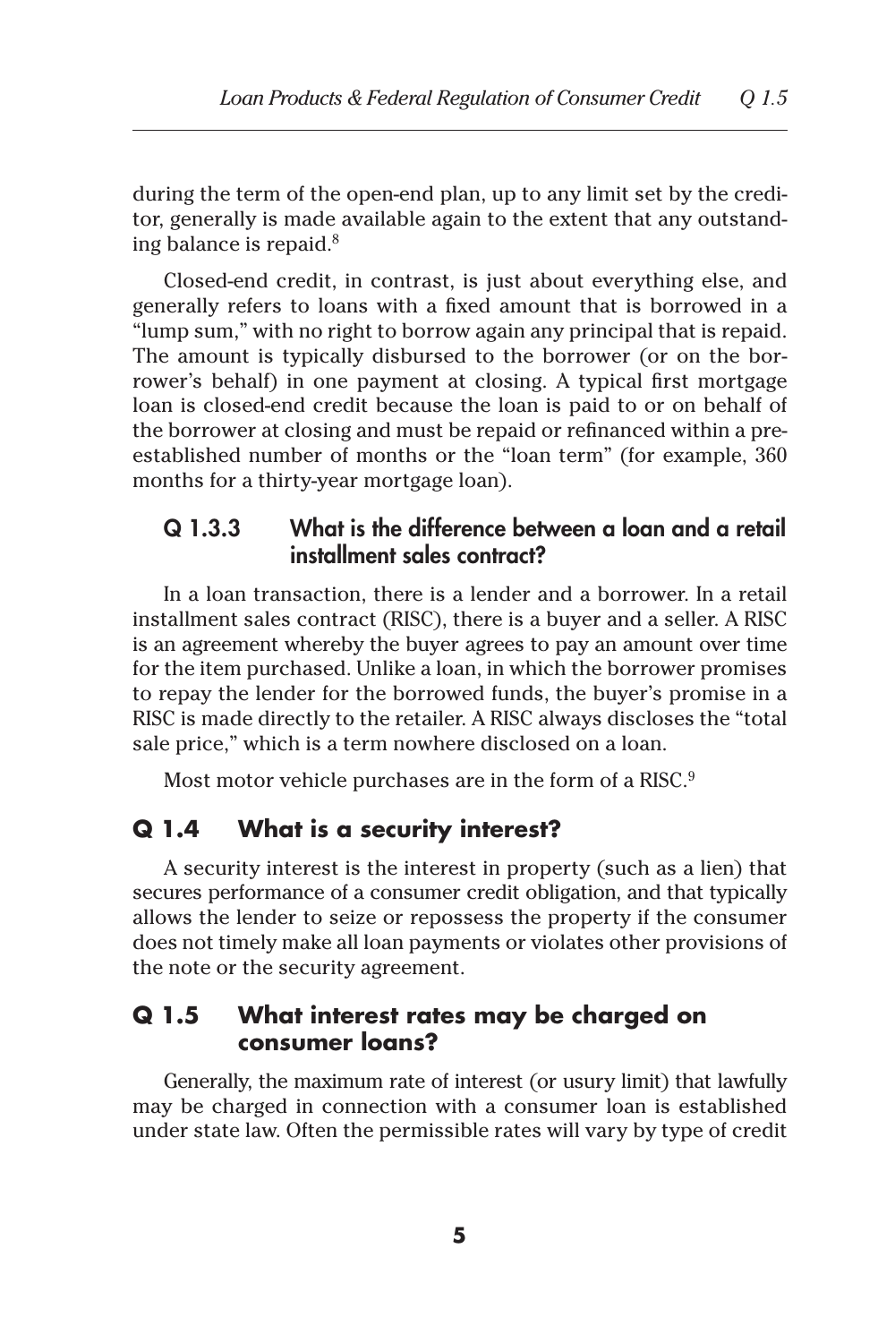during the term of the open-end plan, up to any limit set by the creditor, generally is made available again to the extent that any outstanding balance is repaid.[8]

Closed-end credit, in contrast, is just about everything else, and generally refers to loans with a fixed amount that is borrowed in a "lump sum," with no right to borrow again any principal that is repaid. The amount is typically disbursed to the borrower (or on the borrower's behalf) in one payment at closing. A typical first mortgage loan is closed-end credit because the loan is paid to or on behalf of the borrower at closing and must be repaid or refinanced within a pre-established number of months or the "loan term" (for example, 360 months for a thirty-year mortgage loan).

### Q 1.3.3 What is the difference between a loan and a retail installment sales contract?

In a loan transaction, there is a lender and a borrower. In a retail installment sales contract (RISC), there is a buyer and a seller. A RISC is an agreement whereby the buyer agrees to pay an amount over time for the item purchased. Unlike a loan, in which the borrower promises to repay the lender for the borrowed funds, the buyer's promise in a RISC is made directly to the retailer. A RISC always discloses the "total sale price," which is a term nowhere disclosed on a loan.

Most motor vehicle purchases are in the form of a RISC.[9]

## Q 1.4 What is a security interest?

A security interest is the interest in property (such as a lien) that secures performance of a consumer credit obligation, and that typically allows the lender to seize or repossess the property if the consumer does not timely make all loan payments or violates other provisions of the note or the security agreement.

## Q 1.5 What interest rates may be charged on consumer loans?

Generally, the maximum rate of interest (or usury limit) that lawfully may be charged in connection with a consumer loan is established under state law. Often the permissible rates will vary by type of credit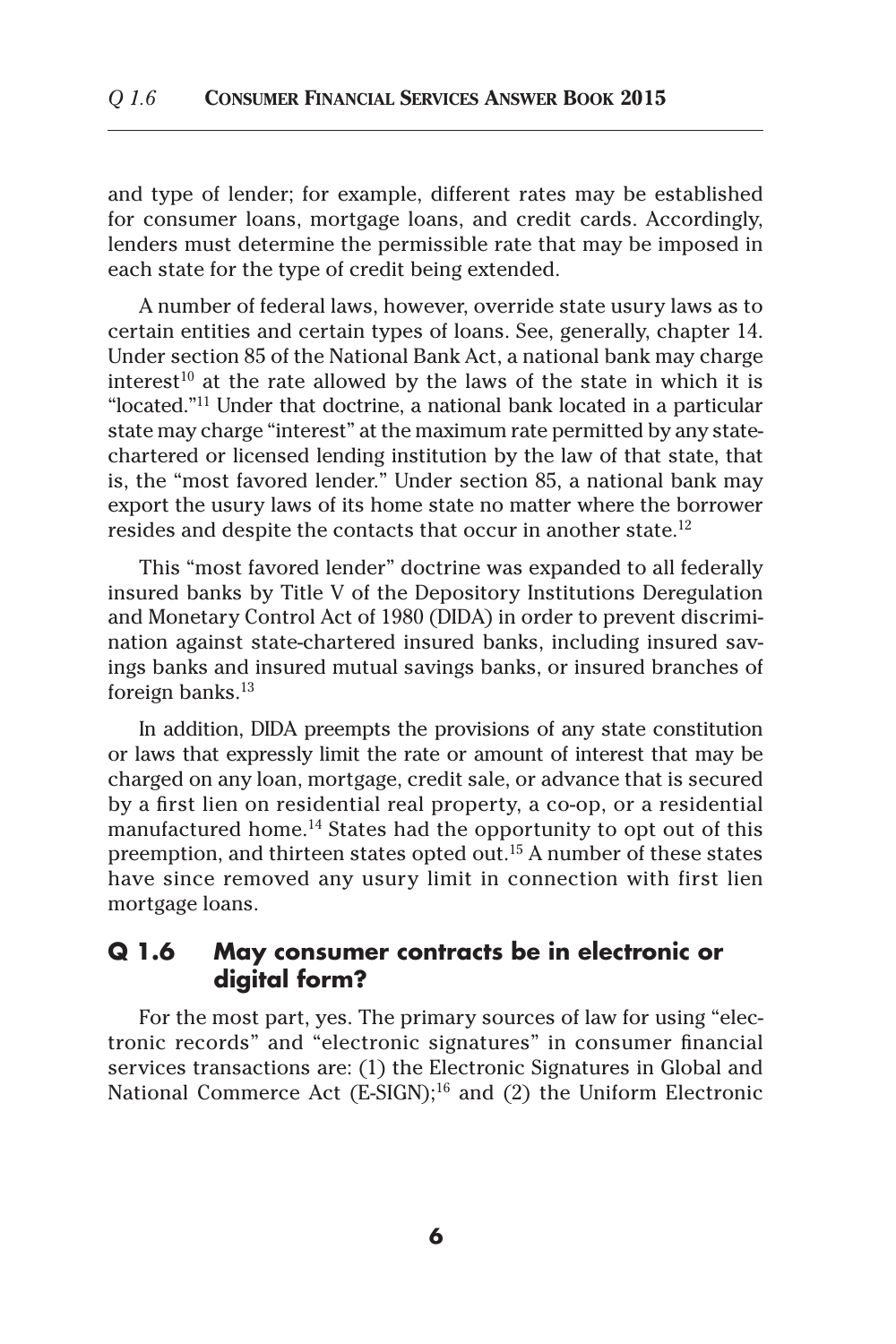and type of lender; for example, different rates may be established for consumer loans, mortgage loans, and credit cards. Accordingly, lenders must determine the permissible rate that may be imposed in each state for the type of credit being extended.

A number of federal laws, however, override state usury laws as to certain entities and certain types of loans. See, generally, chapter 14. Under section 85 of the National Bank Act, a national bank may charge interest[10] at the rate allowed by the laws of the state in which it is "located."[11] Under that doctrine, a national bank located in a particular state may charge "interest" at the maximum rate permitted by any state-chartered or licensed lending institution by the law of that state, that is, the "most favored lender." Under section 85, a national bank may export the usury laws of its home state no matter where the borrower resides and despite the contacts that occur in another state.[12]

This "most favored lender" doctrine was expanded to all federally insured banks by Title V of the Depository Institutions Deregulation and Monetary Control Act of 1980 (DIDA) in order to prevent discrimination against state-chartered insured banks, including insured savings banks and insured mutual savings banks, or insured branches of foreign banks.[13]

In addition, DIDA preempts the provisions of any state constitution or laws that expressly limit the rate or amount of interest that may be charged on any loan, mortgage, credit sale, or advance that is secured by a first lien on residential real property, a co-op, or a residential manufactured home.[14] States had the opportunity to opt out of this preemption, and thirteen states opted out.[15] A number of these states have since removed any usury limit in connection with first lien mortgage loans.

## Q 1.6 May consumer contracts be in electronic or digital form?

For the most part, yes. The primary sources of law for using "electronic records" and "electronic signatures" in consumer financial services transactions are: (1) the Electronic Signatures in Global and National Commerce Act (E-SIGN);[16] and (2) the Uniform Electronic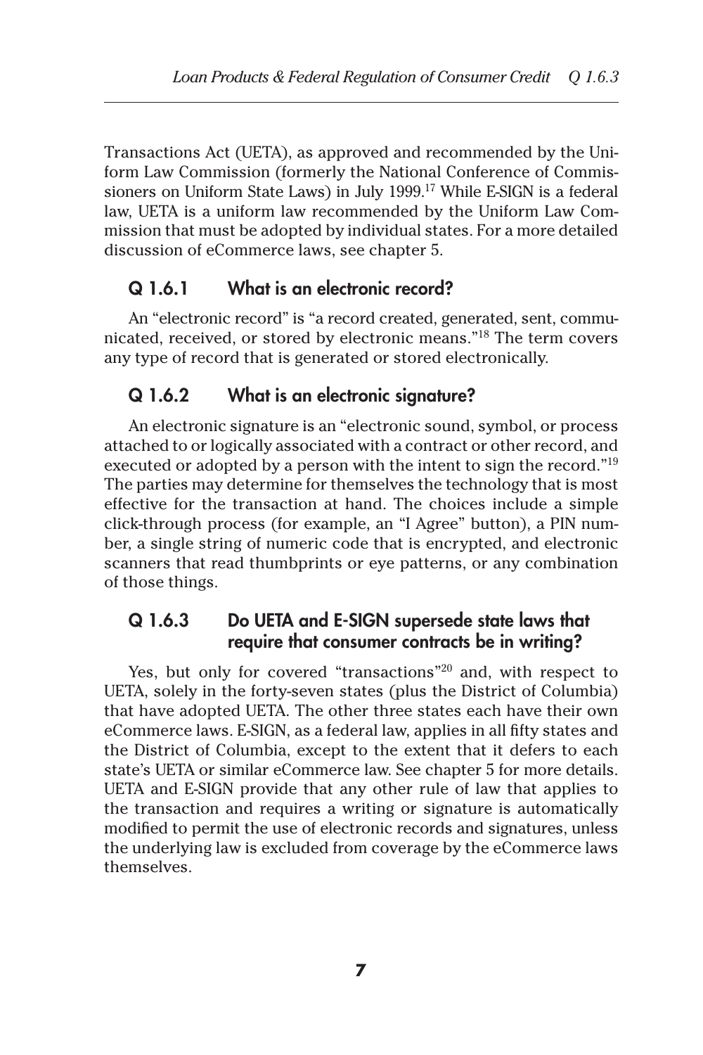Transactions Act (UETA), as approved and recommended by the Uniform Law Commission (formerly the National Conference of Commissioners on Uniform State Laws) in July 1999.[17] While E-SIGN is a federal law, UETA is a uniform law recommended by the Uniform Law Commission that must be adopted by individual states. For a more detailed discussion of eCommerce laws, see chapter 5.

### Q 1.6.1 What is an electronic record?

An "electronic record" is "a record created, generated, sent, communicated, received, or stored by electronic means."[18] The term covers any type of record that is generated or stored electronically.

### Q 1.6.2 What is an electronic signature?

An electronic signature is an "electronic sound, symbol, or process attached to or logically associated with a contract or other record, and executed or adopted by a person with the intent to sign the record."[19] The parties may determine for themselves the technology that is most effective for the transaction at hand. The choices include a simple click-through process (for example, an "I Agree" button), a PIN number, a single string of numeric code that is encrypted, and electronic scanners that read thumbprints or eye patterns, or any combination of those things.

### Q 1.6.3 Do UETA and E-SIGN supersede state laws that require that consumer contracts be in writing?

Yes, but only for covered "transactions"[20] and, with respect to UETA, solely in the forty-seven states (plus the District of Columbia) that have adopted UETA. The other three states each have their own eCommerce laws. E-SIGN, as a federal law, applies in all fifty states and the District of Columbia, except to the extent that it defers to each state's UETA or similar eCommerce law. See chapter 5 for more details. UETA and E-SIGN provide that any other rule of law that applies to the transaction and requires a writing or signature is automatically modified to permit the use of electronic records and signatures, unless the underlying law is excluded from coverage by the eCommerce laws themselves.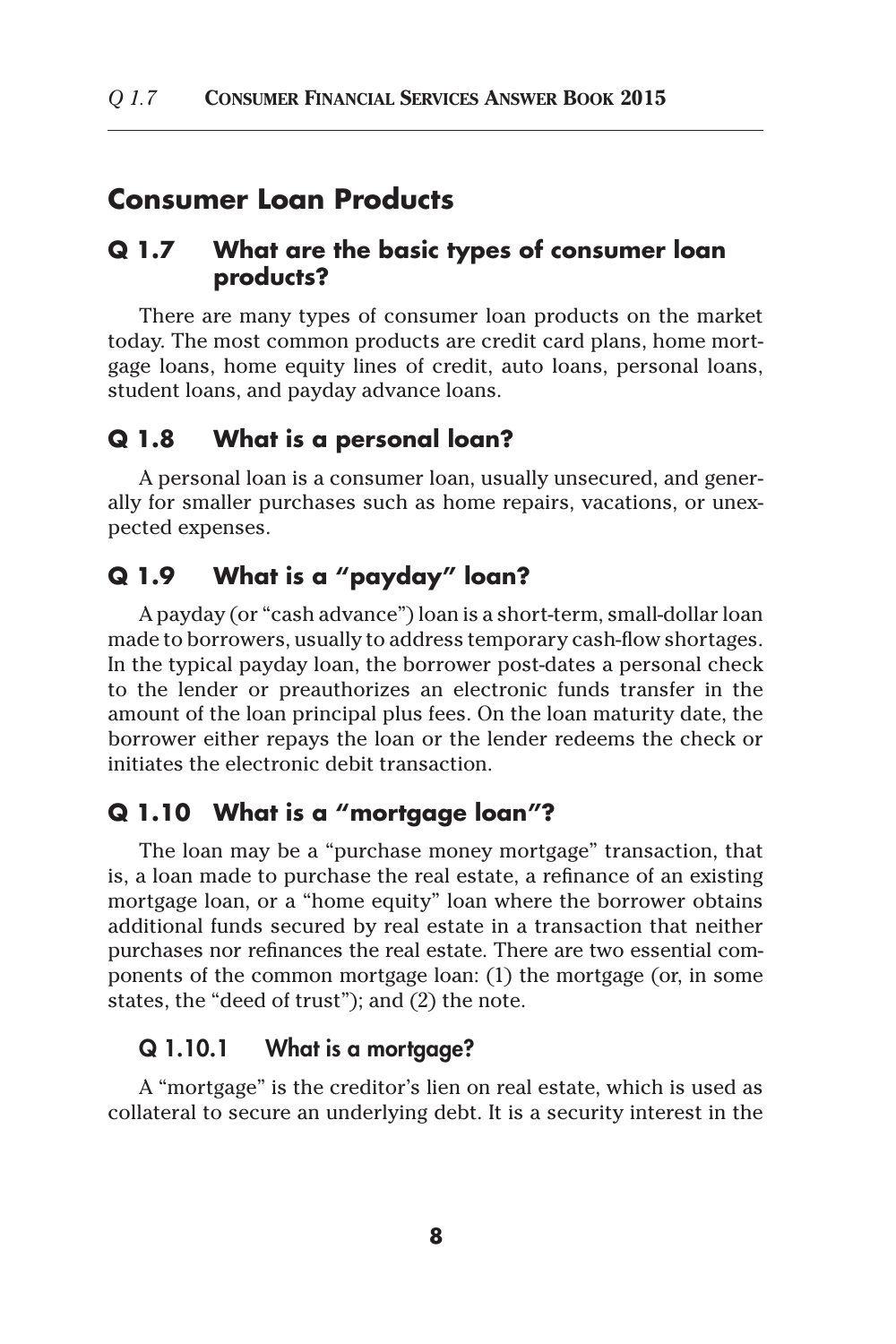## Consumer Loan Products

### Q 1.7 What are the basic types of consumer loan products?

There are many types of consumer loan products on the market today. The most common products are credit card plans, home mortgage loans, home equity lines of credit, auto loans, personal loans, student loans, and payday advance loans.

### Q 1.8 What is a personal loan?

A personal loan is a consumer loan, usually unsecured, and generally for smaller purchases such as home repairs, vacations, or unexpected expenses.

### Q 1.9 What is a "payday" loan?

A payday (or "cash advance") loan is a short-term, small-dollar loan made to borrowers, usually to address temporary cash-flow shortages. In the typical payday loan, the borrower post-dates a personal check to the lender or preauthorizes an electronic funds transfer in the amount of the loan principal plus fees. On the loan maturity date, the borrower either repays the loan or the lender redeems the check or initiates the electronic debit transaction.

### Q 1.10 What is a "mortgage loan"?

The loan may be a "purchase money mortgage" transaction, that is, a loan made to purchase the real estate, a refinance of an existing mortgage loan, or a "home equity" loan where the borrower obtains additional funds secured by real estate in a transaction that neither purchases nor refinances the real estate. There are two essential components of the common mortgage loan: (1) the mortgage (or, in some states, the "deed of trust"); and (2) the note.

#### Q 1.10.1 What is a mortgage?

A "mortgage" is the creditor's lien on real estate, which is used as collateral to secure an underlying debt. It is a security interest in the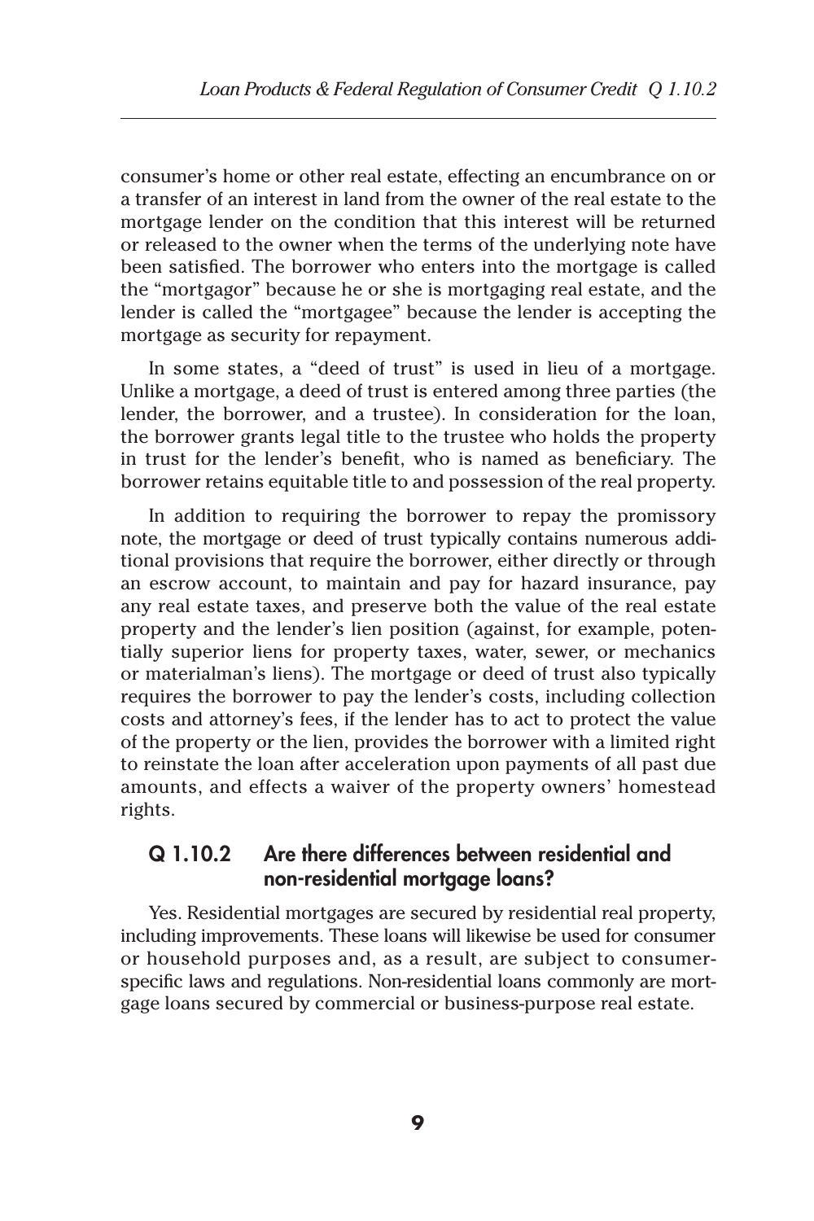consumer's home or other real estate, effecting an encumbrance on or a transfer of an interest in land from the owner of the real estate to the mortgage lender on the condition that this interest will be returned or released to the owner when the terms of the underlying note have been satisfied. The borrower who enters into the mortgage is called the "mortgagor" because he or she is mortgaging real estate, and the lender is called the "mortgagee" because the lender is accepting the mortgage as security for repayment.

In some states, a "deed of trust" is used in lieu of a mortgage. Unlike a mortgage, a deed of trust is entered among three parties (the lender, the borrower, and a trustee). In consideration for the loan, the borrower grants legal title to the trustee who holds the property in trust for the lender's benefit, who is named as beneficiary. The borrower retains equitable title to and possession of the real property.

In addition to requiring the borrower to repay the promissory note, the mortgage or deed of trust typically contains numerous additional provisions that require the borrower, either directly or through an escrow account, to maintain and pay for hazard insurance, pay any real estate taxes, and preserve both the value of the real estate property and the lender's lien position (against, for example, potentially superior liens for property taxes, water, sewer, or mechanics or materialman's liens). The mortgage or deed of trust also typically requires the borrower to pay the lender's costs, including collection costs and attorney's fees, if the lender has to act to protect the value of the property or the lien, provides the borrower with a limited right to reinstate the loan after acceleration upon payments of all past due amounts, and effects a waiver of the property owners' homestead rights.

## Q 1.10.2 Are there differences between residential and non-residential mortgage loans?

Yes. Residential mortgages are secured by residential real property, including improvements. These loans will likewise be used for consumer or household purposes and, as a result, are subject to consumer-specific laws and regulations. Non-residential loans commonly are mortgage loans secured by commercial or business-purpose real estate.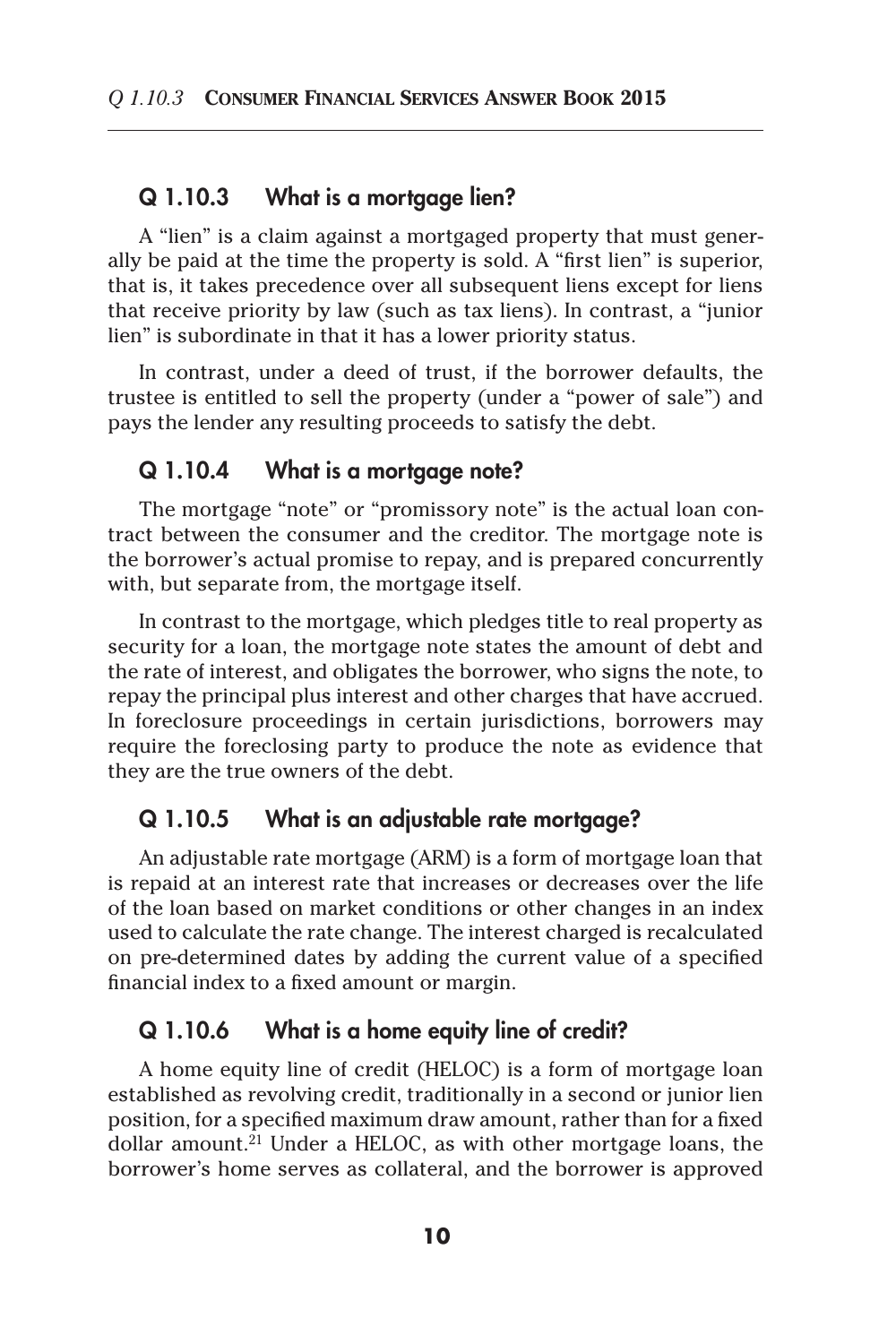## Q 1.10.3 What is a mortgage lien?

A "lien" is a claim against a mortgaged property that must generally be paid at the time the property is sold. A "first lien" is superior, that is, it takes precedence over all subsequent liens except for liens that receive priority by law (such as tax liens). In contrast, a "junior lien" is subordinate in that it has a lower priority status.

In contrast, under a deed of trust, if the borrower defaults, the trustee is entitled to sell the property (under a "power of sale") and pays the lender any resulting proceeds to satisfy the debt.

## Q 1.10.4 What is a mortgage note?

The mortgage "note" or "promissory note" is the actual loan contract between the consumer and the creditor. The mortgage note is the borrower's actual promise to repay, and is prepared concurrently with, but separate from, the mortgage itself.

In contrast to the mortgage, which pledges title to real property as security for a loan, the mortgage note states the amount of debt and the rate of interest, and obligates the borrower, who signs the note, to repay the principal plus interest and other charges that have accrued. In foreclosure proceedings in certain jurisdictions, borrowers may require the foreclosing party to produce the note as evidence that they are the true owners of the debt.

## Q 1.10.5 What is an adjustable rate mortgage?

An adjustable rate mortgage (ARM) is a form of mortgage loan that is repaid at an interest rate that increases or decreases over the life of the loan based on market conditions or other changes in an index used to calculate the rate change. The interest charged is recalculated on pre-determined dates by adding the current value of a specified financial index to a fixed amount or margin.

## Q 1.10.6 What is a home equity line of credit?

A home equity line of credit (HELOC) is a form of mortgage loan established as revolving credit, traditionally in a second or junior lien position, for a specified maximum draw amount, rather than for a fixed dollar amount.[21] Under a HELOC, as with other mortgage loans, the borrower's home serves as collateral, and the borrower is approved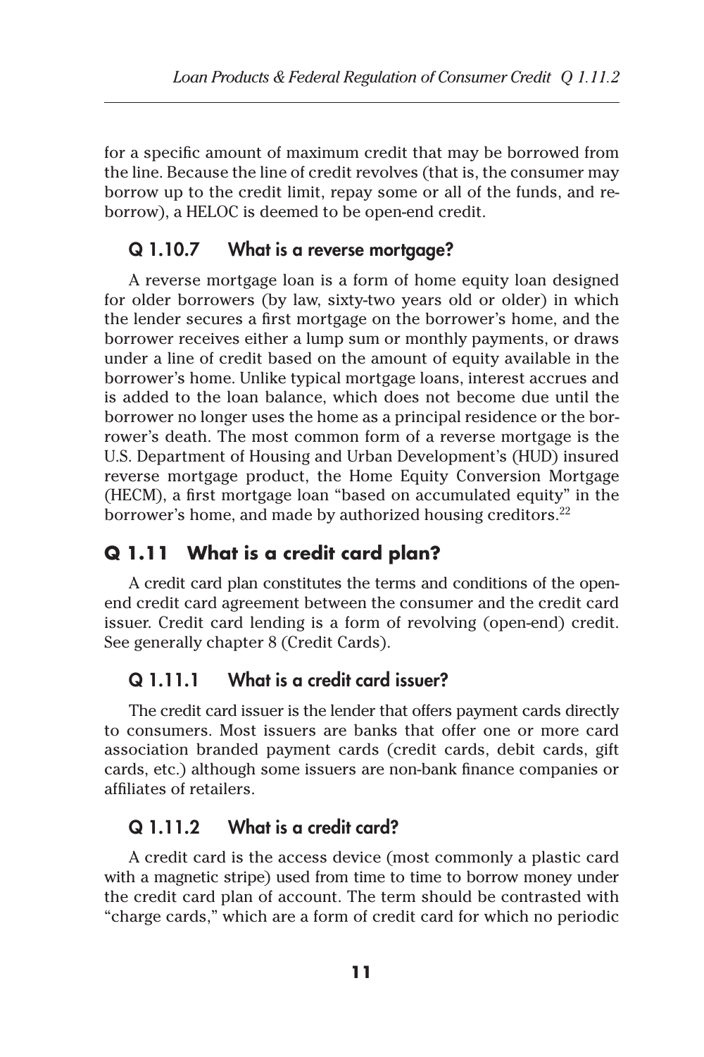for a specific amount of maximum credit that may be borrowed from the line. Because the line of credit revolves (that is, the consumer may borrow up to the credit limit, repay some or all of the funds, and re-borrow), a HELOC is deemed to be open-end credit.

### Q 1.10.7 What is a reverse mortgage?

A reverse mortgage loan is a form of home equity loan designed for older borrowers (by law, sixty-two years old or older) in which the lender secures a first mortgage on the borrower's home, and the borrower receives either a lump sum or monthly payments, or draws under a line of credit based on the amount of equity available in the borrower's home. Unlike typical mortgage loans, interest accrues and is added to the loan balance, which does not become due until the borrower no longer uses the home as a principal residence or the borrower's death. The most common form of a reverse mortgage is the U.S. Department of Housing and Urban Development's (HUD) insured reverse mortgage product, the Home Equity Conversion Mortgage (HECM), a first mortgage loan "based on accumulated equity" in the borrower's home, and made by authorized housing creditors.[22]

## Q 1.11 What is a credit card plan?

A credit card plan constitutes the terms and conditions of the open-end credit card agreement between the consumer and the credit card issuer. Credit card lending is a form of revolving (open-end) credit. See generally chapter 8 (Credit Cards).

### Q 1.11.1 What is a credit card issuer?

The credit card issuer is the lender that offers payment cards directly to consumers. Most issuers are banks that offer one or more card association branded payment cards (credit cards, debit cards, gift cards, etc.) although some issuers are non-bank finance companies or affiliates of retailers.

### Q 1.11.2 What is a credit card?

A credit card is the access device (most commonly a plastic card with a magnetic stripe) used from time to time to borrow money under the credit card plan of account. The term should be contrasted with "charge cards," which are a form of credit card for which no periodic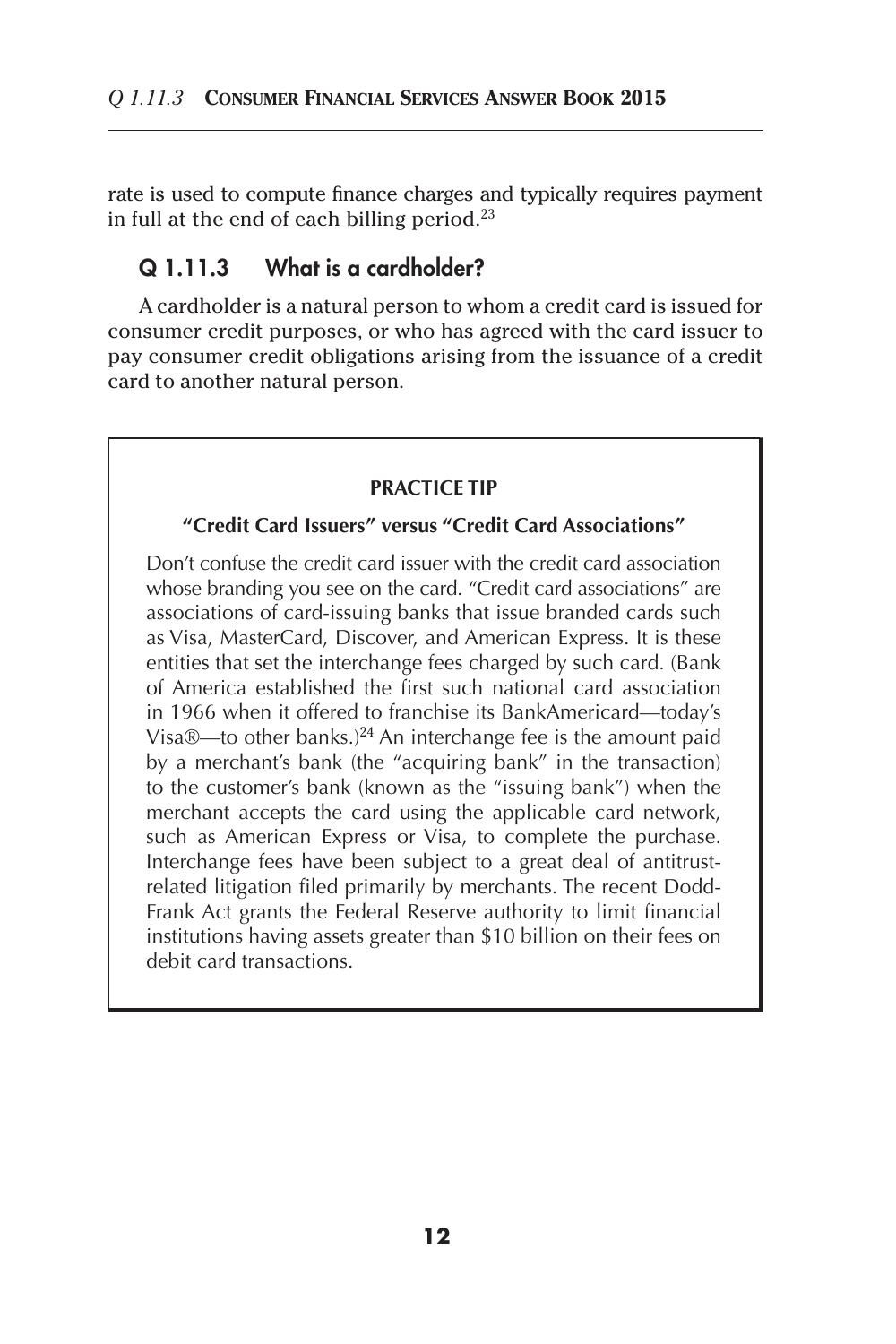rate is used to compute finance charges and typically requires payment in full at the end of each billing period.[23]

## Q 1.11.3 What is a cardholder?

A cardholder is a natural person to whom a credit card is issued for consumer credit purposes, or who has agreed with the card issuer to pay consumer credit obligations arising from the issuance of a credit card to another natural person.

> **PRACTICE TIP**
>
> **"Credit Card Issuers" versus "Credit Card Associations"**
>
> Don't confuse the credit card issuer with the credit card association whose branding you see on the card. "Credit card associations" are associations of card-issuing banks that issue branded cards such as Visa, MasterCard, Discover, and American Express. It is these entities that set the interchange fees charged by such card. (Bank of America established the first such national card association in 1966 when it offered to franchise its BankAmericard—today's Visa®—to other banks.)[24] An interchange fee is the amount paid by a merchant's bank (the "acquiring bank" in the transaction) to the customer's bank (known as the "issuing bank") when the merchant accepts the card using the applicable card network, such as American Express or Visa, to complete the purchase. Interchange fees have been subject to a great deal of antitrust-related litigation filed primarily by merchants. The recent Dodd-Frank Act grants the Federal Reserve authority to limit financial institutions having assets greater than $10 billion on their fees on debit card transactions.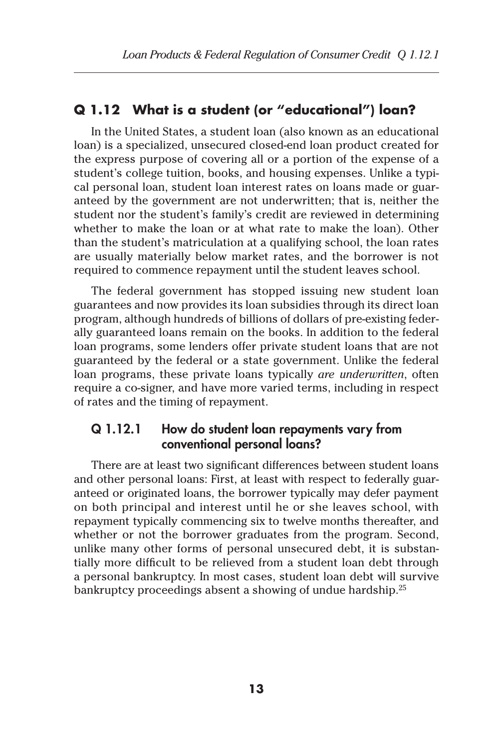## Q 1.12 What is a student (or "educational") loan?

In the United States, a student loan (also known as an educational loan) is a specialized, unsecured closed-end loan product created for the express purpose of covering all or a portion of the expense of a student's college tuition, books, and housing expenses. Unlike a typical personal loan, student loan interest rates on loans made or guaranteed by the government are not underwritten; that is, neither the student nor the student's family's credit are reviewed in determining whether to make the loan or at what rate to make the loan). Other than the student's matriculation at a qualifying school, the loan rates are usually materially below market rates, and the borrower is not required to commence repayment until the student leaves school.

The federal government has stopped issuing new student loan guarantees and now provides its loan subsidies through its direct loan program, although hundreds of billions of dollars of pre-existing federally guaranteed loans remain on the books. In addition to the federal loan programs, some lenders offer private student loans that are not guaranteed by the federal or a state government. Unlike the federal loan programs, these private loans typically *are underwritten*, often require a co-signer, and have more varied terms, including in respect of rates and the timing of repayment.

### Q 1.12.1 How do student loan repayments vary from conventional personal loans?

There are at least two significant differences between student loans and other personal loans: First, at least with respect to federally guaranteed or originated loans, the borrower typically may defer payment on both principal and interest until he or she leaves school, with repayment typically commencing six to twelve months thereafter, and whether or not the borrower graduates from the program. Second, unlike many other forms of personal unsecured debt, it is substantially more difficult to be relieved from a student loan debt through a personal bankruptcy. In most cases, student loan debt will survive bankruptcy proceedings absent a showing of undue hardship.[25]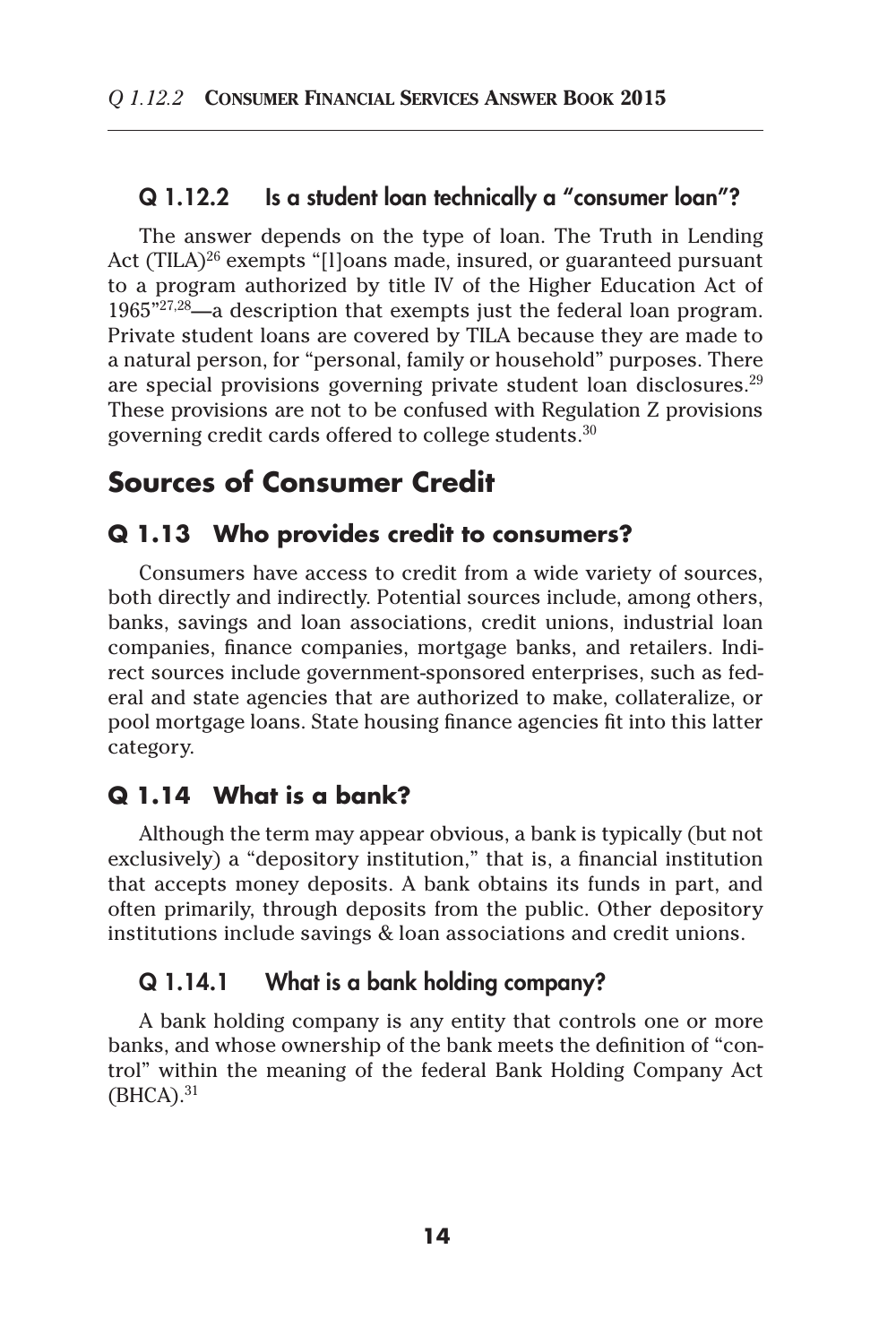### Q 1.12.2 Is a student loan technically a "consumer loan"?

The answer depends on the type of loan. The Truth in Lending Act (TILA)[26] exempts "[l]oans made, insured, or guaranteed pursuant to a program authorized by title IV of the Higher Education Act of 1965"[27,28]—a description that exempts just the federal loan program. Private student loans are covered by TILA because they are made to a natural person, for "personal, family or household" purposes. There are special provisions governing private student loan disclosures.[29] These provisions are not to be confused with Regulation Z provisions governing credit cards offered to college students.[30]

## Sources of Consumer Credit

### Q 1.13 Who provides credit to consumers?

Consumers have access to credit from a wide variety of sources, both directly and indirectly. Potential sources include, among others, banks, savings and loan associations, credit unions, industrial loan companies, finance companies, mortgage banks, and retailers. Indirect sources include government-sponsored enterprises, such as federal and state agencies that are authorized to make, collateralize, or pool mortgage loans. State housing finance agencies fit into this latter category.

### Q 1.14 What is a bank?

Although the term may appear obvious, a bank is typically (but not exclusively) a "depository institution," that is, a financial institution that accepts money deposits. A bank obtains its funds in part, and often primarily, through deposits from the public. Other depository institutions include savings & loan associations and credit unions.

### Q 1.14.1 What is a bank holding company?

A bank holding company is any entity that controls one or more banks, and whose ownership of the bank meets the definition of "control" within the meaning of the federal Bank Holding Company Act (BHCA).[31]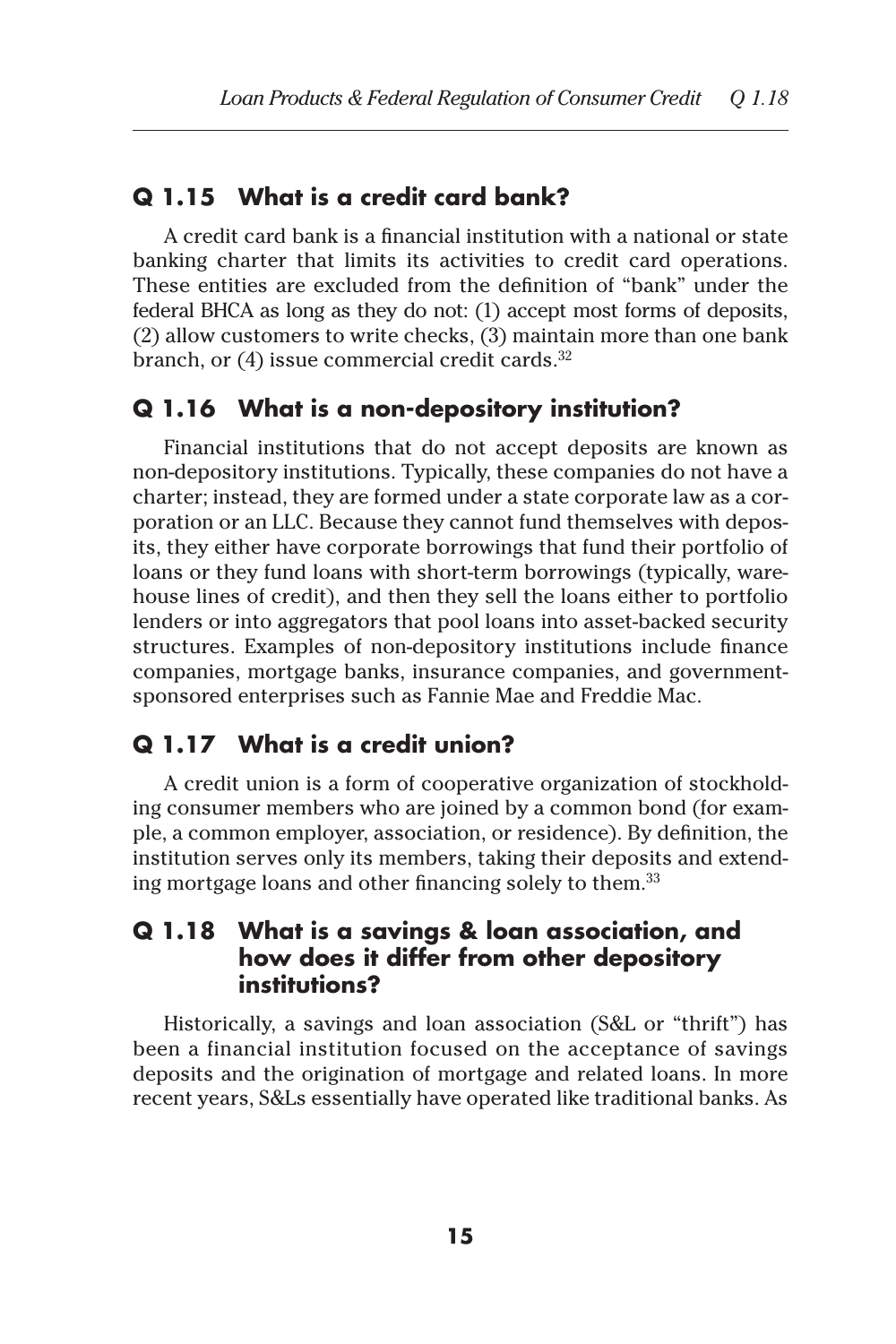## Q 1.15 What is a credit card bank?

A credit card bank is a financial institution with a national or state banking charter that limits its activities to credit card operations. These entities are excluded from the definition of "bank" under the federal BHCA as long as they do not: (1) accept most forms of deposits, (2) allow customers to write checks, (3) maintain more than one bank branch, or (4) issue commercial credit cards.[32]

## Q 1.16 What is a non-depository institution?

Financial institutions that do not accept deposits are known as non-depository institutions. Typically, these companies do not have a charter; instead, they are formed under a state corporate law as a corporation or an LLC. Because they cannot fund themselves with deposits, they either have corporate borrowings that fund their portfolio of loans or they fund loans with short-term borrowings (typically, warehouse lines of credit), and then they sell the loans either to portfolio lenders or into aggregators that pool loans into asset-backed security structures. Examples of non-depository institutions include finance companies, mortgage banks, insurance companies, and government-sponsored enterprises such as Fannie Mae and Freddie Mac.

## Q 1.17 What is a credit union?

A credit union is a form of cooperative organization of stockholding consumer members who are joined by a common bond (for example, a common employer, association, or residence). By definition, the institution serves only its members, taking their deposits and extending mortgage loans and other financing solely to them.[33]

## Q 1.18 What is a savings & loan association, and how does it differ from other depository institutions?

Historically, a savings and loan association (S&L or "thrift") has been a financial institution focused on the acceptance of savings deposits and the origination of mortgage and related loans. In more recent years, S&Ls essentially have operated like traditional banks. As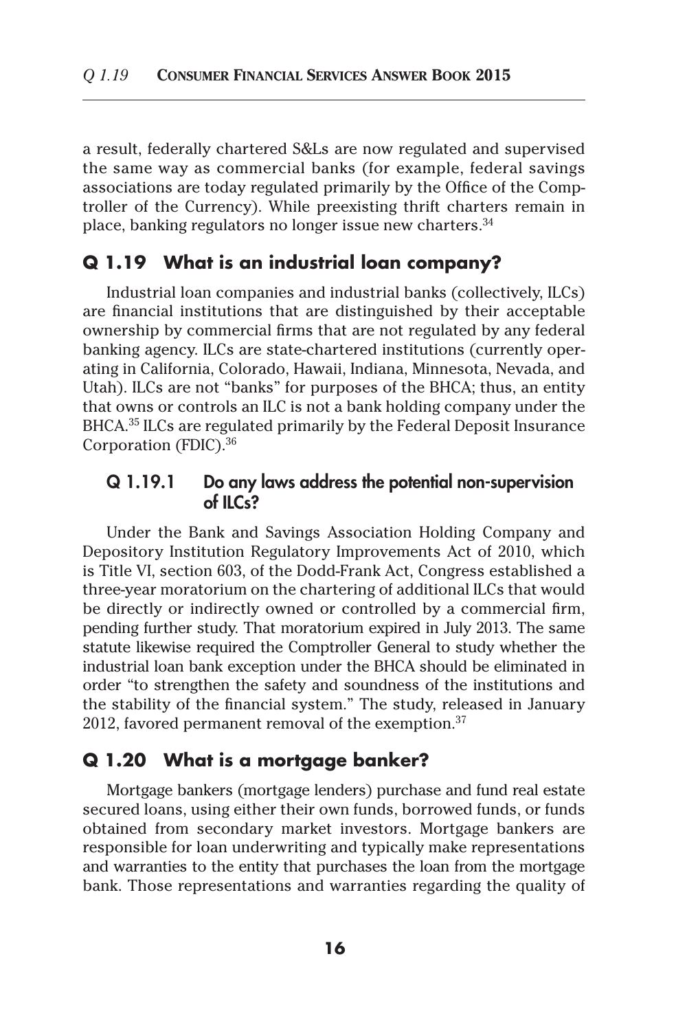a result, federally chartered S&Ls are now regulated and supervised the same way as commercial banks (for example, federal savings associations are today regulated primarily by the Office of the Comptroller of the Currency). While preexisting thrift charters remain in place, banking regulators no longer issue new charters.[34]

## Q 1.19 What is an industrial loan company?

Industrial loan companies and industrial banks (collectively, ILCs) are financial institutions that are distinguished by their acceptable ownership by commercial firms that are not regulated by any federal banking agency. ILCs are state-chartered institutions (currently operating in California, Colorado, Hawaii, Indiana, Minnesota, Nevada, and Utah). ILCs are not "banks" for purposes of the BHCA; thus, an entity that owns or controls an ILC is not a bank holding company under the BHCA.[35] ILCs are regulated primarily by the Federal Deposit Insurance Corporation (FDIC).[36]

### Q 1.19.1 Do any laws address the potential non-supervision of ILCs?

Under the Bank and Savings Association Holding Company and Depository Institution Regulatory Improvements Act of 2010, which is Title VI, section 603, of the Dodd-Frank Act, Congress established a three-year moratorium on the chartering of additional ILCs that would be directly or indirectly owned or controlled by a commercial firm, pending further study. That moratorium expired in July 2013. The same statute likewise required the Comptroller General to study whether the industrial loan bank exception under the BHCA should be eliminated in order "to strengthen the safety and soundness of the institutions and the stability of the financial system." The study, released in January 2012, favored permanent removal of the exemption.[37]

## Q 1.20 What is a mortgage banker?

Mortgage bankers (mortgage lenders) purchase and fund real estate secured loans, using either their own funds, borrowed funds, or funds obtained from secondary market investors. Mortgage bankers are responsible for loan underwriting and typically make representations and warranties to the entity that purchases the loan from the mortgage bank. Those representations and warranties regarding the quality of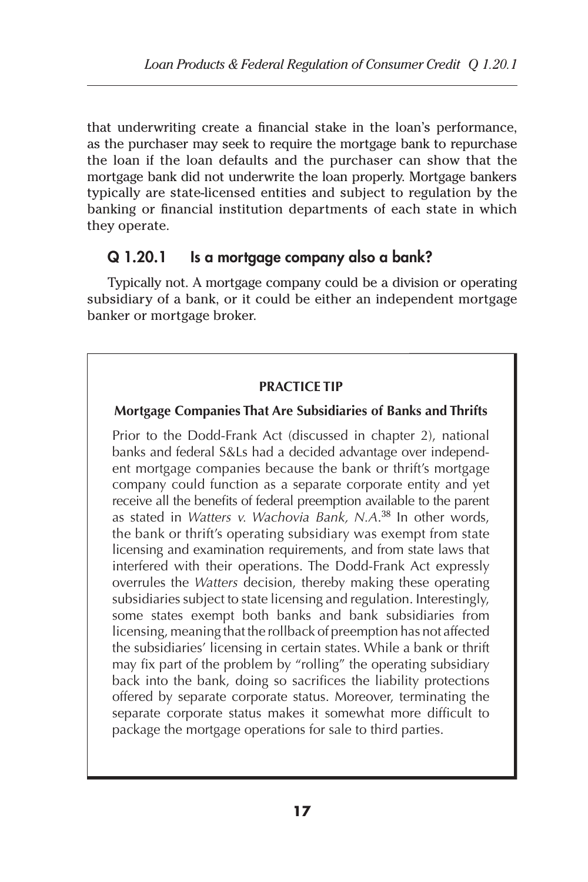that underwriting create a financial stake in the loan's performance, as the purchaser may seek to require the mortgage bank to repurchase the loan if the loan defaults and the purchaser can show that the mortgage bank did not underwrite the loan properly. Mortgage bankers typically are state-licensed entities and subject to regulation by the banking or financial institution departments of each state in which they operate.

### Q 1.20.1 Is a mortgage company also a bank?

Typically not. A mortgage company could be a division or operating subsidiary of a bank, or it could be either an independent mortgage banker or mortgage broker.

> **PRACTICE TIP**
>
> **Mortgage Companies That Are Subsidiaries of Banks and Thrifts**
>
> Prior to the Dodd-Frank Act (discussed in chapter 2), national banks and federal S&Ls had a decided advantage over independent mortgage companies because the bank or thrift's mortgage company could function as a separate corporate entity and yet receive all the benefits of federal preemption available to the parent as stated in *Watters v. Wachovia Bank, N.A.*[38] In other words, the bank or thrift's operating subsidiary was exempt from state licensing and examination requirements, and from state laws that interfered with their operations. The Dodd-Frank Act expressly overrules the *Watters* decision, thereby making these operating subsidiaries subject to state licensing and regulation. Interestingly, some states exempt both banks and bank subsidiaries from licensing, meaning that the rollback of preemption has not affected the subsidiaries' licensing in certain states. While a bank or thrift may fix part of the problem by "rolling" the operating subsidiary back into the bank, doing so sacrifices the liability protections offered by separate corporate status. Moreover, terminating the separate corporate status makes it somewhat more difficult to package the mortgage operations for sale to third parties.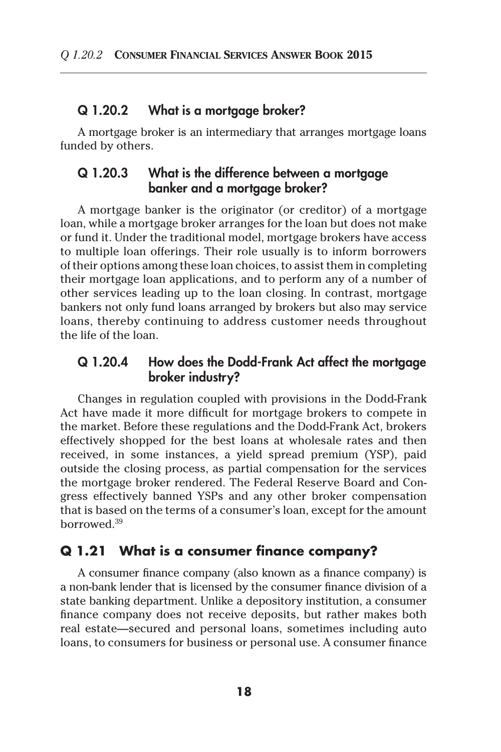### Q 1.20.2 What is a mortgage broker?

A mortgage broker is an intermediary that arranges mortgage loans funded by others.

### Q 1.20.3 What is the difference between a mortgage banker and a mortgage broker?

A mortgage banker is the originator (or creditor) of a mortgage loan, while a mortgage broker arranges for the loan but does not make or fund it. Under the traditional model, mortgage brokers have access to multiple loan offerings. Their role usually is to inform borrowers of their options among these loan choices, to assist them in completing their mortgage loan applications, and to perform any of a number of other services leading up to the loan closing. In contrast, mortgage bankers not only fund loans arranged by brokers but also may service loans, thereby continuing to address customer needs throughout the life of the loan.

### Q 1.20.4 How does the Dodd-Frank Act affect the mortgage broker industry?

Changes in regulation coupled with provisions in the Dodd-Frank Act have made it more difficult for mortgage brokers to compete in the market. Before these regulations and the Dodd-Frank Act, brokers effectively shopped for the best loans at wholesale rates and then received, in some instances, a yield spread premium (YSP), paid outside the closing process, as partial compensation for the services the mortgage broker rendered. The Federal Reserve Board and Congress effectively banned YSPs and any other broker compensation that is based on the terms of a consumer's loan, except for the amount borrowed.[39]

## Q 1.21 What is a consumer finance company?

A consumer finance company (also known as a finance company) is a non-bank lender that is licensed by the consumer finance division of a state banking department. Unlike a depository institution, a consumer finance company does not receive deposits, but rather makes both real estate—secured and personal loans, sometimes including auto loans, to consumers for business or personal use. A consumer finance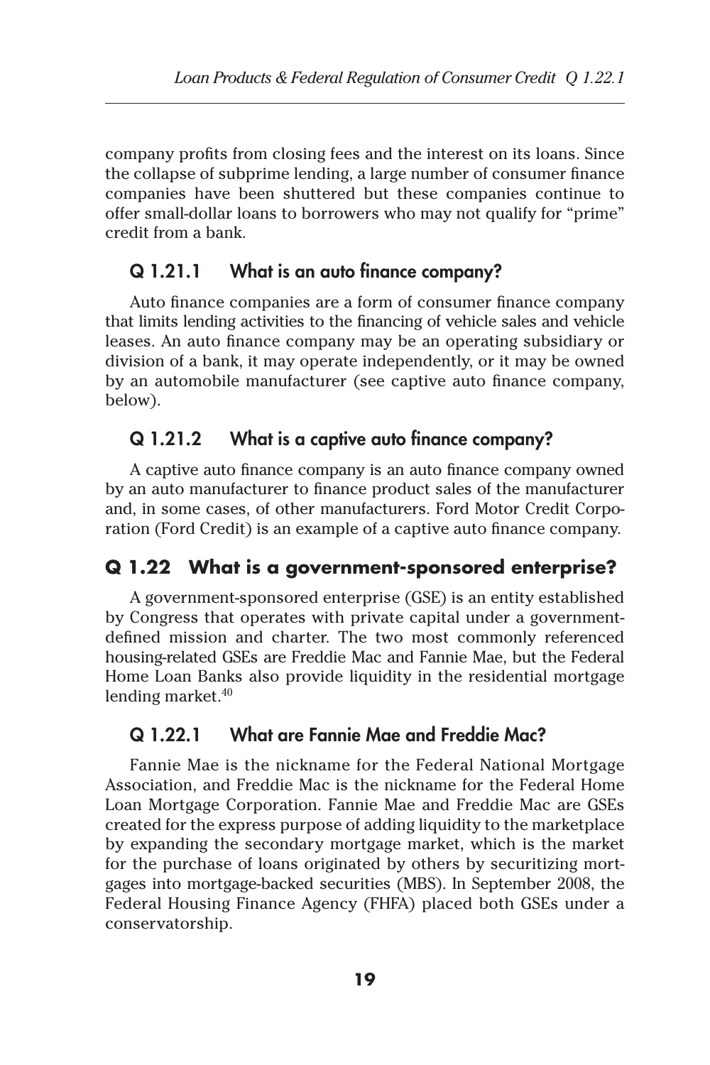company profits from closing fees and the interest on its loans. Since the collapse of subprime lending, a large number of consumer finance companies have been shuttered but these companies continue to offer small-dollar loans to borrowers who may not qualify for "prime" credit from a bank.

### Q 1.21.1 What is an auto finance company?

Auto finance companies are a form of consumer finance company that limits lending activities to the financing of vehicle sales and vehicle leases. An auto finance company may be an operating subsidiary or division of a bank, it may operate independently, or it may be owned by an automobile manufacturer (see captive auto finance company, below).

### Q 1.21.2 What is a captive auto finance company?

A captive auto finance company is an auto finance company owned by an auto manufacturer to finance product sales of the manufacturer and, in some cases, of other manufacturers. Ford Motor Credit Corporation (Ford Credit) is an example of a captive auto finance company.

## Q 1.22 What is a government-sponsored enterprise?

A government-sponsored enterprise (GSE) is an entity established by Congress that operates with private capital under a government-defined mission and charter. The two most commonly referenced housing-related GSEs are Freddie Mac and Fannie Mae, but the Federal Home Loan Banks also provide liquidity in the residential mortgage lending market.[40]

### Q 1.22.1 What are Fannie Mae and Freddie Mac?

Fannie Mae is the nickname for the Federal National Mortgage Association, and Freddie Mac is the nickname for the Federal Home Loan Mortgage Corporation. Fannie Mae and Freddie Mac are GSEs created for the express purpose of adding liquidity to the marketplace by expanding the secondary mortgage market, which is the market for the purchase of loans originated by others by securitizing mortgages into mortgage-backed securities (MBS). In September 2008, the Federal Housing Finance Agency (FHFA) placed both GSEs under a conservatorship.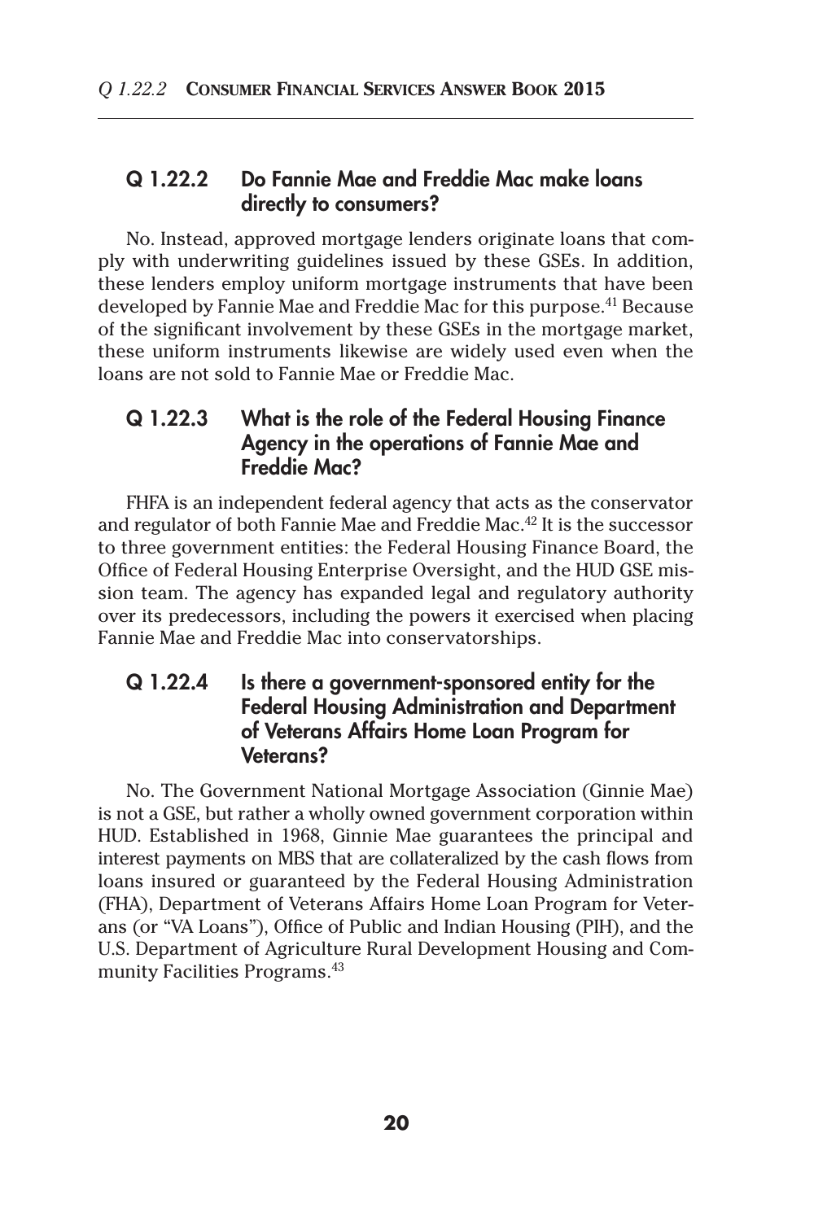### Q 1.22.2 Do Fannie Mae and Freddie Mac make loans directly to consumers?

No. Instead, approved mortgage lenders originate loans that comply with underwriting guidelines issued by these GSEs. In addition, these lenders employ uniform mortgage instruments that have been developed by Fannie Mae and Freddie Mac for this purpose.[41] Because of the significant involvement by these GSEs in the mortgage market, these uniform instruments likewise are widely used even when the loans are not sold to Fannie Mae or Freddie Mac.

### Q 1.22.3 What is the role of the Federal Housing Finance Agency in the operations of Fannie Mae and Freddie Mac?

FHFA is an independent federal agency that acts as the conservator and regulator of both Fannie Mae and Freddie Mac.[42] It is the successor to three government entities: the Federal Housing Finance Board, the Office of Federal Housing Enterprise Oversight, and the HUD GSE mission team. The agency has expanded legal and regulatory authority over its predecessors, including the powers it exercised when placing Fannie Mae and Freddie Mac into conservatorships.

### Q 1.22.4 Is there a government-sponsored entity for the Federal Housing Administration and Department of Veterans Affairs Home Loan Program for Veterans?

No. The Government National Mortgage Association (Ginnie Mae) is not a GSE, but rather a wholly owned government corporation within HUD. Established in 1968, Ginnie Mae guarantees the principal and interest payments on MBS that are collateralized by the cash flows from loans insured or guaranteed by the Federal Housing Administration (FHA), Department of Veterans Affairs Home Loan Program for Veterans (or "VA Loans"), Office of Public and Indian Housing (PIH), and the U.S. Department of Agriculture Rural Development Housing and Community Facilities Programs.[43]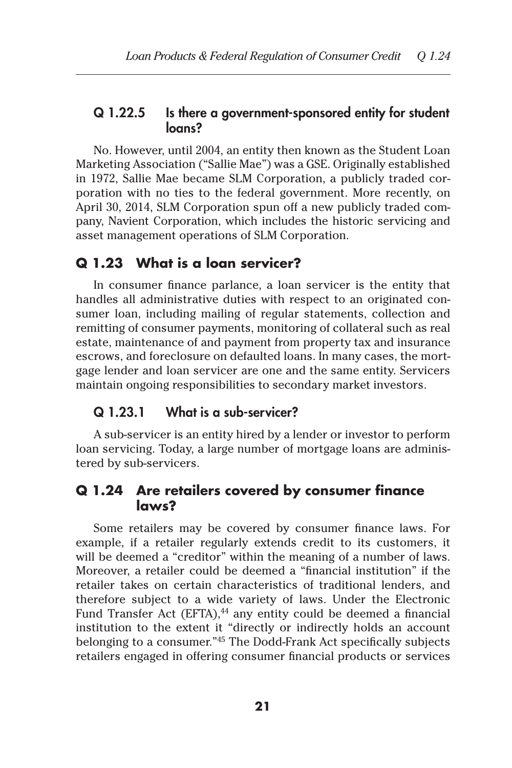### Q 1.22.5 Is there a government-sponsored entity for student loans?

No. However, until 2004, an entity then known as the Student Loan Marketing Association ("Sallie Mae") was a GSE. Originally established in 1972, Sallie Mae became SLM Corporation, a publicly traded corporation with no ties to the federal government. More recently, on April 30, 2014, SLM Corporation spun off a new publicly traded company, Navient Corporation, which includes the historic servicing and asset management operations of SLM Corporation.

## Q 1.23 What is a loan servicer?

In consumer finance parlance, a loan servicer is the entity that handles all administrative duties with respect to an originated consumer loan, including mailing of regular statements, collection and remitting of consumer payments, monitoring of collateral such as real estate, maintenance of and payment from property tax and insurance escrows, and foreclosure on defaulted loans. In many cases, the mortgage lender and loan servicer are one and the same entity. Servicers maintain ongoing responsibilities to secondary market investors.

### Q 1.23.1 What is a sub-servicer?

A sub-servicer is an entity hired by a lender or investor to perform loan servicing. Today, a large number of mortgage loans are administered by sub-servicers.

## Q 1.24 Are retailers covered by consumer finance laws?

Some retailers may be covered by consumer finance laws. For example, if a retailer regularly extends credit to its customers, it will be deemed a "creditor" within the meaning of a number of laws. Moreover, a retailer could be deemed a "financial institution" if the retailer takes on certain characteristics of traditional lenders, and therefore subject to a wide variety of laws. Under the Electronic Fund Transfer Act (EFTA),[44] any entity could be deemed a financial institution to the extent it "directly or indirectly holds an account belonging to a consumer."[45] The Dodd-Frank Act specifically subjects retailers engaged in offering consumer financial products or services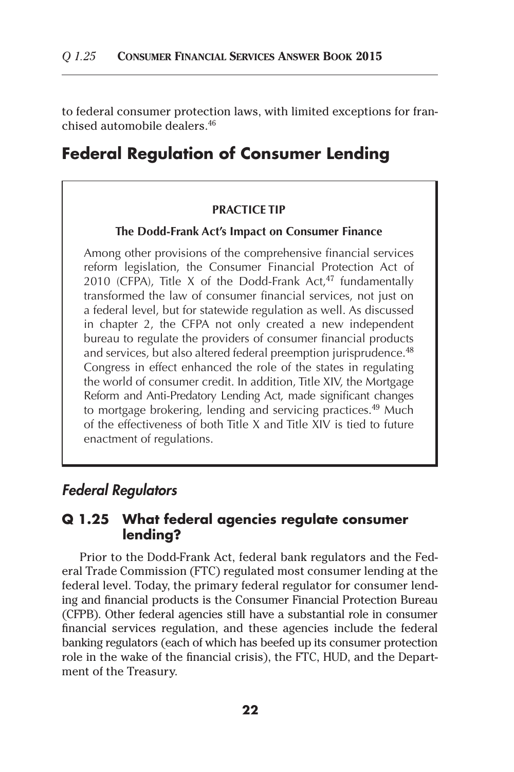to federal consumer protection laws, with limited exceptions for franchised automobile dealers.[46]

## Federal Regulation of Consumer Lending

> **PRACTICE TIP**
>
> **The Dodd-Frank Act's Impact on Consumer Finance**
>
> Among other provisions of the comprehensive financial services reform legislation, the Consumer Financial Protection Act of 2010 (CFPA), Title X of the Dodd-Frank Act,[47] fundamentally transformed the law of consumer financial services, not just on a federal level, but for statewide regulation as well. As discussed in chapter 2, the CFPA not only created a new independent bureau to regulate the providers of consumer financial products and services, but also altered federal preemption jurisprudence.[48] Congress in effect enhanced the role of the states in regulating the world of consumer credit. In addition, Title XIV, the Mortgage Reform and Anti-Predatory Lending Act, made significant changes to mortgage brokering, lending and servicing practices.[49] Much of the effectiveness of both Title X and Title XIV is tied to future enactment of regulations.

### *Federal Regulators*

#### Q 1.25 What federal agencies regulate consumer lending?

Prior to the Dodd-Frank Act, federal bank regulators and the Federal Trade Commission (FTC) regulated most consumer lending at the federal level. Today, the primary federal regulator for consumer lending and financial products is the Consumer Financial Protection Bureau (CFPB). Other federal agencies still have a substantial role in consumer financial services regulation, and these agencies include the federal banking regulators (each of which has beefed up its consumer protection role in the wake of the financial crisis), the FTC, HUD, and the Department of the Treasury.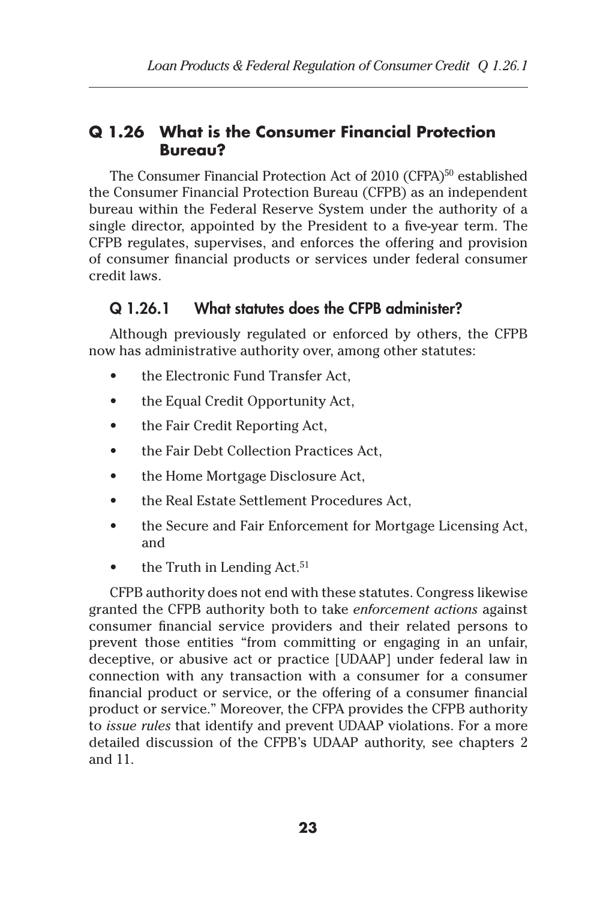## Q 1.26 What is the Consumer Financial Protection Bureau?

The Consumer Financial Protection Act of 2010 (CFPA)[50] established the Consumer Financial Protection Bureau (CFPB) as an independent bureau within the Federal Reserve System under the authority of a single director, appointed by the President to a five-year term. The CFPB regulates, supervises, and enforces the offering and provision of consumer financial products or services under federal consumer credit laws.

### Q 1.26.1 What statutes does the CFPB administer?

Although previously regulated or enforced by others, the CFPB now has administrative authority over, among other statutes:

- the Electronic Fund Transfer Act,
- the Equal Credit Opportunity Act,
- the Fair Credit Reporting Act,
- the Fair Debt Collection Practices Act,
- the Home Mortgage Disclosure Act,
- the Real Estate Settlement Procedures Act,
- the Secure and Fair Enforcement for Mortgage Licensing Act, and
- the Truth in Lending Act.[51]

CFPB authority does not end with these statutes. Congress likewise granted the CFPB authority both to take *enforcement actions* against consumer financial service providers and their related persons to prevent those entities "from committing or engaging in an unfair, deceptive, or abusive act or practice [UDAAP] under federal law in connection with any transaction with a consumer for a consumer financial product or service, or the offering of a consumer financial product or service." Moreover, the CFPA provides the CFPB authority to *issue rules* that identify and prevent UDAAP violations. For a more detailed discussion of the CFPB's UDAAP authority, see chapters 2 and 11.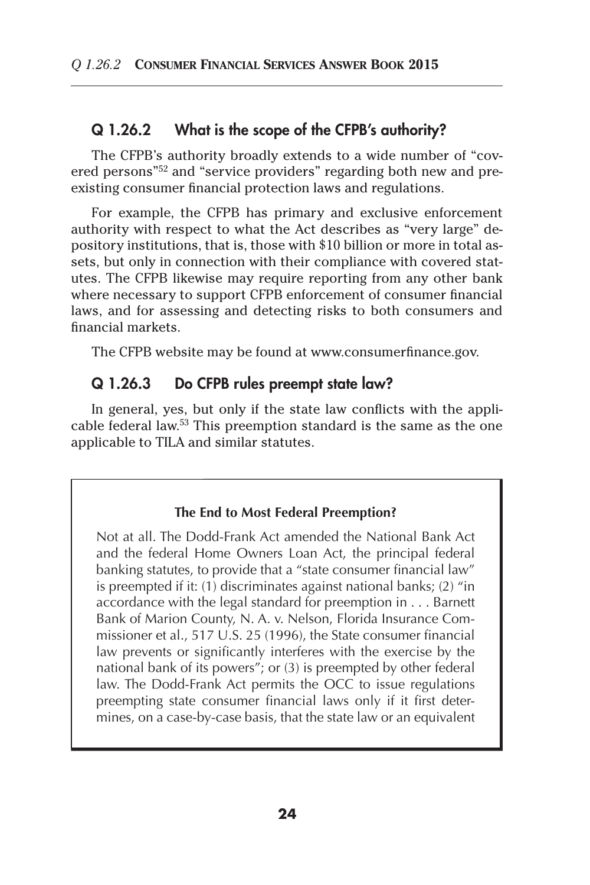## Q 1.26.2 What is the scope of the CFPB's authority?

The CFPB's authority broadly extends to a wide number of "covered persons"[52] and "service providers" regarding both new and preexisting consumer financial protection laws and regulations.

For example, the CFPB has primary and exclusive enforcement authority with respect to what the Act describes as "very large" depository institutions, that is, those with $10 billion or more in total assets, but only in connection with their compliance with covered statutes. The CFPB likewise may require reporting from any other bank where necessary to support CFPB enforcement of consumer financial laws, and for assessing and detecting risks to both consumers and financial markets.

The CFPB website may be found at www.consumerfinance.gov.

## Q 1.26.3 Do CFPB rules preempt state law?

In general, yes, but only if the state law conflicts with the applicable federal law.[53] This preemption standard is the same as the one applicable to TILA and similar statutes.

> **The End to Most Federal Preemption?**
>
> Not at all. The Dodd-Frank Act amended the National Bank Act and the federal Home Owners Loan Act, the principal federal banking statutes, to provide that a "state consumer financial law" is preempted if it: (1) discriminates against national banks; (2) "in accordance with the legal standard for preemption in . . . Barnett Bank of Marion County, N. A. v. Nelson, Florida Insurance Commissioner et al., 517 U.S. 25 (1996), the State consumer financial law prevents or significantly interferes with the exercise by the national bank of its powers"; or (3) is preempted by other federal law. The Dodd-Frank Act permits the OCC to issue regulations preempting state consumer financial laws only if it first determines, on a case-by-case basis, that the state law or an equivalent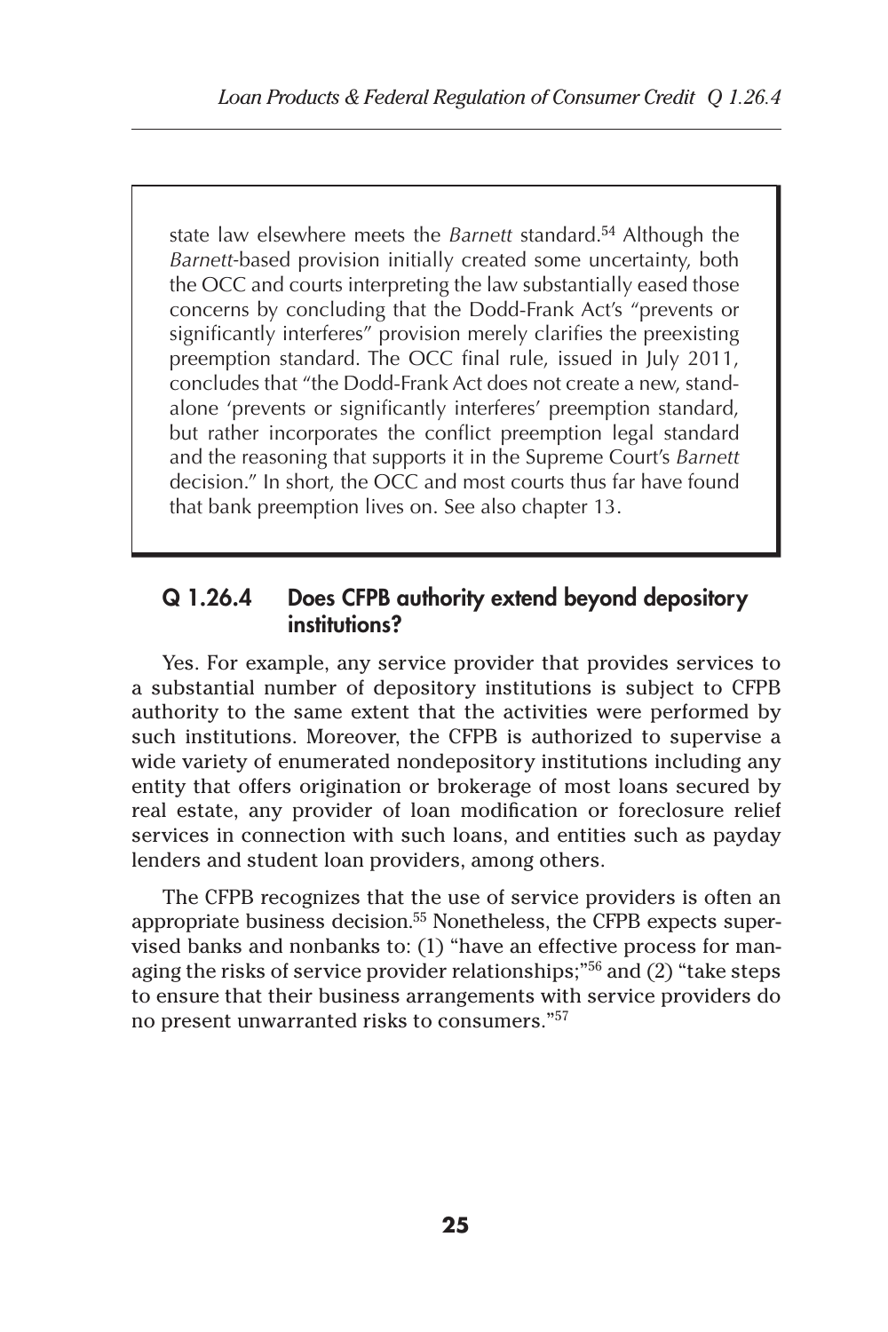> state law elsewhere meets the *Barnett* standard.[54] Although the *Barnett*-based provision initially created some uncertainty, both the OCC and courts interpreting the law substantially eased those concerns by concluding that the Dodd-Frank Act's "prevents or significantly interferes" provision merely clarifies the preexisting preemption standard. The OCC final rule, issued in July 2011, concludes that "the Dodd-Frank Act does not create a new, stand-alone 'prevents or significantly interferes' preemption standard, but rather incorporates the conflict preemption legal standard and the reasoning that supports it in the Supreme Court's *Barnett* decision." In short, the OCC and most courts thus far have found that bank preemption lives on. See also chapter 13.

### Q 1.26.4 Does CFPB authority extend beyond depository institutions?

Yes. For example, any service provider that provides services to a substantial number of depository institutions is subject to CFPB authority to the same extent that the activities were performed by such institutions. Moreover, the CFPB is authorized to supervise a wide variety of enumerated nondepository institutions including any entity that offers origination or brokerage of most loans secured by real estate, any provider of loan modification or foreclosure relief services in connection with such loans, and entities such as payday lenders and student loan providers, among others.

The CFPB recognizes that the use of service providers is often an appropriate business decision.[55] Nonetheless, the CFPB expects supervised banks and nonbanks to: (1) "have an effective process for managing the risks of service provider relationships;"[56] and (2) "take steps to ensure that their business arrangements with service providers do no present unwarranted risks to consumers."[57]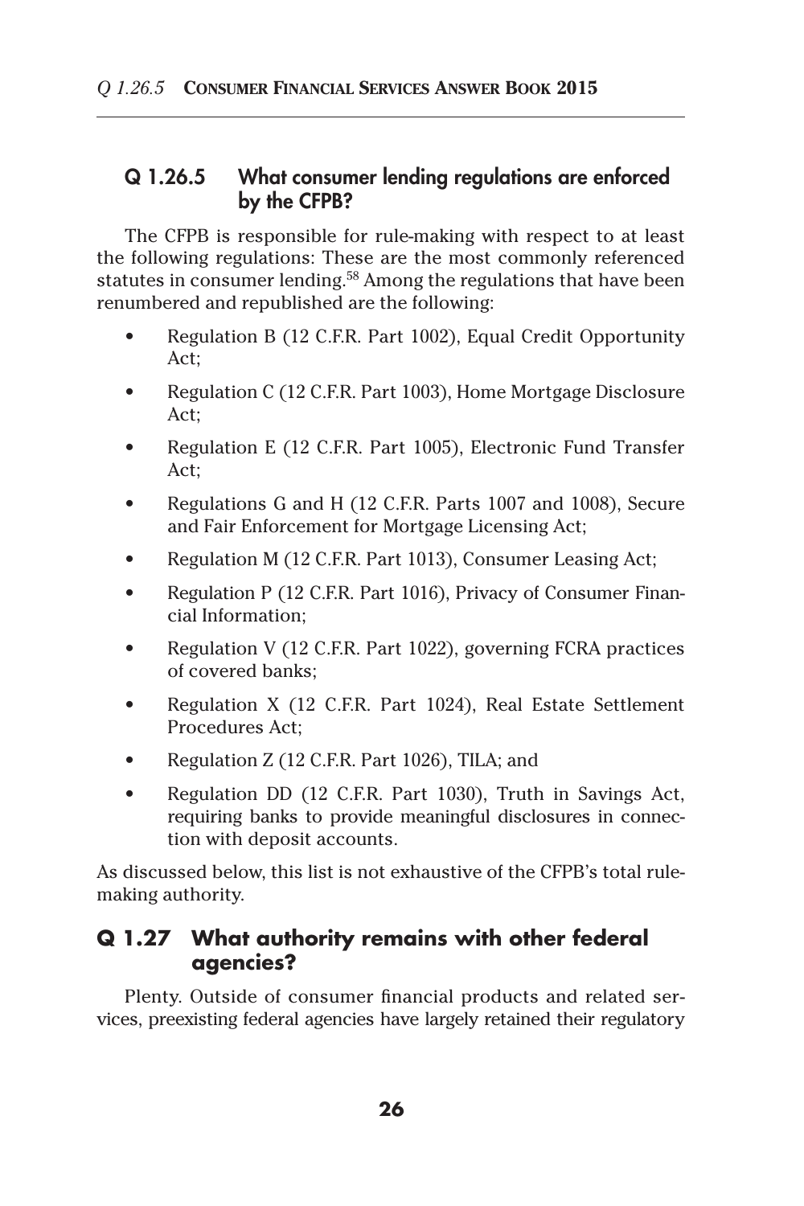### Q 1.26.5 What consumer lending regulations are enforced by the CFPB?

The CFPB is responsible for rule-making with respect to at least the following regulations: These are the most commonly referenced statutes in consumer lending.[58] Among the regulations that have been renumbered and republished are the following:

- Regulation B (12 C.F.R. Part 1002), Equal Credit Opportunity Act;
- Regulation C (12 C.F.R. Part 1003), Home Mortgage Disclosure Act;
- Regulation E (12 C.F.R. Part 1005), Electronic Fund Transfer Act;
- Regulations G and H (12 C.F.R. Parts 1007 and 1008), Secure and Fair Enforcement for Mortgage Licensing Act;
- Regulation M (12 C.F.R. Part 1013), Consumer Leasing Act;
- Regulation P (12 C.F.R. Part 1016), Privacy of Consumer Financial Information;
- Regulation V (12 C.F.R. Part 1022), governing FCRA practices of covered banks;
- Regulation X (12 C.F.R. Part 1024), Real Estate Settlement Procedures Act;
- Regulation Z (12 C.F.R. Part 1026), TILA; and
- Regulation DD (12 C.F.R. Part 1030), Truth in Savings Act, requiring banks to provide meaningful disclosures in connection with deposit accounts.

As discussed below, this list is not exhaustive of the CFPB's total rule-making authority.

## Q 1.27 What authority remains with other federal agencies?

Plenty. Outside of consumer financial products and related services, preexisting federal agencies have largely retained their regulatory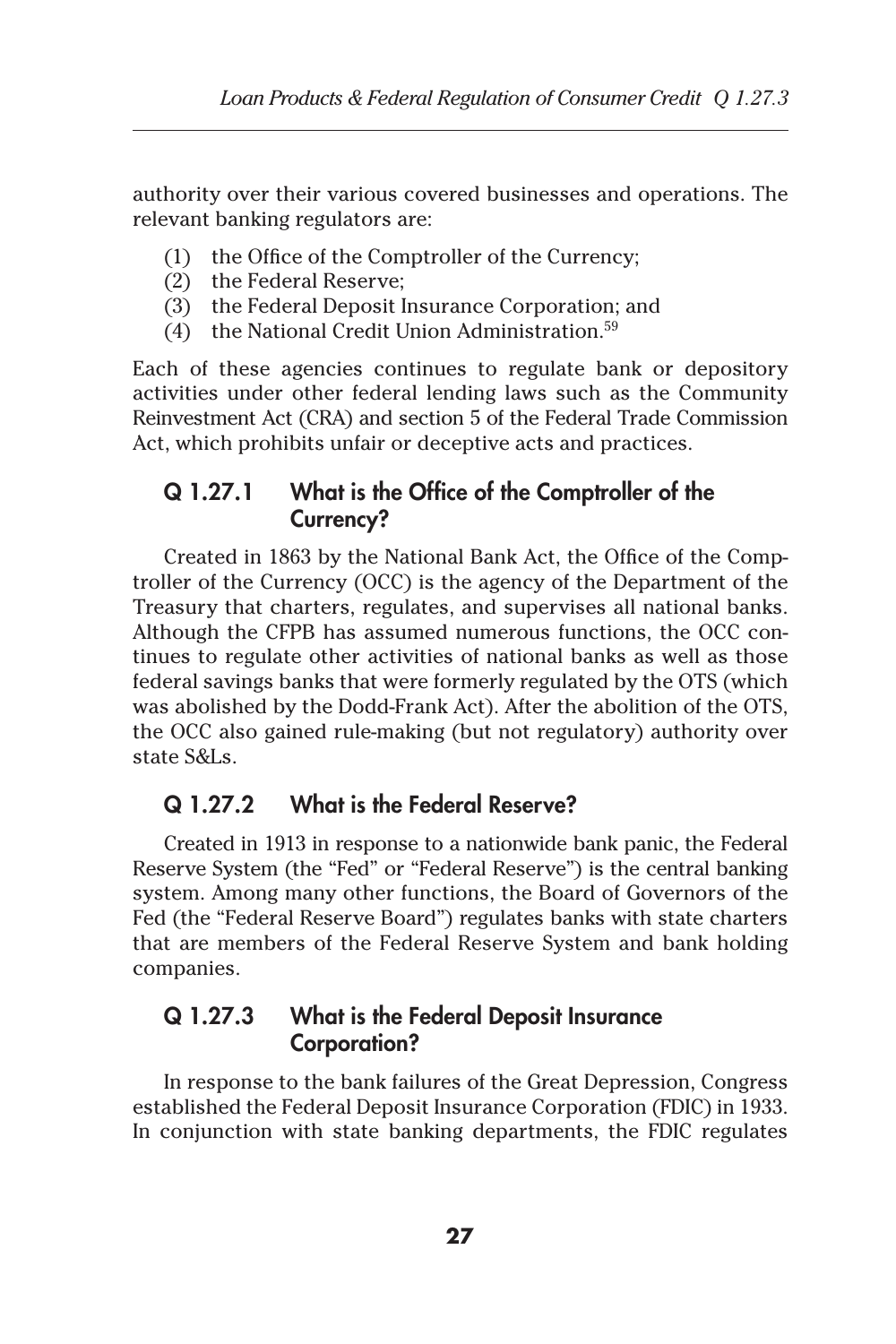authority over their various covered businesses and operations. The relevant banking regulators are:

(1) the Office of the Comptroller of the Currency;
(2) the Federal Reserve;
(3) the Federal Deposit Insurance Corporation; and
(4) the National Credit Union Administration.[59]

Each of these agencies continues to regulate bank or depository activities under other federal lending laws such as the Community Reinvestment Act (CRA) and section 5 of the Federal Trade Commission Act, which prohibits unfair or deceptive acts and practices.

### Q 1.27.1 What is the Office of the Comptroller of the Currency?

Created in 1863 by the National Bank Act, the Office of the Comptroller of the Currency (OCC) is the agency of the Department of the Treasury that charters, regulates, and supervises all national banks. Although the CFPB has assumed numerous functions, the OCC continues to regulate other activities of national banks as well as those federal savings banks that were formerly regulated by the OTS (which was abolished by the Dodd-Frank Act). After the abolition of the OTS, the OCC also gained rule-making (but not regulatory) authority over state S&Ls.

### Q 1.27.2 What is the Federal Reserve?

Created in 1913 in response to a nationwide bank panic, the Federal Reserve System (the "Fed" or "Federal Reserve") is the central banking system. Among many other functions, the Board of Governors of the Fed (the "Federal Reserve Board") regulates banks with state charters that are members of the Federal Reserve System and bank holding companies.

### Q 1.27.3 What is the Federal Deposit Insurance Corporation?

In response to the bank failures of the Great Depression, Congress established the Federal Deposit Insurance Corporation (FDIC) in 1933. In conjunction with state banking departments, the FDIC regulates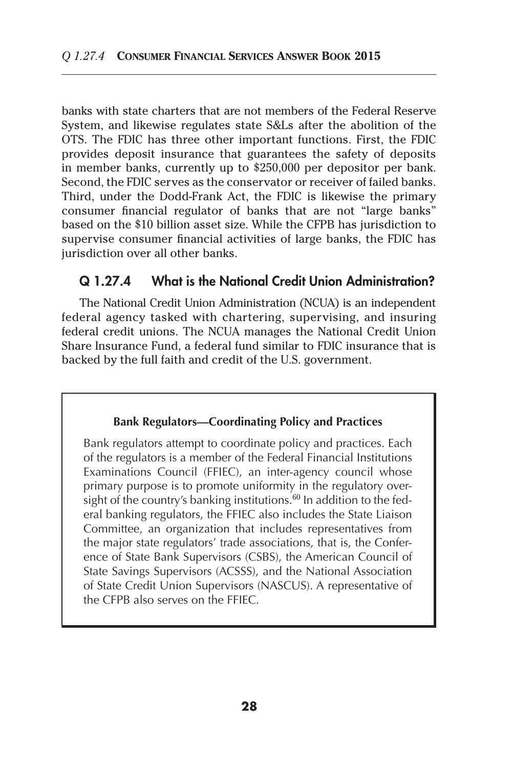banks with state charters that are not members of the Federal Reserve System, and likewise regulates state S&Ls after the abolition of the OTS. The FDIC has three other important functions. First, the FDIC provides deposit insurance that guarantees the safety of deposits in member banks, currently up to $250,000 per depositor per bank. Second, the FDIC serves as the conservator or receiver of failed banks. Third, under the Dodd-Frank Act, the FDIC is likewise the primary consumer financial regulator of banks that are not "large banks" based on the $10 billion asset size. While the CFPB has jurisdiction to supervise consumer financial activities of large banks, the FDIC has jurisdiction over all other banks.

## Q 1.27.4 What is the National Credit Union Administration?

The National Credit Union Administration (NCUA) is an independent federal agency tasked with chartering, supervising, and insuring federal credit unions. The NCUA manages the National Credit Union Share Insurance Fund, a federal fund similar to FDIC insurance that is backed by the full faith and credit of the U.S. government.

> **Bank Regulators—Coordinating Policy and Practices**
>
> Bank regulators attempt to coordinate policy and practices. Each of the regulators is a member of the Federal Financial Institutions Examinations Council (FFIEC), an inter-agency council whose primary purpose is to promote uniformity in the regulatory oversight of the country's banking institutions.[60] In addition to the federal banking regulators, the FFIEC also includes the State Liaison Committee, an organization that includes representatives from the major state regulators' trade associations, that is, the Conference of State Bank Supervisors (CSBS), the American Council of State Savings Supervisors (ACSSS), and the National Association of State Credit Union Supervisors (NASCUS). A representative of the CFPB also serves on the FFIEC.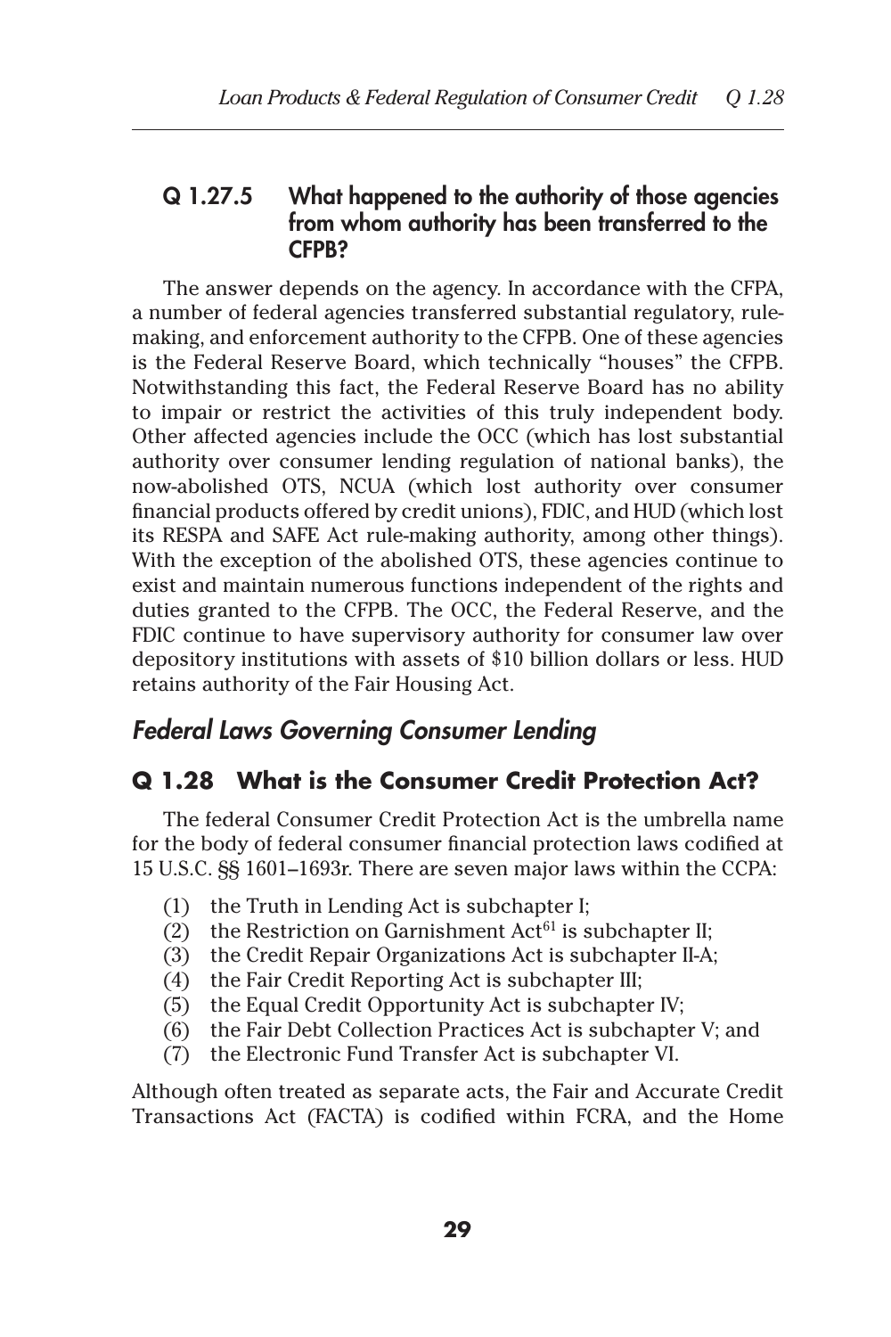### Q 1.27.5 What happened to the authority of those agencies from whom authority has been transferred to the CFPB?

The answer depends on the agency. In accordance with the CFPA, a number of federal agencies transferred substantial regulatory, rule-making, and enforcement authority to the CFPB. One of these agencies is the Federal Reserve Board, which technically "houses" the CFPB. Notwithstanding this fact, the Federal Reserve Board has no ability to impair or restrict the activities of this truly independent body. Other affected agencies include the OCC (which has lost substantial authority over consumer lending regulation of national banks), the now-abolished OTS, NCUA (which lost authority over consumer financial products offered by credit unions), FDIC, and HUD (which lost its RESPA and SAFE Act rule-making authority, among other things). With the exception of the abolished OTS, these agencies continue to exist and maintain numerous functions independent of the rights and duties granted to the CFPB. The OCC, the Federal Reserve, and the FDIC continue to have supervisory authority for consumer law over depository institutions with assets of $10 billion dollars or less. HUD retains authority of the Fair Housing Act.

## *Federal Laws Governing Consumer Lending*

### Q 1.28 What is the Consumer Credit Protection Act?

The federal Consumer Credit Protection Act is the umbrella name for the body of federal consumer financial protection laws codified at 15 U.S.C. §§ 1601–1693r. There are seven major laws within the CCPA:

(1) the Truth in Lending Act is subchapter I;
(2) the Restriction on Garnishment Act[61] is subchapter II;
(3) the Credit Repair Organizations Act is subchapter II-A;
(4) the Fair Credit Reporting Act is subchapter III;
(5) the Equal Credit Opportunity Act is subchapter IV;
(6) the Fair Debt Collection Practices Act is subchapter V; and
(7) the Electronic Fund Transfer Act is subchapter VI.

Although often treated as separate acts, the Fair and Accurate Credit Transactions Act (FACTA) is codified within FCRA, and the Home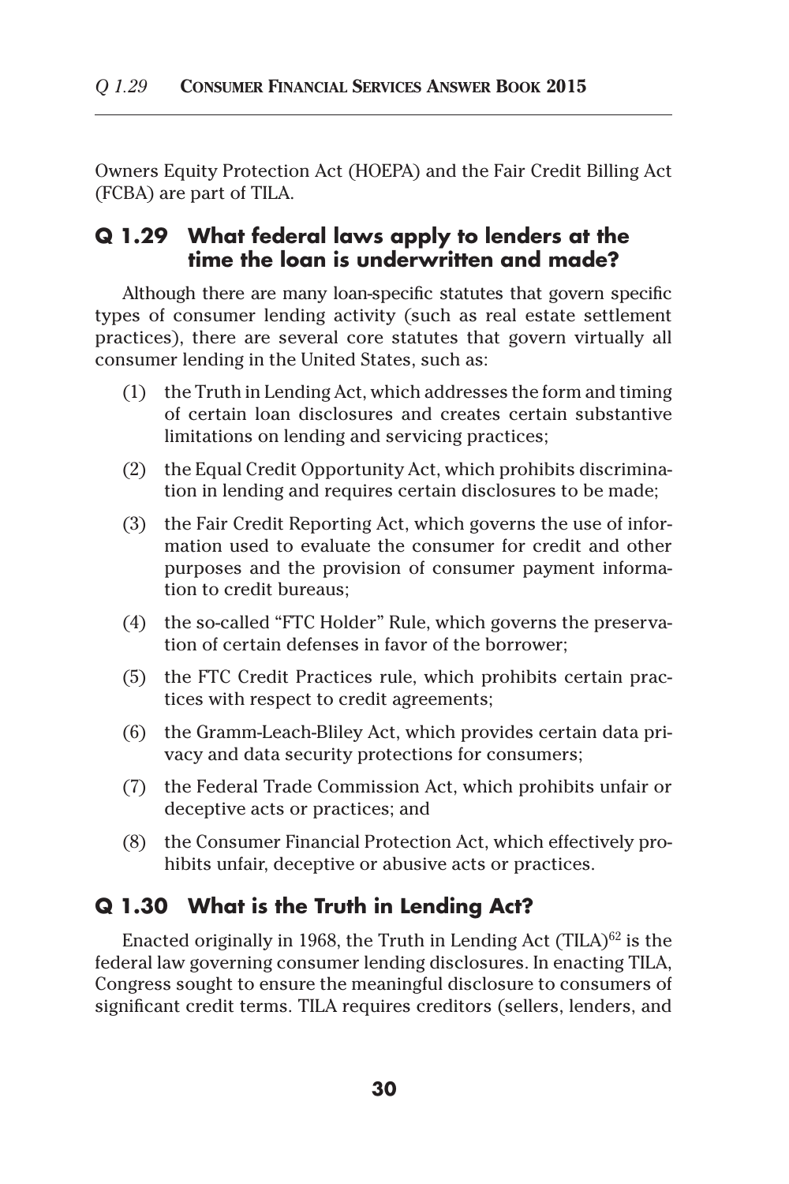Owners Equity Protection Act (HOEPA) and the Fair Credit Billing Act (FCBA) are part of TILA.

## Q 1.29 What federal laws apply to lenders at the time the loan is underwritten and made?

Although there are many loan-specific statutes that govern specific types of consumer lending activity (such as real estate settlement practices), there are several core statutes that govern virtually all consumer lending in the United States, such as:

(1) the Truth in Lending Act, which addresses the form and timing of certain loan disclosures and creates certain substantive limitations on lending and servicing practices;

(2) the Equal Credit Opportunity Act, which prohibits discrimination in lending and requires certain disclosures to be made;

(3) the Fair Credit Reporting Act, which governs the use of information used to evaluate the consumer for credit and other purposes and the provision of consumer payment information to credit bureaus;

(4) the so-called "FTC Holder" Rule, which governs the preservation of certain defenses in favor of the borrower;

(5) the FTC Credit Practices rule, which prohibits certain practices with respect to credit agreements;

(6) the Gramm-Leach-Bliley Act, which provides certain data privacy and data security protections for consumers;

(7) the Federal Trade Commission Act, which prohibits unfair or deceptive acts or practices; and

(8) the Consumer Financial Protection Act, which effectively prohibits unfair, deceptive or abusive acts or practices.

## Q 1.30 What is the Truth in Lending Act?

Enacted originally in 1968, the Truth in Lending Act (TILA)[62] is the federal law governing consumer lending disclosures. In enacting TILA, Congress sought to ensure the meaningful disclosure to consumers of significant credit terms. TILA requires creditors (sellers, lenders, and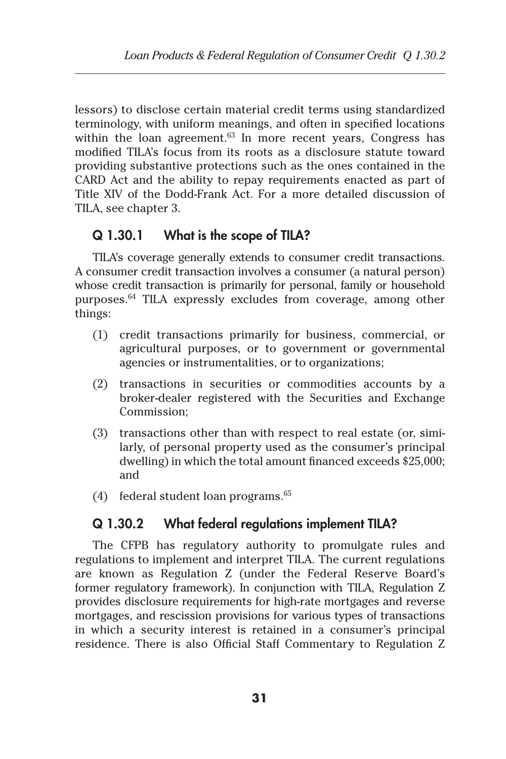lessors) to disclose certain material credit terms using standardized terminology, with uniform meanings, and often in specified locations within the loan agreement.[63] In more recent years, Congress has modified TILA's focus from its roots as a disclosure statute toward providing substantive protections such as the ones contained in the CARD Act and the ability to repay requirements enacted as part of Title XIV of the Dodd-Frank Act. For a more detailed discussion of TILA, see chapter 3.

### Q 1.30.1 What is the scope of TILA?

TILA's coverage generally extends to consumer credit transactions. A consumer credit transaction involves a consumer (a natural person) whose credit transaction is primarily for personal, family or household purposes.[64] TILA expressly excludes from coverage, among other things:

(1) credit transactions primarily for business, commercial, or agricultural purposes, or to government or governmental agencies or instrumentalities, or to organizations;

(2) transactions in securities or commodities accounts by a broker-dealer registered with the Securities and Exchange Commission;

(3) transactions other than with respect to real estate (or, similarly, of personal property used as the consumer's principal dwelling) in which the total amount financed exceeds $25,000; and

(4) federal student loan programs.[65]

### Q 1.30.2 What federal regulations implement TILA?

The CFPB has regulatory authority to promulgate rules and regulations to implement and interpret TILA. The current regulations are known as Regulation Z (under the Federal Reserve Board's former regulatory framework). In conjunction with TILA, Regulation Z provides disclosure requirements for high-rate mortgages and reverse mortgages, and rescission provisions for various types of transactions in which a security interest is retained in a consumer's principal residence. There is also Official Staff Commentary to Regulation Z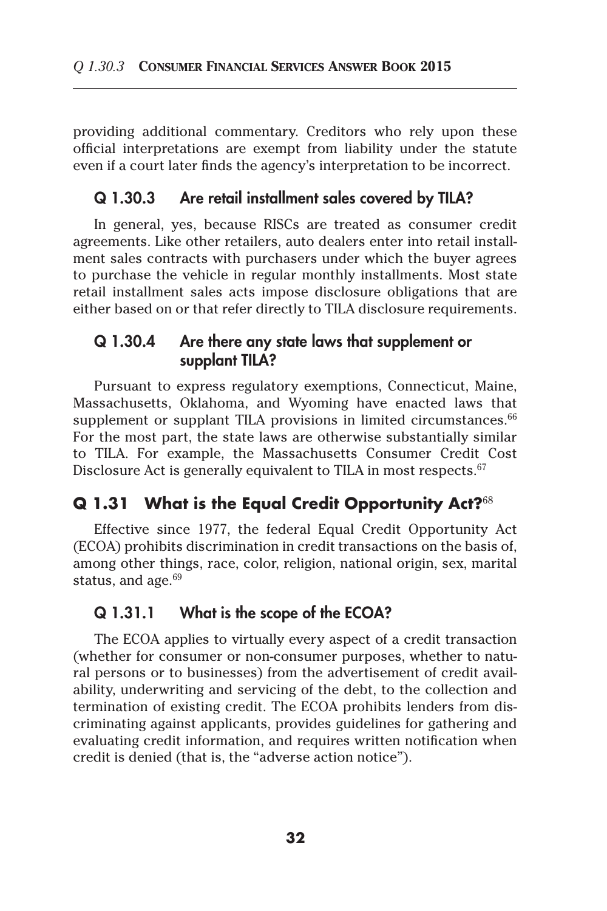providing additional commentary. Creditors who rely upon these official interpretations are exempt from liability under the statute even if a court later finds the agency's interpretation to be incorrect.

### Q 1.30.3 Are retail installment sales covered by TILA?

In general, yes, because RISCs are treated as consumer credit agreements. Like other retailers, auto dealers enter into retail installment sales contracts with purchasers under which the buyer agrees to purchase the vehicle in regular monthly installments. Most state retail installment sales acts impose disclosure obligations that are either based on or that refer directly to TILA disclosure requirements.

### Q 1.30.4 Are there any state laws that supplement or supplant TILA?

Pursuant to express regulatory exemptions, Connecticut, Maine, Massachusetts, Oklahoma, and Wyoming have enacted laws that supplement or supplant TILA provisions in limited circumstances.[66] For the most part, the state laws are otherwise substantially similar to TILA. For example, the Massachusetts Consumer Credit Cost Disclosure Act is generally equivalent to TILA in most respects.[67]

## Q 1.31 What is the Equal Credit Opportunity Act?[68]

Effective since 1977, the federal Equal Credit Opportunity Act (ECOA) prohibits discrimination in credit transactions on the basis of, among other things, race, color, religion, national origin, sex, marital status, and age.[69]

### Q 1.31.1 What is the scope of the ECOA?

The ECOA applies to virtually every aspect of a credit transaction (whether for consumer or non-consumer purposes, whether to natural persons or to businesses) from the advertisement of credit availability, underwriting and servicing of the debt, to the collection and termination of existing credit. The ECOA prohibits lenders from discriminating against applicants, provides guidelines for gathering and evaluating credit information, and requires written notification when credit is denied (that is, the "adverse action notice").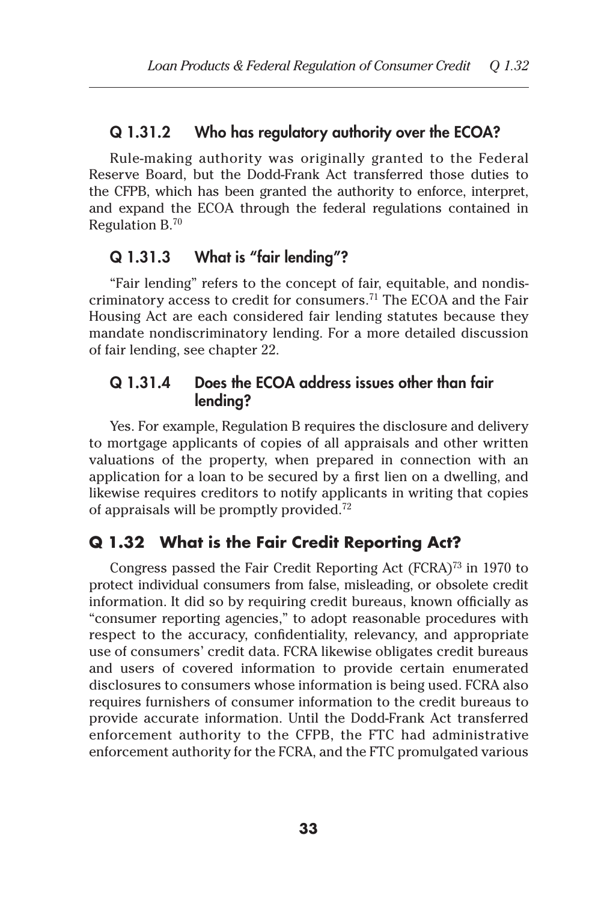### Q 1.31.2 Who has regulatory authority over the ECOA?

Rule-making authority was originally granted to the Federal Reserve Board, but the Dodd-Frank Act transferred those duties to the CFPB, which has been granted the authority to enforce, interpret, and expand the ECOA through the federal regulations contained in Regulation B.[70]

### Q 1.31.3 What is "fair lending"?

"Fair lending" refers to the concept of fair, equitable, and nondiscriminatory access to credit for consumers.[71] The ECOA and the Fair Housing Act are each considered fair lending statutes because they mandate nondiscriminatory lending. For a more detailed discussion of fair lending, see chapter 22.

### Q 1.31.4 Does the ECOA address issues other than fair lending?

Yes. For example, Regulation B requires the disclosure and delivery to mortgage applicants of copies of all appraisals and other written valuations of the property, when prepared in connection with an application for a loan to be secured by a first lien on a dwelling, and likewise requires creditors to notify applicants in writing that copies of appraisals will be promptly provided.[72]

## Q 1.32 What is the Fair Credit Reporting Act?

Congress passed the Fair Credit Reporting Act (FCRA)[73] in 1970 to protect individual consumers from false, misleading, or obsolete credit information. It did so by requiring credit bureaus, known officially as "consumer reporting agencies," to adopt reasonable procedures with respect to the accuracy, confidentiality, relevancy, and appropriate use of consumers' credit data. FCRA likewise obligates credit bureaus and users of covered information to provide certain enumerated disclosures to consumers whose information is being used. FCRA also requires furnishers of consumer information to the credit bureaus to provide accurate information. Until the Dodd-Frank Act transferred enforcement authority to the CFPB, the FTC had administrative enforcement authority for the FCRA, and the FTC promulgated various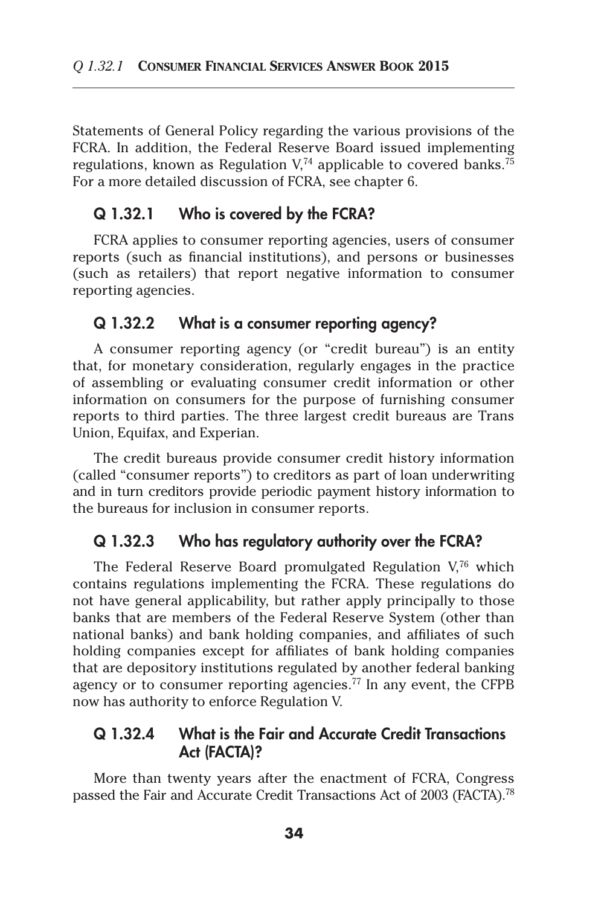Statements of General Policy regarding the various provisions of the FCRA. In addition, the Federal Reserve Board issued implementing regulations, known as Regulation V,[74] applicable to covered banks.[75] For a more detailed discussion of FCRA, see chapter 6.

### Q 1.32.1 Who is covered by the FCRA?

FCRA applies to consumer reporting agencies, users of consumer reports (such as financial institutions), and persons or businesses (such as retailers) that report negative information to consumer reporting agencies.

### Q 1.32.2 What is a consumer reporting agency?

A consumer reporting agency (or "credit bureau") is an entity that, for monetary consideration, regularly engages in the practice of assembling or evaluating consumer credit information or other information on consumers for the purpose of furnishing consumer reports to third parties. The three largest credit bureaus are Trans Union, Equifax, and Experian.

The credit bureaus provide consumer credit history information (called "consumer reports") to creditors as part of loan underwriting and in turn creditors provide periodic payment history information to the bureaus for inclusion in consumer reports.

### Q 1.32.3 Who has regulatory authority over the FCRA?

The Federal Reserve Board promulgated Regulation V,[76] which contains regulations implementing the FCRA. These regulations do not have general applicability, but rather apply principally to those banks that are members of the Federal Reserve System (other than national banks) and bank holding companies, and affiliates of such holding companies except for affiliates of bank holding companies that are depository institutions regulated by another federal banking agency or to consumer reporting agencies.[77] In any event, the CFPB now has authority to enforce Regulation V.

### Q 1.32.4 What is the Fair and Accurate Credit Transactions Act (FACTA)?

More than twenty years after the enactment of FCRA, Congress passed the Fair and Accurate Credit Transactions Act of 2003 (FACTA).[78]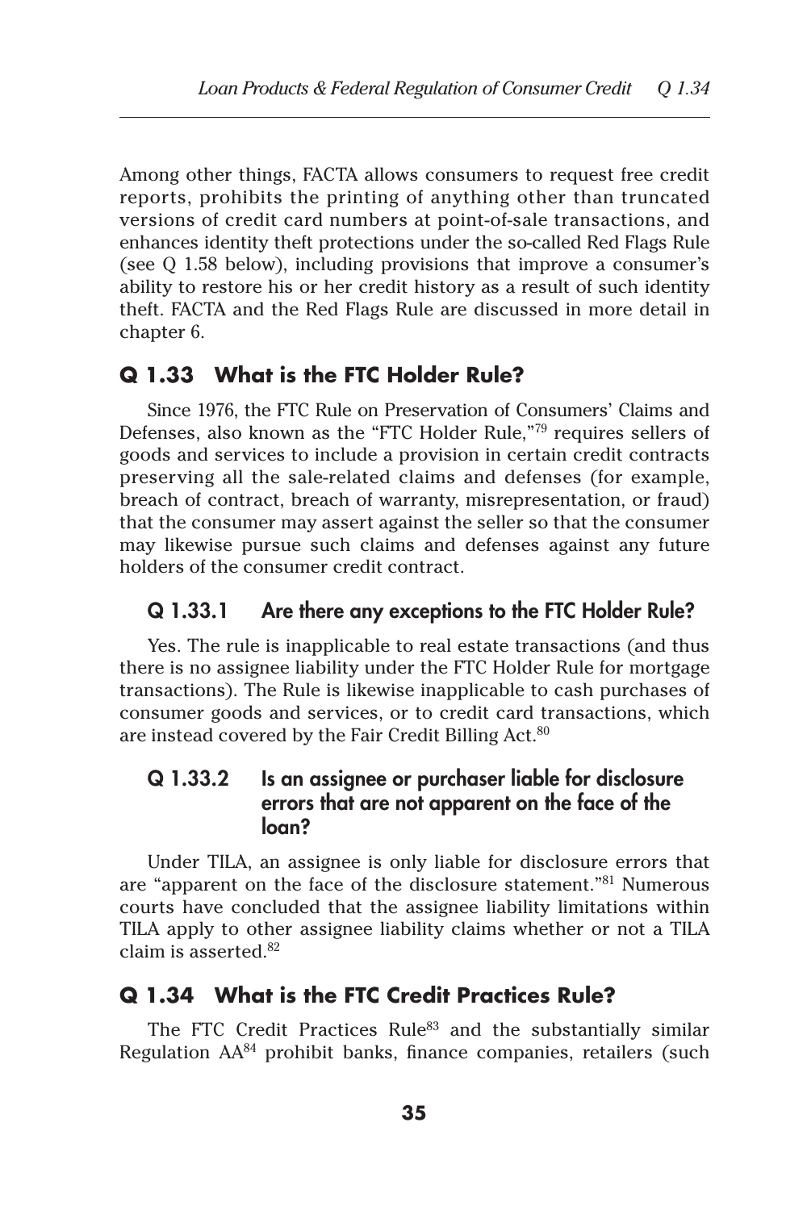Among other things, FACTA allows consumers to request free credit reports, prohibits the printing of anything other than truncated versions of credit card numbers at point-of-sale transactions, and enhances identity theft protections under the so-called Red Flags Rule (see Q 1.58 below), including provisions that improve a consumer's ability to restore his or her credit history as a result of such identity theft. FACTA and the Red Flags Rule are discussed in more detail in chapter 6.

## Q 1.33 What is the FTC Holder Rule?

Since 1976, the FTC Rule on Preservation of Consumers' Claims and Defenses, also known as the "FTC Holder Rule,"[79] requires sellers of goods and services to include a provision in certain credit contracts preserving all the sale-related claims and defenses (for example, breach of contract, breach of warranty, misrepresentation, or fraud) that the consumer may assert against the seller so that the consumer may likewise pursue such claims and defenses against any future holders of the consumer credit contract.

### Q 1.33.1 Are there any exceptions to the FTC Holder Rule?

Yes. The rule is inapplicable to real estate transactions (and thus there is no assignee liability under the FTC Holder Rule for mortgage transactions). The Rule is likewise inapplicable to cash purchases of consumer goods and services, or to credit card transactions, which are instead covered by the Fair Credit Billing Act.[80]

### Q 1.33.2 Is an assignee or purchaser liable for disclosure errors that are not apparent on the face of the loan?

Under TILA, an assignee is only liable for disclosure errors that are "apparent on the face of the disclosure statement."[81] Numerous courts have concluded that the assignee liability limitations within TILA apply to other assignee liability claims whether or not a TILA claim is asserted.[82]

## Q 1.34 What is the FTC Credit Practices Rule?

The FTC Credit Practices Rule[83] and the substantially similar Regulation AA[84] prohibit banks, finance companies, retailers (such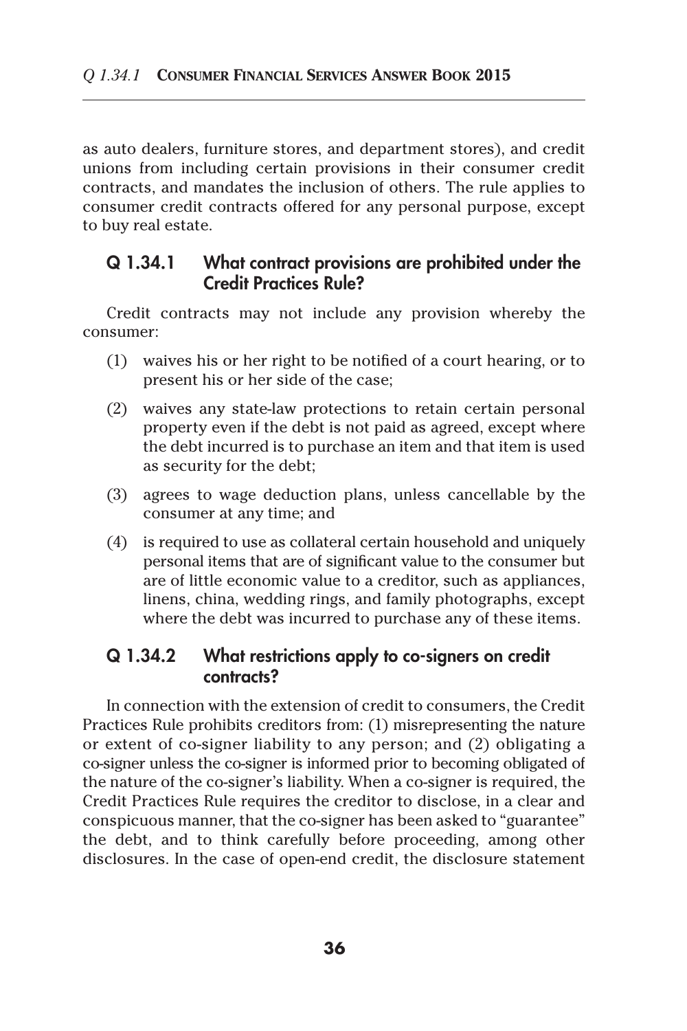as auto dealers, furniture stores, and department stores), and credit unions from including certain provisions in their consumer credit contracts, and mandates the inclusion of others. The rule applies to consumer credit contracts offered for any personal purpose, except to buy real estate.

### Q 1.34.1 What contract provisions are prohibited under the Credit Practices Rule?

Credit contracts may not include any provision whereby the consumer:

(1) waives his or her right to be notified of a court hearing, or to present his or her side of the case;

(2) waives any state-law protections to retain certain personal property even if the debt is not paid as agreed, except where the debt incurred is to purchase an item and that item is used as security for the debt;

(3) agrees to wage deduction plans, unless cancellable by the consumer at any time; and

(4) is required to use as collateral certain household and uniquely personal items that are of significant value to the consumer but are of little economic value to a creditor, such as appliances, linens, china, wedding rings, and family photographs, except where the debt was incurred to purchase any of these items.

### Q 1.34.2 What restrictions apply to co-signers on credit contracts?

In connection with the extension of credit to consumers, the Credit Practices Rule prohibits creditors from: (1) misrepresenting the nature or extent of co-signer liability to any person; and (2) obligating a co-signer unless the co-signer is informed prior to becoming obligated of the nature of the co-signer's liability. When a co-signer is required, the Credit Practices Rule requires the creditor to disclose, in a clear and conspicuous manner, that the co-signer has been asked to "guarantee" the debt, and to think carefully before proceeding, among other disclosures. In the case of open-end credit, the disclosure statement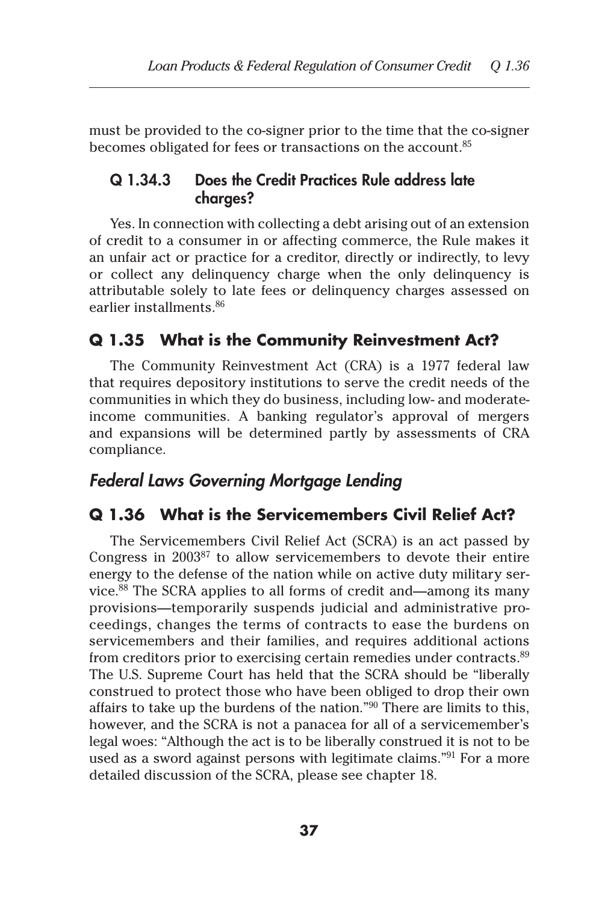must be provided to the co-signer prior to the time that the co-signer becomes obligated for fees or transactions on the account.[85]

### Q 1.34.3 Does the Credit Practices Rule address late charges?

Yes. In connection with collecting a debt arising out of an extension of credit to a consumer in or affecting commerce, the Rule makes it an unfair act or practice for a creditor, directly or indirectly, to levy or collect any delinquency charge when the only delinquency is attributable solely to late fees or delinquency charges assessed on earlier installments.[86]

## Q 1.35 What is the Community Reinvestment Act?

The Community Reinvestment Act (CRA) is a 1977 federal law that requires depository institutions to serve the credit needs of the communities in which they do business, including low- and moderate-income communities. A banking regulator's approval of mergers and expansions will be determined partly by assessments of CRA compliance.

## *Federal Laws Governing Mortgage Lending*

## Q 1.36 What is the Servicemembers Civil Relief Act?

The Servicemembers Civil Relief Act (SCRA) is an act passed by Congress in 2003[87] to allow servicemembers to devote their entire energy to the defense of the nation while on active duty military service.[88] The SCRA applies to all forms of credit and—among its many provisions—temporarily suspends judicial and administrative proceedings, changes the terms of contracts to ease the burdens on servicemembers and their families, and requires additional actions from creditors prior to exercising certain remedies under contracts.[89] The U.S. Supreme Court has held that the SCRA should be "liberally construed to protect those who have been obliged to drop their own affairs to take up the burdens of the nation."[90] There are limits to this, however, and the SCRA is not a panacea for all of a servicemember's legal woes: "Although the act is to be liberally construed it is not to be used as a sword against persons with legitimate claims."[91] For a more detailed discussion of the SCRA, please see chapter 18.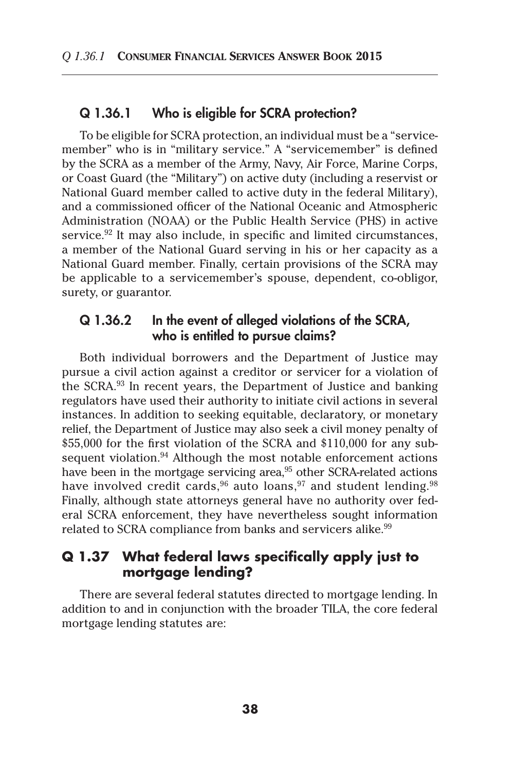### Q 1.36.1 Who is eligible for SCRA protection?

To be eligible for SCRA protection, an individual must be a "servicemember" who is in "military service." A "servicemember" is defined by the SCRA as a member of the Army, Navy, Air Force, Marine Corps, or Coast Guard (the "Military") on active duty (including a reservist or National Guard member called to active duty in the federal Military), and a commissioned officer of the National Oceanic and Atmospheric Administration (NOAA) or the Public Health Service (PHS) in active service.[92] It may also include, in specific and limited circumstances, a member of the National Guard serving in his or her capacity as a National Guard member. Finally, certain provisions of the SCRA may be applicable to a servicemember's spouse, dependent, co-obligor, surety, or guarantor.

### Q 1.36.2 In the event of alleged violations of the SCRA, who is entitled to pursue claims?

Both individual borrowers and the Department of Justice may pursue a civil action against a creditor or servicer for a violation of the SCRA.[93] In recent years, the Department of Justice and banking regulators have used their authority to initiate civil actions in several instances. In addition to seeking equitable, declaratory, or monetary relief, the Department of Justice may also seek a civil money penalty of $55,000 for the first violation of the SCRA and $110,000 for any subsequent violation.[94] Although the most notable enforcement actions have been in the mortgage servicing area,[95] other SCRA-related actions have involved credit cards,[96] auto loans,[97] and student lending.[98] Finally, although state attorneys general have no authority over federal SCRA enforcement, they have nevertheless sought information related to SCRA compliance from banks and servicers alike.[99]

## Q 1.37 What federal laws specifically apply just to mortgage lending?

There are several federal statutes directed to mortgage lending. In addition to and in conjunction with the broader TILA, the core federal mortgage lending statutes are: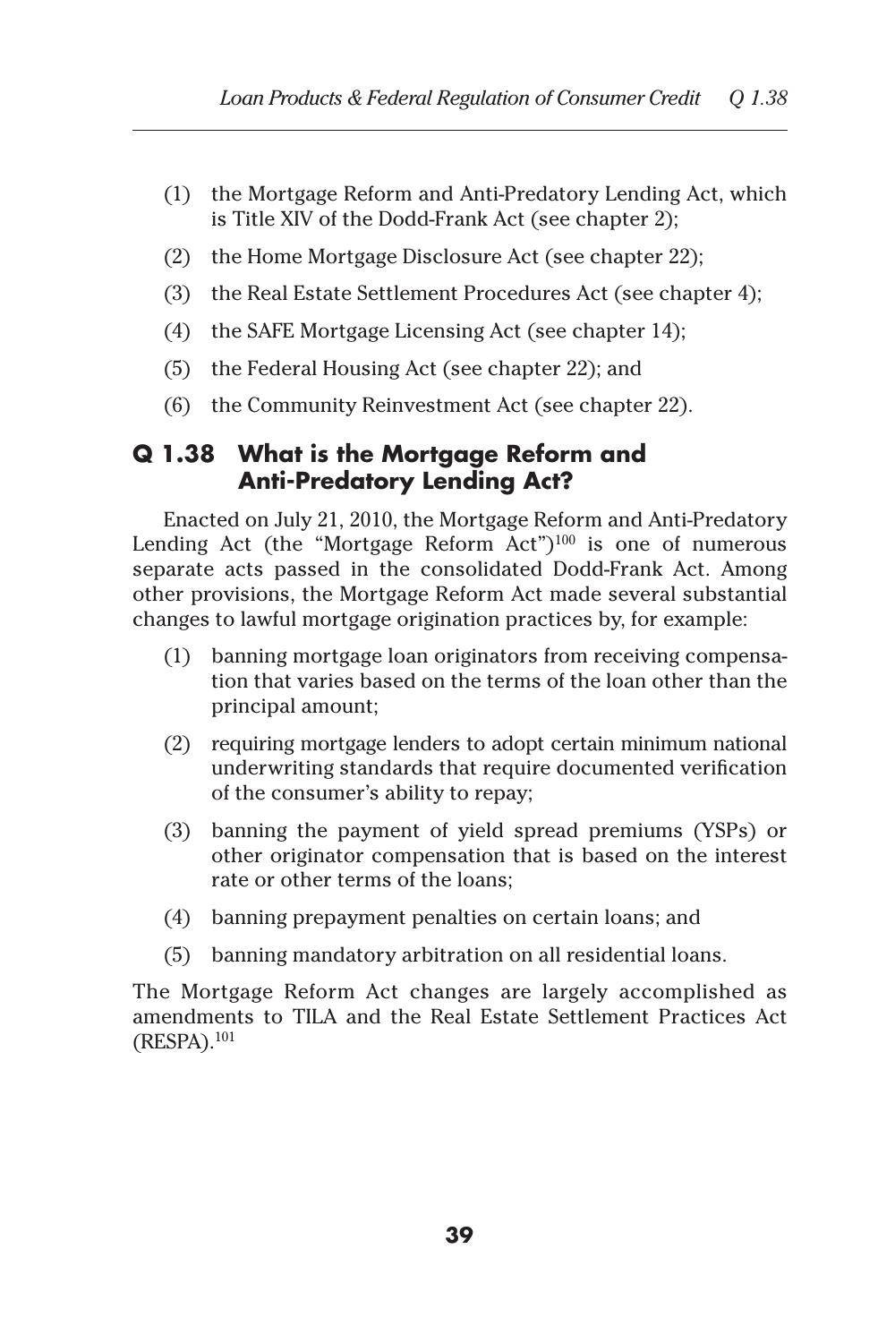(1) the Mortgage Reform and Anti-Predatory Lending Act, which is Title XIV of the Dodd-Frank Act (see chapter 2);

(2) the Home Mortgage Disclosure Act (see chapter 22);

(3) the Real Estate Settlement Procedures Act (see chapter 4);

(4) the SAFE Mortgage Licensing Act (see chapter 14);

(5) the Federal Housing Act (see chapter 22); and

(6) the Community Reinvestment Act (see chapter 22).

## Q 1.38 What is the Mortgage Reform and Anti-Predatory Lending Act?

Enacted on July 21, 2010, the Mortgage Reform and Anti-Predatory Lending Act (the "Mortgage Reform Act")[100] is one of numerous separate acts passed in the consolidated Dodd-Frank Act. Among other provisions, the Mortgage Reform Act made several substantial changes to lawful mortgage origination practices by, for example:

(1) banning mortgage loan originators from receiving compensation that varies based on the terms of the loan other than the principal amount;

(2) requiring mortgage lenders to adopt certain minimum national underwriting standards that require documented verification of the consumer's ability to repay;

(3) banning the payment of yield spread premiums (YSPs) or other originator compensation that is based on the interest rate or other terms of the loans;

(4) banning prepayment penalties on certain loans; and

(5) banning mandatory arbitration on all residential loans.

The Mortgage Reform Act changes are largely accomplished as amendments to TILA and the Real Estate Settlement Practices Act (RESPA).[101]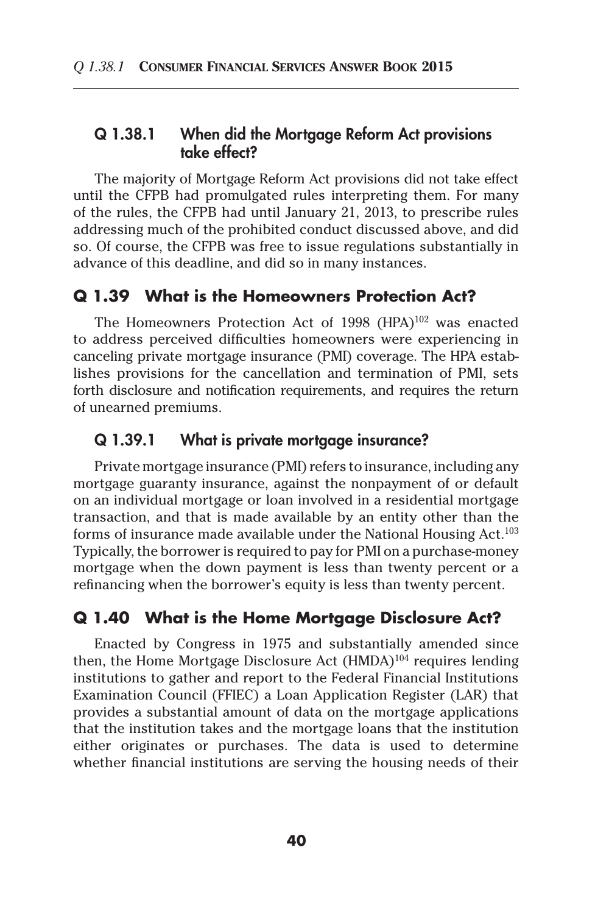### Q 1.38.1 When did the Mortgage Reform Act provisions take effect?

The majority of Mortgage Reform Act provisions did not take effect until the CFPB had promulgated rules interpreting them. For many of the rules, the CFPB had until January 21, 2013, to prescribe rules addressing much of the prohibited conduct discussed above, and did so. Of course, the CFPB was free to issue regulations substantially in advance of this deadline, and did so in many instances.

## Q 1.39 What is the Homeowners Protection Act?

The Homeowners Protection Act of 1998 (HPA)[102] was enacted to address perceived difficulties homeowners were experiencing in canceling private mortgage insurance (PMI) coverage. The HPA establishes provisions for the cancellation and termination of PMI, sets forth disclosure and notification requirements, and requires the return of unearned premiums.

### Q 1.39.1 What is private mortgage insurance?

Private mortgage insurance (PMI) refers to insurance, including any mortgage guaranty insurance, against the nonpayment of or default on an individual mortgage or loan involved in a residential mortgage transaction, and that is made available by an entity other than the forms of insurance made available under the National Housing Act.[103] Typically, the borrower is required to pay for PMI on a purchase-money mortgage when the down payment is less than twenty percent or a refinancing when the borrower's equity is less than twenty percent.

## Q 1.40 What is the Home Mortgage Disclosure Act?

Enacted by Congress in 1975 and substantially amended since then, the Home Mortgage Disclosure Act (HMDA)[104] requires lending institutions to gather and report to the Federal Financial Institutions Examination Council (FFIEC) a Loan Application Register (LAR) that provides a substantial amount of data on the mortgage applications that the institution takes and the mortgage loans that the institution either originates or purchases. The data is used to determine whether financial institutions are serving the housing needs of their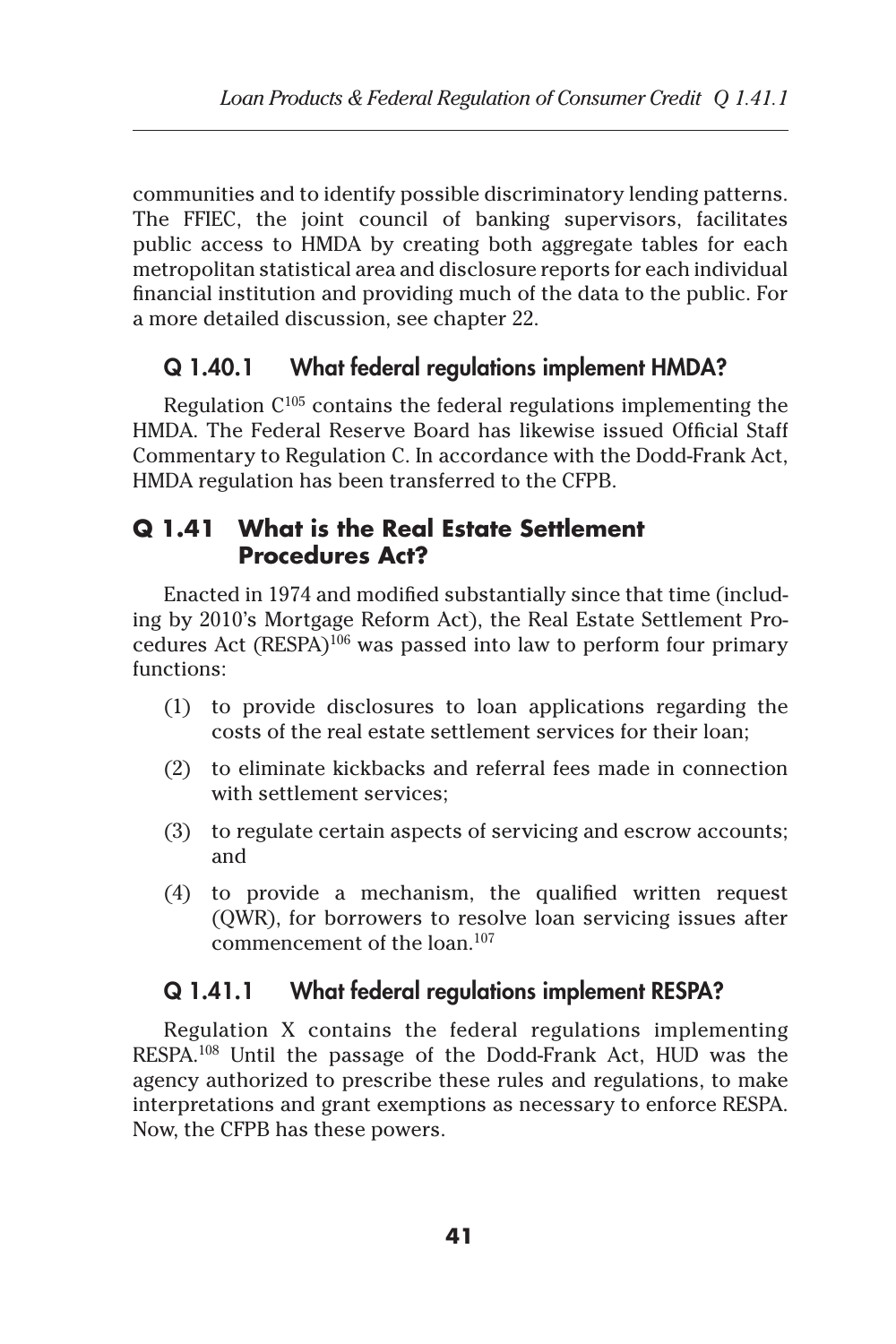communities and to identify possible discriminatory lending patterns. The FFIEC, the joint council of banking supervisors, facilitates public access to HMDA by creating both aggregate tables for each metropolitan statistical area and disclosure reports for each individual financial institution and providing much of the data to the public. For a more detailed discussion, see chapter 22.

### Q 1.40.1 What federal regulations implement HMDA?

Regulation C[105] contains the federal regulations implementing the HMDA. The Federal Reserve Board has likewise issued Official Staff Commentary to Regulation C. In accordance with the Dodd-Frank Act, HMDA regulation has been transferred to the CFPB.

## Q 1.41 What is the Real Estate Settlement Procedures Act?

Enacted in 1974 and modified substantially since that time (including by 2010's Mortgage Reform Act), the Real Estate Settlement Procedures Act (RESPA)[106] was passed into law to perform four primary functions:

(1) to provide disclosures to loan applications regarding the costs of the real estate settlement services for their loan;

(2) to eliminate kickbacks and referral fees made in connection with settlement services;

(3) to regulate certain aspects of servicing and escrow accounts; and

(4) to provide a mechanism, the qualified written request (QWR), for borrowers to resolve loan servicing issues after commencement of the loan.[107]

### Q 1.41.1 What federal regulations implement RESPA?

Regulation X contains the federal regulations implementing RESPA.[108] Until the passage of the Dodd-Frank Act, HUD was the agency authorized to prescribe these rules and regulations, to make interpretations and grant exemptions as necessary to enforce RESPA. Now, the CFPB has these powers.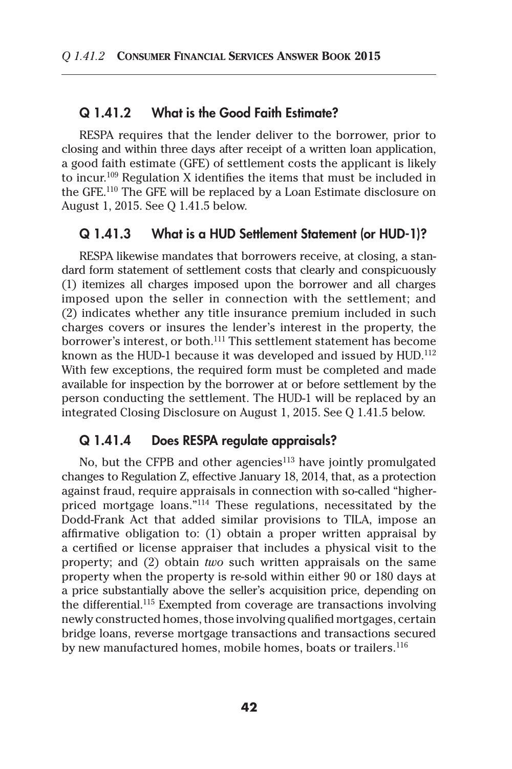### Q 1.41.2 What is the Good Faith Estimate?

RESPA requires that the lender deliver to the borrower, prior to closing and within three days after receipt of a written loan application, a good faith estimate (GFE) of settlement costs the applicant is likely to incur.[109] Regulation X identifies the items that must be included in the GFE.[110] The GFE will be replaced by a Loan Estimate disclosure on August 1, 2015. See Q 1.41.5 below.

### Q 1.41.3 What is a HUD Settlement Statement (or HUD-1)?

RESPA likewise mandates that borrowers receive, at closing, a standard form statement of settlement costs that clearly and conspicuously (1) itemizes all charges imposed upon the borrower and all charges imposed upon the seller in connection with the settlement; and (2) indicates whether any title insurance premium included in such charges covers or insures the lender's interest in the property, the borrower's interest, or both.[111] This settlement statement has become known as the HUD-1 because it was developed and issued by HUD.[112] With few exceptions, the required form must be completed and made available for inspection by the borrower at or before settlement by the person conducting the settlement. The HUD-1 will be replaced by an integrated Closing Disclosure on August 1, 2015. See Q 1.41.5 below.

### Q 1.41.4 Does RESPA regulate appraisals?

No, but the CFPB and other agencies[113] have jointly promulgated changes to Regulation Z, effective January 18, 2014, that, as a protection against fraud, require appraisals in connection with so-called "higher-priced mortgage loans."[114] These regulations, necessitated by the Dodd-Frank Act that added similar provisions to TILA, impose an affirmative obligation to: (1) obtain a proper written appraisal by a certified or license appraiser that includes a physical visit to the property; and (2) obtain *two* such written appraisals on the same property when the property is re-sold within either 90 or 180 days at a price substantially above the seller's acquisition price, depending on the differential.[115] Exempted from coverage are transactions involving newly constructed homes, those involving qualified mortgages, certain bridge loans, reverse mortgage transactions and transactions secured by new manufactured homes, mobile homes, boats or trailers.[116]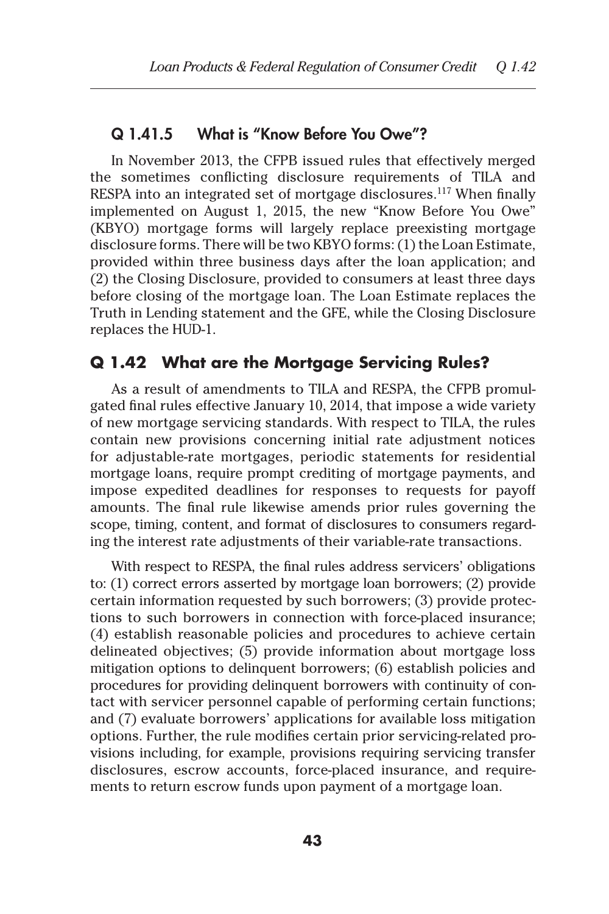### Q 1.41.5 What is "Know Before You Owe"?

In November 2013, the CFPB issued rules that effectively merged the sometimes conflicting disclosure requirements of TILA and RESPA into an integrated set of mortgage disclosures.[117] When finally implemented on August 1, 2015, the new "Know Before You Owe" (KBYO) mortgage forms will largely replace preexisting mortgage disclosure forms. There will be two KBYO forms: (1) the Loan Estimate, provided within three business days after the loan application; and (2) the Closing Disclosure, provided to consumers at least three days before closing of the mortgage loan. The Loan Estimate replaces the Truth in Lending statement and the GFE, while the Closing Disclosure replaces the HUD-1.

## Q 1.42 What are the Mortgage Servicing Rules?

As a result of amendments to TILA and RESPA, the CFPB promulgated final rules effective January 10, 2014, that impose a wide variety of new mortgage servicing standards. With respect to TILA, the rules contain new provisions concerning initial rate adjustment notices for adjustable-rate mortgages, periodic statements for residential mortgage loans, require prompt crediting of mortgage payments, and impose expedited deadlines for responses to requests for payoff amounts. The final rule likewise amends prior rules governing the scope, timing, content, and format of disclosures to consumers regarding the interest rate adjustments of their variable-rate transactions.

With respect to RESPA, the final rules address servicers' obligations to: (1) correct errors asserted by mortgage loan borrowers; (2) provide certain information requested by such borrowers; (3) provide protections to such borrowers in connection with force-placed insurance; (4) establish reasonable policies and procedures to achieve certain delineated objectives; (5) provide information about mortgage loss mitigation options to delinquent borrowers; (6) establish policies and procedures for providing delinquent borrowers with continuity of contact with servicer personnel capable of performing certain functions; and (7) evaluate borrowers' applications for available loss mitigation options. Further, the rule modifies certain prior servicing-related provisions including, for example, provisions requiring servicing transfer disclosures, escrow accounts, force-placed insurance, and requirements to return escrow funds upon payment of a mortgage loan.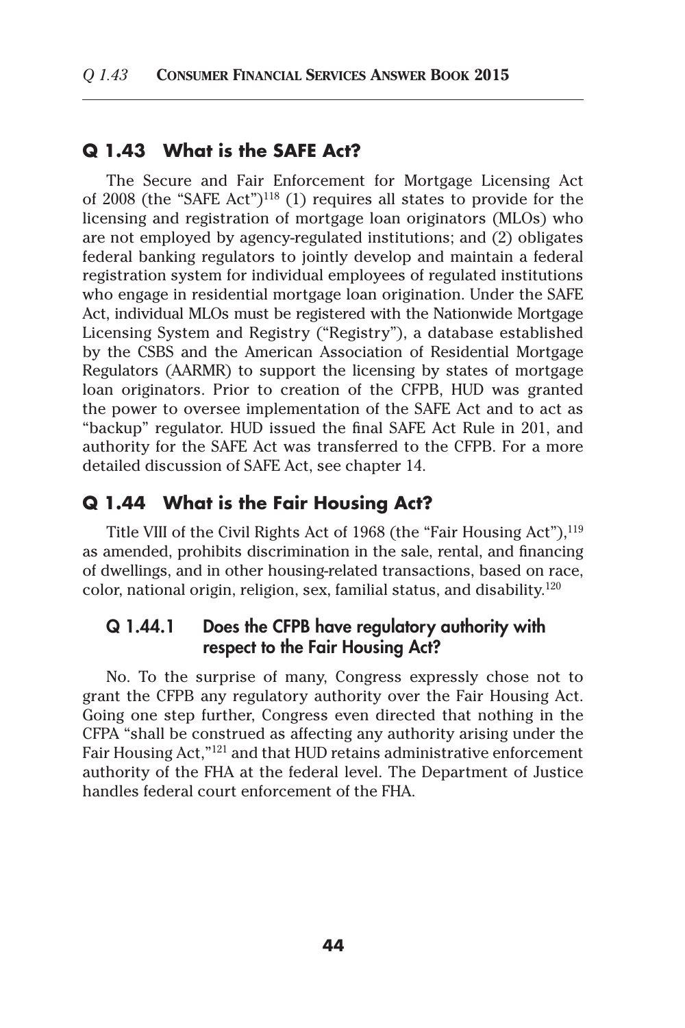## Q 1.43 What is the SAFE Act?

The Secure and Fair Enforcement for Mortgage Licensing Act of 2008 (the "SAFE Act")[118] (1) requires all states to provide for the licensing and registration of mortgage loan originators (MLOs) who are not employed by agency-regulated institutions; and (2) obligates federal banking regulators to jointly develop and maintain a federal registration system for individual employees of regulated institutions who engage in residential mortgage loan origination. Under the SAFE Act, individual MLOs must be registered with the Nationwide Mortgage Licensing System and Registry ("Registry"), a database established by the CSBS and the American Association of Residential Mortgage Regulators (AARMR) to support the licensing by states of mortgage loan originators. Prior to creation of the CFPB, HUD was granted the power to oversee implementation of the SAFE Act and to act as "backup" regulator. HUD issued the final SAFE Act Rule in 201, and authority for the SAFE Act was transferred to the CFPB. For a more detailed discussion of SAFE Act, see chapter 14.

## Q 1.44 What is the Fair Housing Act?

Title VIII of the Civil Rights Act of 1968 (the "Fair Housing Act"),[119] as amended, prohibits discrimination in the sale, rental, and financing of dwellings, and in other housing-related transactions, based on race, color, national origin, religion, sex, familial status, and disability.[120]

### Q 1.44.1 Does the CFPB have regulatory authority with respect to the Fair Housing Act?

No. To the surprise of many, Congress expressly chose not to grant the CFPB any regulatory authority over the Fair Housing Act. Going one step further, Congress even directed that nothing in the CFPA "shall be construed as affecting any authority arising under the Fair Housing Act,"[121] and that HUD retains administrative enforcement authority of the FHA at the federal level. The Department of Justice handles federal court enforcement of the FHA.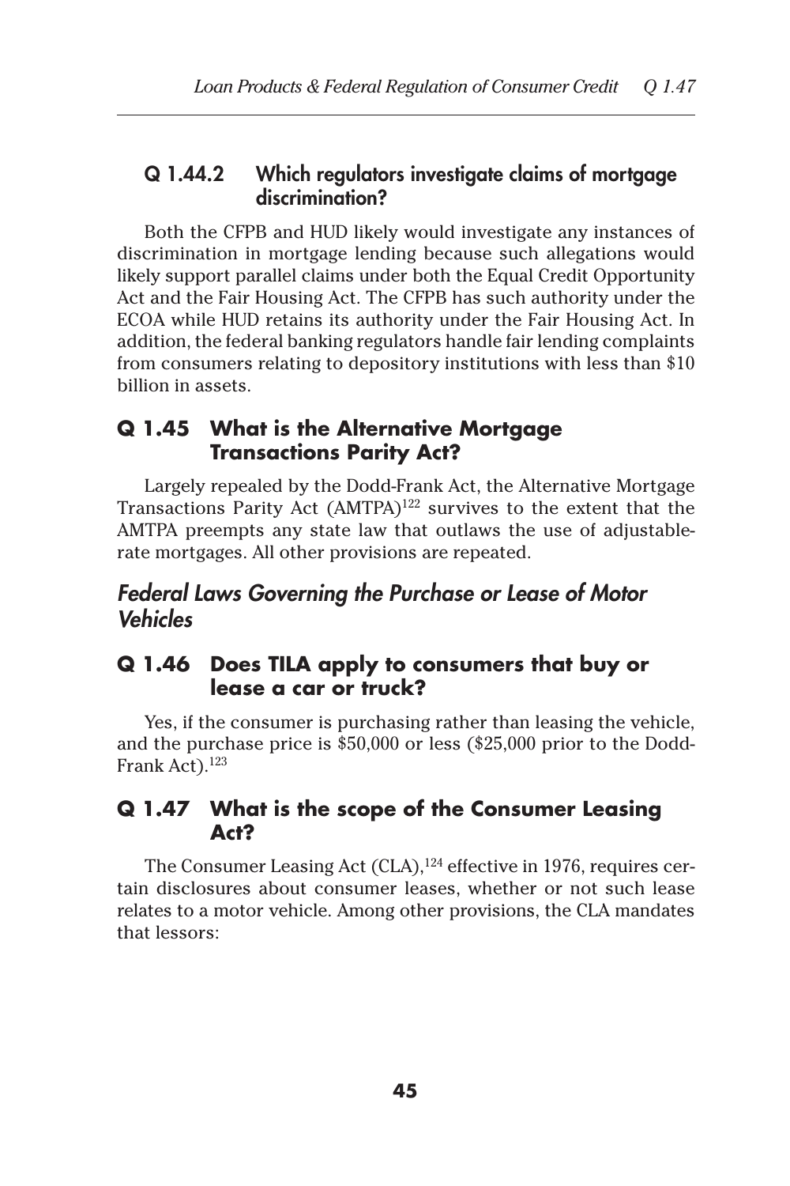### Q 1.44.2 Which regulators investigate claims of mortgage discrimination?

Both the CFPB and HUD likely would investigate any instances of discrimination in mortgage lending because such allegations would likely support parallel claims under both the Equal Credit Opportunity Act and the Fair Housing Act. The CFPB has such authority under the ECOA while HUD retains its authority under the Fair Housing Act. In addition, the federal banking regulators handle fair lending complaints from consumers relating to depository institutions with less than $10 billion in assets.

## Q 1.45 What is the Alternative Mortgage Transactions Parity Act?

Largely repealed by the Dodd-Frank Act, the Alternative Mortgage Transactions Parity Act (AMTPA)[122] survives to the extent that the AMTPA preempts any state law that outlaws the use of adjustable-rate mortgages. All other provisions are repeated.

### *Federal Laws Governing the Purchase or Lease of Motor Vehicles*

## Q 1.46 Does TILA apply to consumers that buy or lease a car or truck?

Yes, if the consumer is purchasing rather than leasing the vehicle, and the purchase price is $50,000 or less ($25,000 prior to the Dodd-Frank Act).[123]

## Q 1.47 What is the scope of the Consumer Leasing Act?

The Consumer Leasing Act (CLA),[124] effective in 1976, requires certain disclosures about consumer leases, whether or not such lease relates to a motor vehicle. Among other provisions, the CLA mandates that lessors: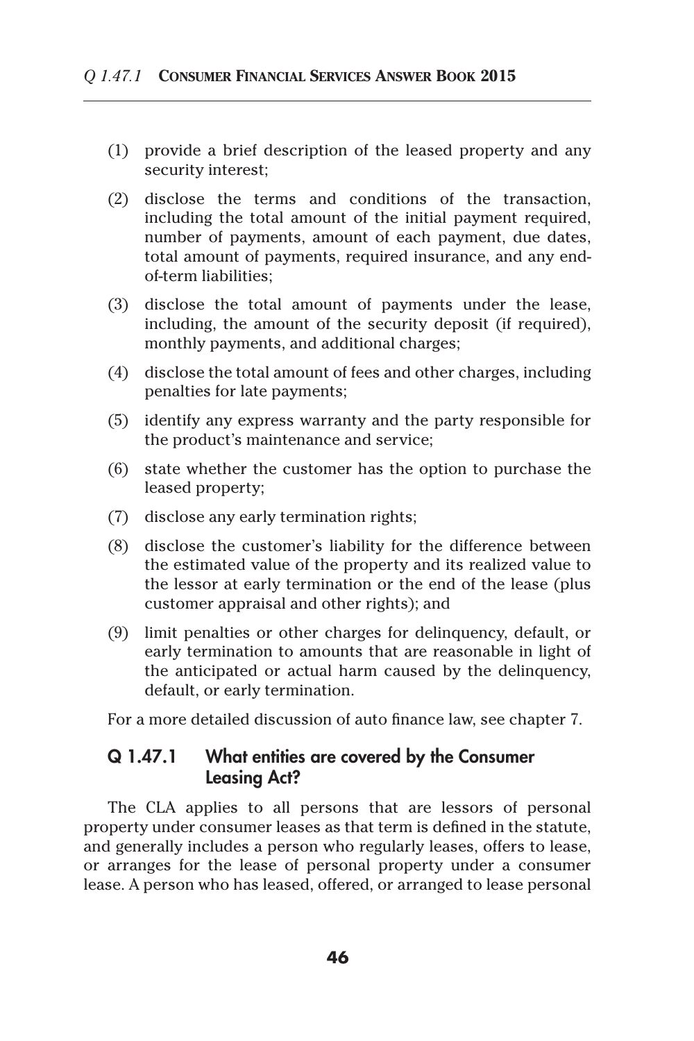(1) provide a brief description of the leased property and any security interest;

(2) disclose the terms and conditions of the transaction, including the total amount of the initial payment required, number of payments, amount of each payment, due dates, total amount of payments, required insurance, and any end-of-term liabilities;

(3) disclose the total amount of payments under the lease, including, the amount of the security deposit (if required), monthly payments, and additional charges;

(4) disclose the total amount of fees and other charges, including penalties for late payments;

(5) identify any express warranty and the party responsible for the product's maintenance and service;

(6) state whether the customer has the option to purchase the leased property;

(7) disclose any early termination rights;

(8) disclose the customer's liability for the difference between the estimated value of the property and its realized value to the lessor at early termination or the end of the lease (plus customer appraisal and other rights); and

(9) limit penalties or other charges for delinquency, default, or early termination to amounts that are reasonable in light of the anticipated or actual harm caused by the delinquency, default, or early termination.

For a more detailed discussion of auto finance law, see chapter 7.

## Q 1.47.1 What entities are covered by the Consumer Leasing Act?

The CLA applies to all persons that are lessors of personal property under consumer leases as that term is defined in the statute, and generally includes a person who regularly leases, offers to lease, or arranges for the lease of personal property under a consumer lease. A person who has leased, offered, or arranged to lease personal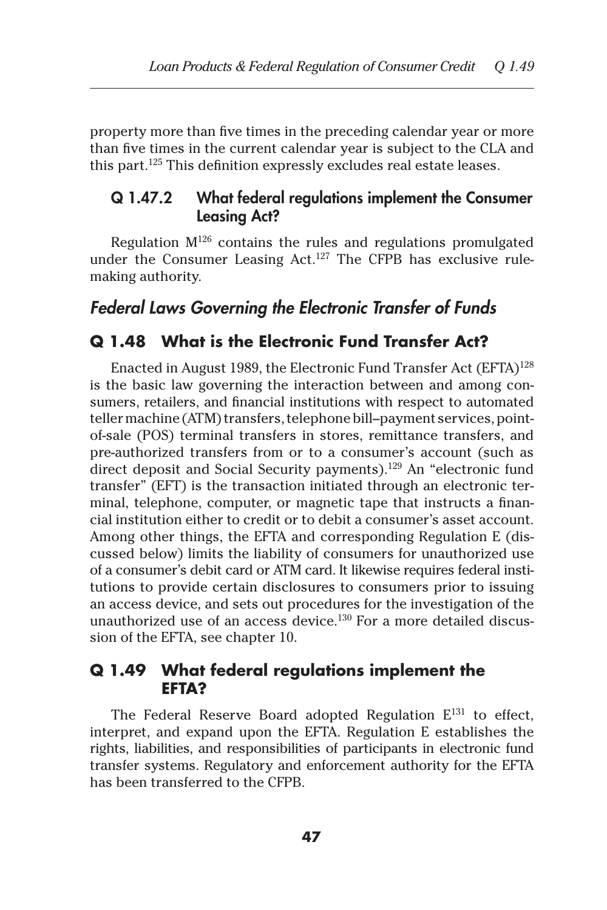property more than five times in the preceding calendar year or more than five times in the current calendar year is subject to the CLA and this part.[125] This definition expressly excludes real estate leases.

### Q 1.47.2 What federal regulations implement the Consumer Leasing Act?

Regulation M[126] contains the rules and regulations promulgated under the Consumer Leasing Act.[127] The CFPB has exclusive rule-making authority.

## *Federal Laws Governing the Electronic Transfer of Funds*

### Q 1.48 What is the Electronic Fund Transfer Act?

Enacted in August 1989, the Electronic Fund Transfer Act (EFTA)[128] is the basic law governing the interaction between and among consumers, retailers, and financial institutions with respect to automated teller machine (ATM) transfers, telephone bill–payment services, point-of-sale (POS) terminal transfers in stores, remittance transfers, and pre-authorized transfers from or to a consumer's account (such as direct deposit and Social Security payments).[129] An "electronic fund transfer" (EFT) is the transaction initiated through an electronic terminal, telephone, computer, or magnetic tape that instructs a financial institution either to credit or to debit a consumer's asset account. Among other things, the EFTA and corresponding Regulation E (discussed below) limits the liability of consumers for unauthorized use of a consumer's debit card or ATM card. It likewise requires federal institutions to provide certain disclosures to consumers prior to issuing an access device, and sets out procedures for the investigation of the unauthorized use of an access device.[130] For a more detailed discussion of the EFTA, see chapter 10.

### Q 1.49 What federal regulations implement the EFTA?

The Federal Reserve Board adopted Regulation E[131] to effect, interpret, and expand upon the EFTA. Regulation E establishes the rights, liabilities, and responsibilities of participants in electronic fund transfer systems. Regulatory and enforcement authority for the EFTA has been transferred to the CFPB.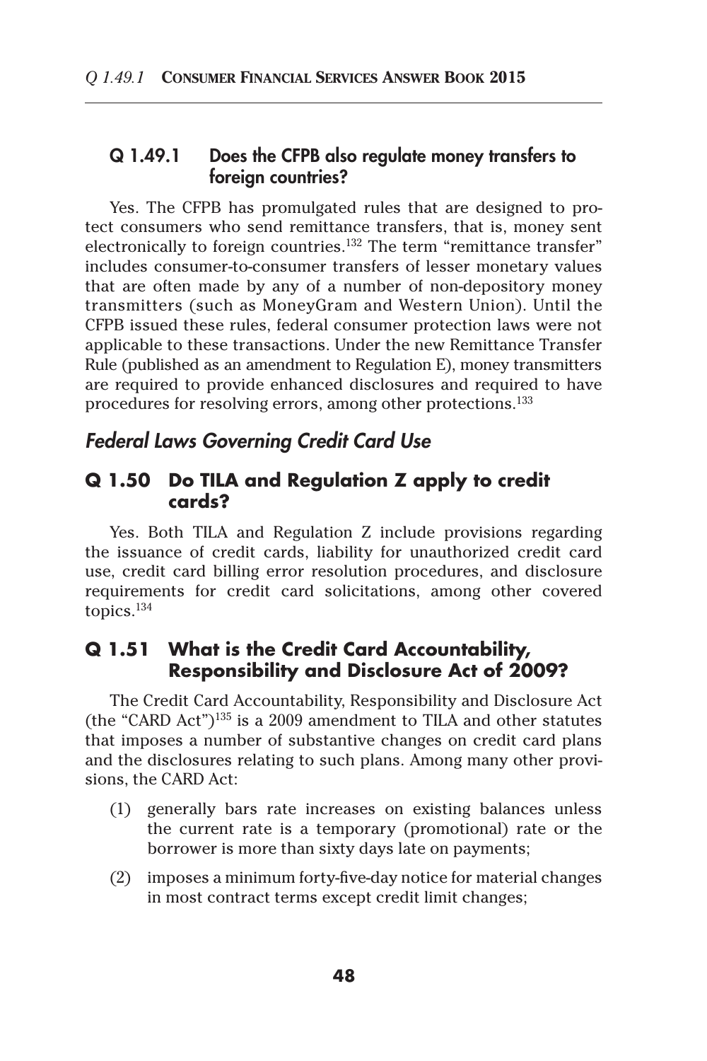### Q 1.49.1 Does the CFPB also regulate money transfers to foreign countries?

Yes. The CFPB has promulgated rules that are designed to protect consumers who send remittance transfers, that is, money sent electronically to foreign countries.[132] The term "remittance transfer" includes consumer-to-consumer transfers of lesser monetary values that are often made by any of a number of non-depository money transmitters (such as MoneyGram and Western Union). Until the CFPB issued these rules, federal consumer protection laws were not applicable to these transactions. Under the new Remittance Transfer Rule (published as an amendment to Regulation E), money transmitters are required to provide enhanced disclosures and required to have procedures for resolving errors, among other protections.[133]

## *Federal Laws Governing Credit Card Use*

### Q 1.50 Do TILA and Regulation Z apply to credit cards?

Yes. Both TILA and Regulation Z include provisions regarding the issuance of credit cards, liability for unauthorized credit card use, credit card billing error resolution procedures, and disclosure requirements for credit card solicitations, among other covered topics.[134]

### Q 1.51 What is the Credit Card Accountability, Responsibility and Disclosure Act of 2009?

The Credit Card Accountability, Responsibility and Disclosure Act (the "CARD Act")[135] is a 2009 amendment to TILA and other statutes that imposes a number of substantive changes on credit card plans and the disclosures relating to such plans. Among many other provisions, the CARD Act:

(1) generally bars rate increases on existing balances unless the current rate is a temporary (promotional) rate or the borrower is more than sixty days late on payments;

(2) imposes a minimum forty-five-day notice for material changes in most contract terms except credit limit changes;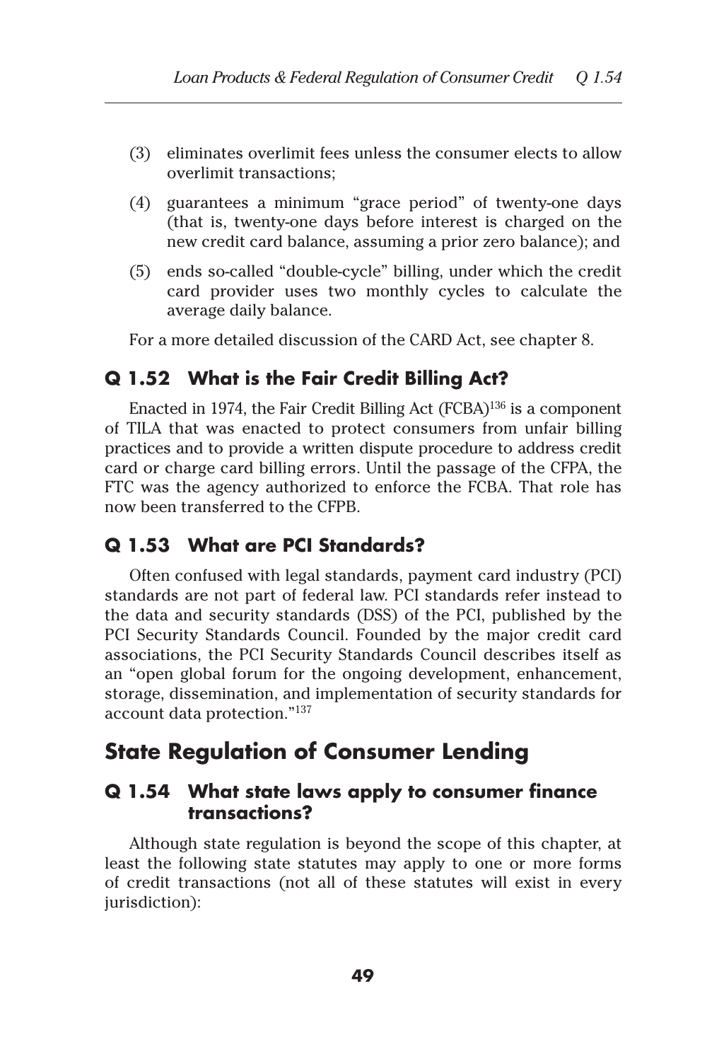(3) eliminates overlimit fees unless the consumer elects to allow overlimit transactions;

(4) guarantees a minimum "grace period" of twenty-one days (that is, twenty-one days before interest is charged on the new credit card balance, assuming a prior zero balance); and

(5) ends so-called "double-cycle" billing, under which the credit card provider uses two monthly cycles to calculate the average daily balance.

For a more detailed discussion of the CARD Act, see chapter 8.

### Q 1.52 What is the Fair Credit Billing Act?

Enacted in 1974, the Fair Credit Billing Act (FCBA)[136] is a component of TILA that was enacted to protect consumers from unfair billing practices and to provide a written dispute procedure to address credit card or charge card billing errors. Until the passage of the CFPA, the FTC was the agency authorized to enforce the FCBA. That role has now been transferred to the CFPB.

### Q 1.53 What are PCI Standards?

Often confused with legal standards, payment card industry (PCI) standards are not part of federal law. PCI standards refer instead to the data and security standards (DSS) of the PCI, published by the PCI Security Standards Council. Founded by the major credit card associations, the PCI Security Standards Council describes itself as an "open global forum for the ongoing development, enhancement, storage, dissemination, and implementation of security standards for account data protection."[137]

## State Regulation of Consumer Lending

### Q 1.54 What state laws apply to consumer finance transactions?

Although state regulation is beyond the scope of this chapter, at least the following state statutes may apply to one or more forms of credit transactions (not all of these statutes will exist in every jurisdiction):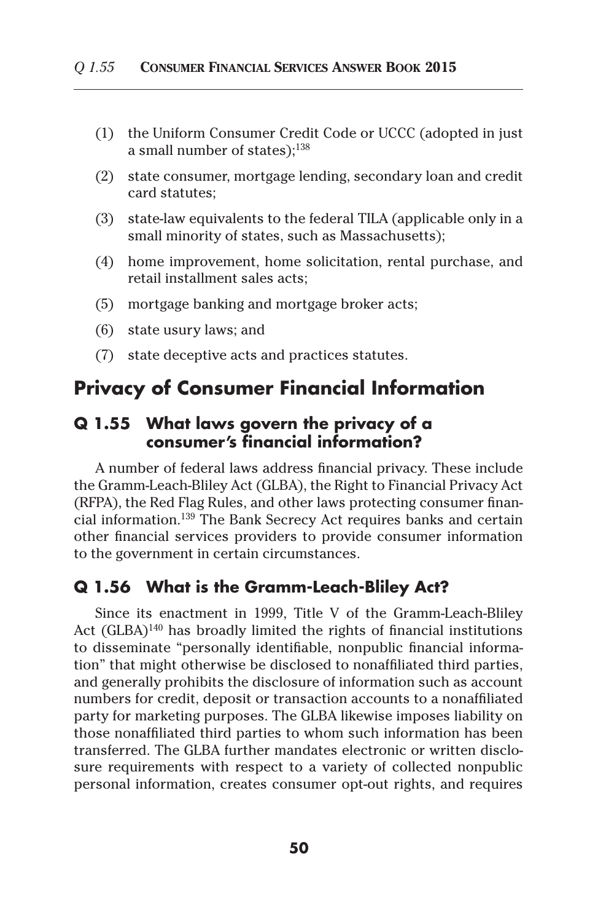(1) the Uniform Consumer Credit Code or UCCC (adopted in just a small number of states);[138]

(2) state consumer, mortgage lending, secondary loan and credit card statutes;

(3) state-law equivalents to the federal TILA (applicable only in a small minority of states, such as Massachusetts);

(4) home improvement, home solicitation, rental purchase, and retail installment sales acts;

(5) mortgage banking and mortgage broker acts;

(6) state usury laws; and

(7) state deceptive acts and practices statutes.

## Privacy of Consumer Financial Information

### Q 1.55 What laws govern the privacy of a consumer's financial information?

A number of federal laws address financial privacy. These include the Gramm-Leach-Bliley Act (GLBA), the Right to Financial Privacy Act (RFPA), the Red Flag Rules, and other laws protecting consumer financial information.[139] The Bank Secrecy Act requires banks and certain other financial services providers to provide consumer information to the government in certain circumstances.

### Q 1.56 What is the Gramm-Leach-Bliley Act?

Since its enactment in 1999, Title V of the Gramm-Leach-Bliley Act (GLBA)[140] has broadly limited the rights of financial institutions to disseminate "personally identifiable, nonpublic financial information" that might otherwise be disclosed to nonaffiliated third parties, and generally prohibits the disclosure of information such as account numbers for credit, deposit or transaction accounts to a nonaffiliated party for marketing purposes. The GLBA likewise imposes liability on those nonaffiliated third parties to whom such information has been transferred. The GLBA further mandates electronic or written disclosure requirements with respect to a variety of collected nonpublic personal information, creates consumer opt-out rights, and requires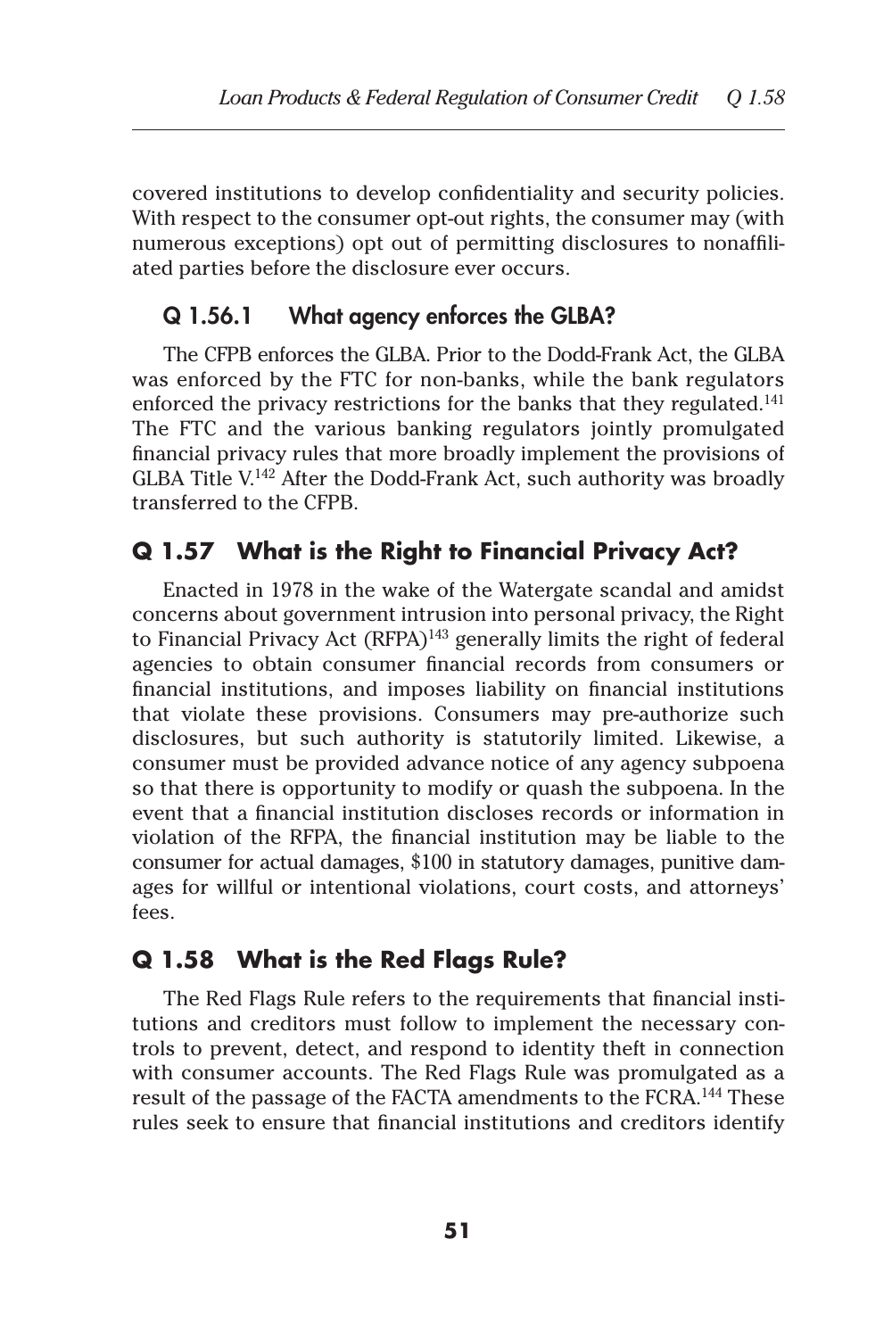covered institutions to develop confidentiality and security policies. With respect to the consumer opt-out rights, the consumer may (with numerous exceptions) opt out of permitting disclosures to nonaffiliated parties before the disclosure ever occurs.

### Q 1.56.1 What agency enforces the GLBA?

The CFPB enforces the GLBA. Prior to the Dodd-Frank Act, the GLBA was enforced by the FTC for non-banks, while the bank regulators enforced the privacy restrictions for the banks that they regulated.[141] The FTC and the various banking regulators jointly promulgated financial privacy rules that more broadly implement the provisions of GLBA Title V.[142] After the Dodd-Frank Act, such authority was broadly transferred to the CFPB.

## Q 1.57 What is the Right to Financial Privacy Act?

Enacted in 1978 in the wake of the Watergate scandal and amidst concerns about government intrusion into personal privacy, the Right to Financial Privacy Act (RFPA)[143] generally limits the right of federal agencies to obtain consumer financial records from consumers or financial institutions, and imposes liability on financial institutions that violate these provisions. Consumers may pre-authorize such disclosures, but such authority is statutorily limited. Likewise, a consumer must be provided advance notice of any agency subpoena so that there is opportunity to modify or quash the subpoena. In the event that a financial institution discloses records or information in violation of the RFPA, the financial institution may be liable to the consumer for actual damages, $100 in statutory damages, punitive damages for willful or intentional violations, court costs, and attorneys' fees.

## Q 1.58 What is the Red Flags Rule?

The Red Flags Rule refers to the requirements that financial institutions and creditors must follow to implement the necessary controls to prevent, detect, and respond to identity theft in connection with consumer accounts. The Red Flags Rule was promulgated as a result of the passage of the FACTA amendments to the FCRA.[144] These rules seek to ensure that financial institutions and creditors identify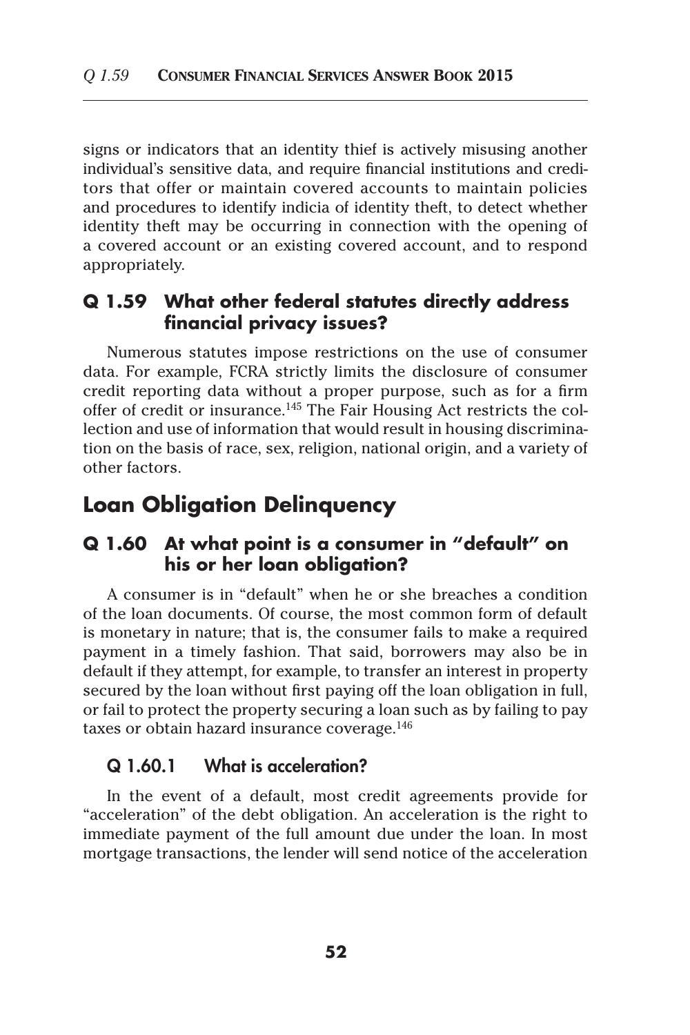signs or indicators that an identity thief is actively misusing another individual's sensitive data, and require financial institutions and creditors that offer or maintain covered accounts to maintain policies and procedures to identify indicia of identity theft, to detect whether identity theft may be occurring in connection with the opening of a covered account or an existing covered account, and to respond appropriately.

### Q 1.59 What other federal statutes directly address financial privacy issues?

Numerous statutes impose restrictions on the use of consumer data. For example, FCRA strictly limits the disclosure of consumer credit reporting data without a proper purpose, such as for a firm offer of credit or insurance.[145] The Fair Housing Act restricts the collection and use of information that would result in housing discrimination on the basis of race, sex, religion, national origin, and a variety of other factors.

## Loan Obligation Delinquency

### Q 1.60 At what point is a consumer in "default" on his or her loan obligation?

A consumer is in "default" when he or she breaches a condition of the loan documents. Of course, the most common form of default is monetary in nature; that is, the consumer fails to make a required payment in a timely fashion. That said, borrowers may also be in default if they attempt, for example, to transfer an interest in property secured by the loan without first paying off the loan obligation in full, or fail to protect the property securing a loan such as by failing to pay taxes or obtain hazard insurance coverage.[146]

#### Q 1.60.1 What is acceleration?

In the event of a default, most credit agreements provide for "acceleration" of the debt obligation. An acceleration is the right to immediate payment of the full amount due under the loan. In most mortgage transactions, the lender will send notice of the acceleration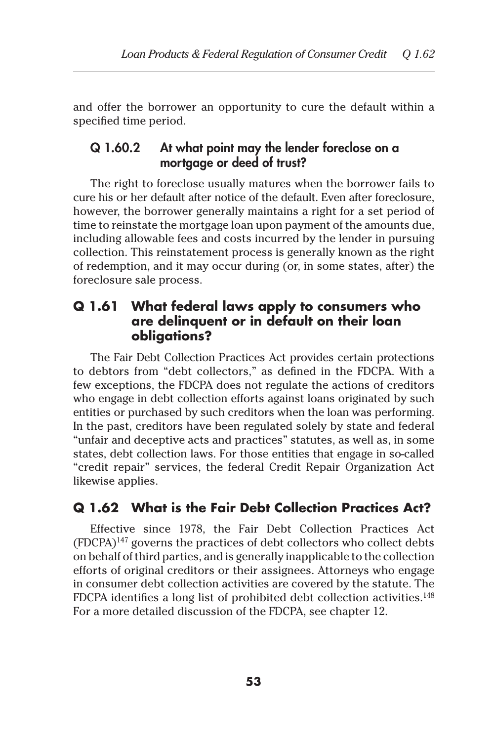and offer the borrower an opportunity to cure the default within a specified time period.

### Q 1.60.2 At what point may the lender foreclose on a mortgage or deed of trust?

The right to foreclose usually matures when the borrower fails to cure his or her default after notice of the default. Even after foreclosure, however, the borrower generally maintains a right for a set period of time to reinstate the mortgage loan upon payment of the amounts due, including allowable fees and costs incurred by the lender in pursuing collection. This reinstatement process is generally known as the right of redemption, and it may occur during (or, in some states, after) the foreclosure sale process.

## Q 1.61 What federal laws apply to consumers who are delinquent or in default on their loan obligations?

The Fair Debt Collection Practices Act provides certain protections to debtors from "debt collectors," as defined in the FDCPA. With a few exceptions, the FDCPA does not regulate the actions of creditors who engage in debt collection efforts against loans originated by such entities or purchased by such creditors when the loan was performing. In the past, creditors have been regulated solely by state and federal "unfair and deceptive acts and practices" statutes, as well as, in some states, debt collection laws. For those entities that engage in so-called "credit repair" services, the federal Credit Repair Organization Act likewise applies.

## Q 1.62 What is the Fair Debt Collection Practices Act?

Effective since 1978, the Fair Debt Collection Practices Act (FDCPA)[147] governs the practices of debt collectors who collect debts on behalf of third parties, and is generally inapplicable to the collection efforts of original creditors or their assignees. Attorneys who engage in consumer debt collection activities are covered by the statute. The FDCPA identifies a long list of prohibited debt collection activities.[148] For a more detailed discussion of the FDCPA, see chapter 12.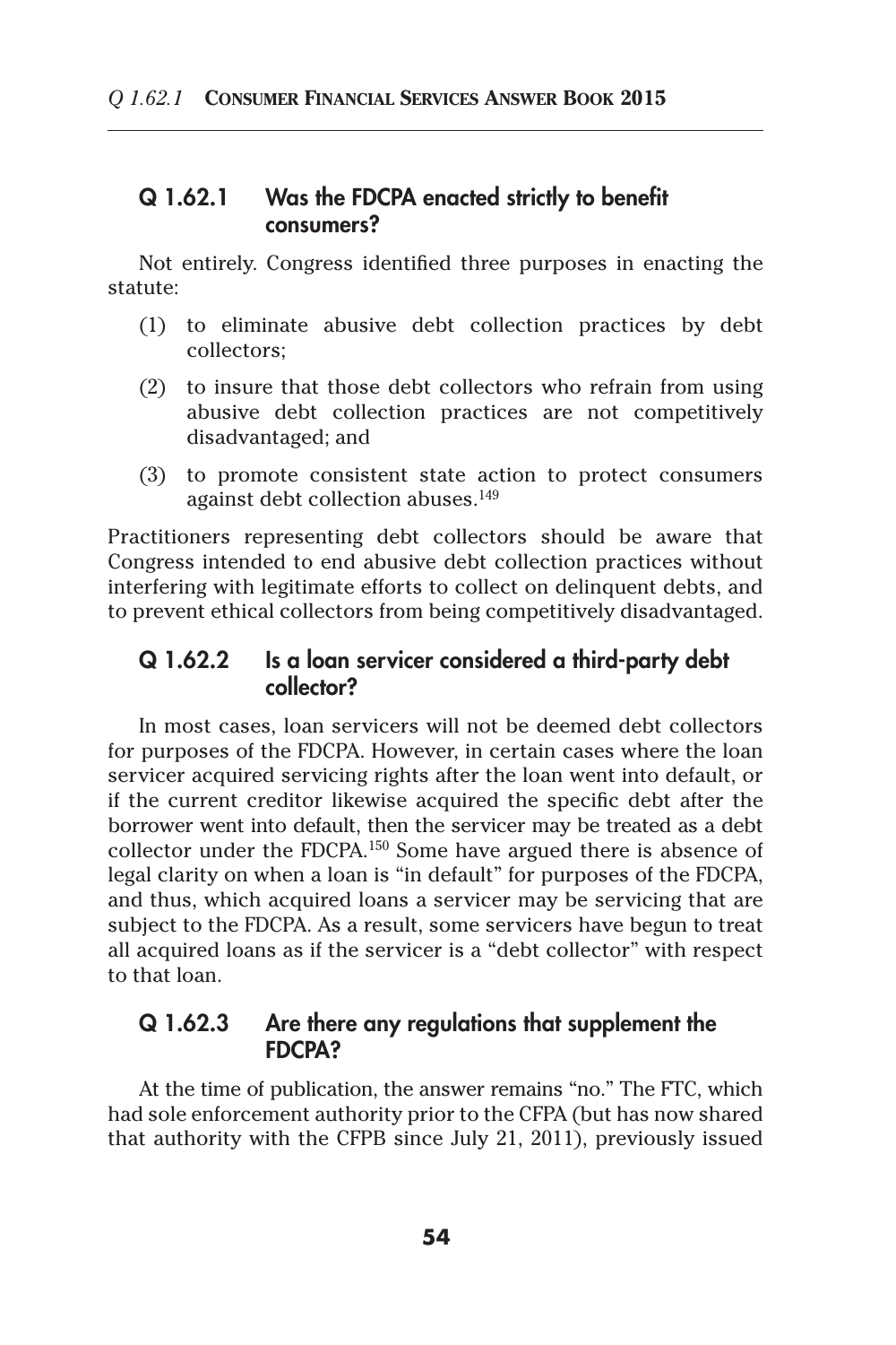### Q 1.62.1 Was the FDCPA enacted strictly to benefit consumers?

Not entirely. Congress identified three purposes in enacting the statute:

(1) to eliminate abusive debt collection practices by debt collectors;

(2) to insure that those debt collectors who refrain from using abusive debt collection practices are not competitively disadvantaged; and

(3) to promote consistent state action to protect consumers against debt collection abuses.[149]

Practitioners representing debt collectors should be aware that Congress intended to end abusive debt collection practices without interfering with legitimate efforts to collect on delinquent debts, and to prevent ethical collectors from being competitively disadvantaged.

### Q 1.62.2 Is a loan servicer considered a third-party debt collector?

In most cases, loan servicers will not be deemed debt collectors for purposes of the FDCPA. However, in certain cases where the loan servicer acquired servicing rights after the loan went into default, or if the current creditor likewise acquired the specific debt after the borrower went into default, then the servicer may be treated as a debt collector under the FDCPA.[150] Some have argued there is absence of legal clarity on when a loan is "in default" for purposes of the FDCPA, and thus, which acquired loans a servicer may be servicing that are subject to the FDCPA. As a result, some servicers have begun to treat all acquired loans as if the servicer is a "debt collector" with respect to that loan.

### Q 1.62.3 Are there any regulations that supplement the FDCPA?

At the time of publication, the answer remains "no." The FTC, which had sole enforcement authority prior to the CFPA (but has now shared that authority with the CFPB since July 21, 2011), previously issued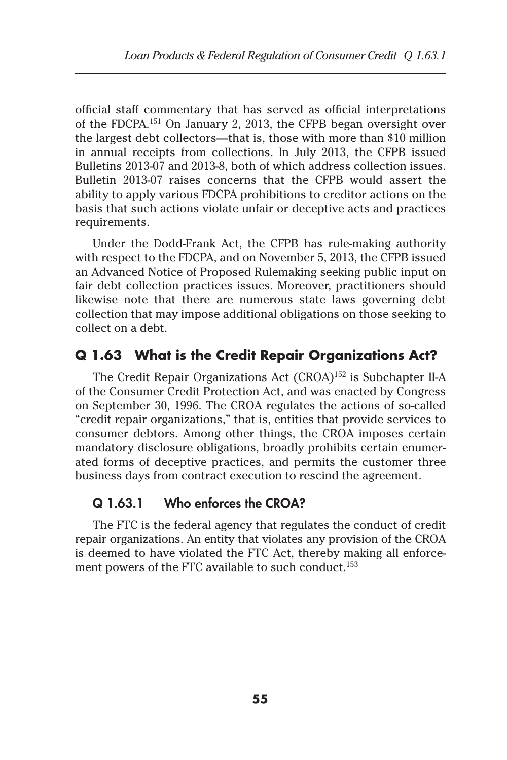official staff commentary that has served as official interpretations of the FDCPA.[151] On January 2, 2013, the CFPB began oversight over the largest debt collectors—that is, those with more than $10 million in annual receipts from collections. In July 2013, the CFPB issued Bulletins 2013-07 and 2013-8, both of which address collection issues. Bulletin 2013-07 raises concerns that the CFPB would assert the ability to apply various FDCPA prohibitions to creditor actions on the basis that such actions violate unfair or deceptive acts and practices requirements.

Under the Dodd-Frank Act, the CFPB has rule-making authority with respect to the FDCPA, and on November 5, 2013, the CFPB issued an Advanced Notice of Proposed Rulemaking seeking public input on fair debt collection practices issues. Moreover, practitioners should likewise note that there are numerous state laws governing debt collection that may impose additional obligations on those seeking to collect on a debt.

## Q 1.63 What is the Credit Repair Organizations Act?

The Credit Repair Organizations Act (CROA)[152] is Subchapter II-A of the Consumer Credit Protection Act, and was enacted by Congress on September 30, 1996. The CROA regulates the actions of so-called "credit repair organizations," that is, entities that provide services to consumer debtors. Among other things, the CROA imposes certain mandatory disclosure obligations, broadly prohibits certain enumerated forms of deceptive practices, and permits the customer three business days from contract execution to rescind the agreement.

### Q 1.63.1 Who enforces the CROA?

The FTC is the federal agency that regulates the conduct of credit repair organizations. An entity that violates any provision of the CROA is deemed to have violated the FTC Act, thereby making all enforcement powers of the FTC available to such conduct.[153]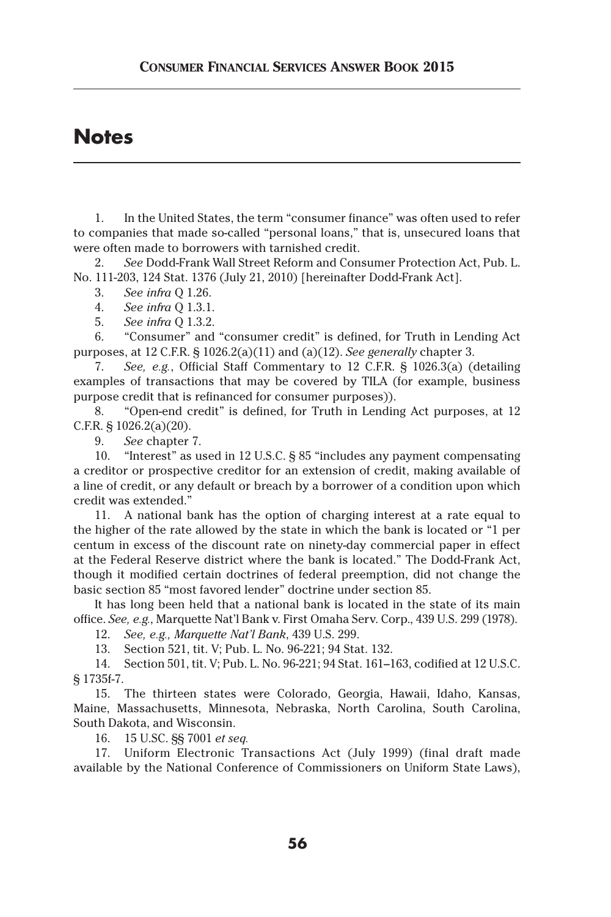# Notes

1. In the United States, the term "consumer finance" was often used to refer to companies that made so-called "personal loans," that is, unsecured loans that were often made to borrowers with tarnished credit.

2. *See* Dodd-Frank Wall Street Reform and Consumer Protection Act, Pub. L. No. 111-203, 124 Stat. 1376 (July 21, 2010) [hereinafter Dodd-Frank Act].

3. *See infra* Q 1.26.

4. *See infra* Q 1.3.1.

5. *See infra* Q 1.3.2.

6. "Consumer" and "consumer credit" is defined, for Truth in Lending Act purposes, at 12 C.F.R. § 1026.2(a)(11) and (a)(12). *See generally* chapter 3.

7. *See, e.g.*, Official Staff Commentary to 12 C.F.R. § 1026.3(a) (detailing examples of transactions that may be covered by TILA (for example, business purpose credit that is refinanced for consumer purposes)).

8. "Open-end credit" is defined, for Truth in Lending Act purposes, at 12 C.F.R. § 1026.2(a)(20).

9. *See* chapter 7.

10. "Interest" as used in 12 U.S.C. § 85 "includes any payment compensating a creditor or prospective creditor for an extension of credit, making available of a line of credit, or any default or breach by a borrower of a condition upon which credit was extended."

11. A national bank has the option of charging interest at a rate equal to the higher of the rate allowed by the state in which the bank is located or "1 per centum in excess of the discount rate on ninety-day commercial paper in effect at the Federal Reserve district where the bank is located." The Dodd-Frank Act, though it modified certain doctrines of federal preemption, did not change the basic section 85 "most favored lender" doctrine under section 85.

It has long been held that a national bank is located in the state of its main office. *See, e.g.*, Marquette Nat'l Bank v. First Omaha Serv. Corp., 439 U.S. 299 (1978).

12. *See, e.g., Marquette Nat'l Bank*, 439 U.S. 299.

13. Section 521, tit. V; Pub. L. No. 96-221; 94 Stat. 132.

14. Section 501, tit. V; Pub. L. No. 96-221; 94 Stat. 161–163, codified at 12 U.S.C. § 1735f-7.

15. The thirteen states were Colorado, Georgia, Hawaii, Idaho, Kansas, Maine, Massachusetts, Minnesota, Nebraska, North Carolina, South Carolina, South Dakota, and Wisconsin.

16. 15 U.SC. §§ 7001 *et seq.*

17. Uniform Electronic Transactions Act (July 1999) (final draft made available by the National Conference of Commissioners on Uniform State Laws),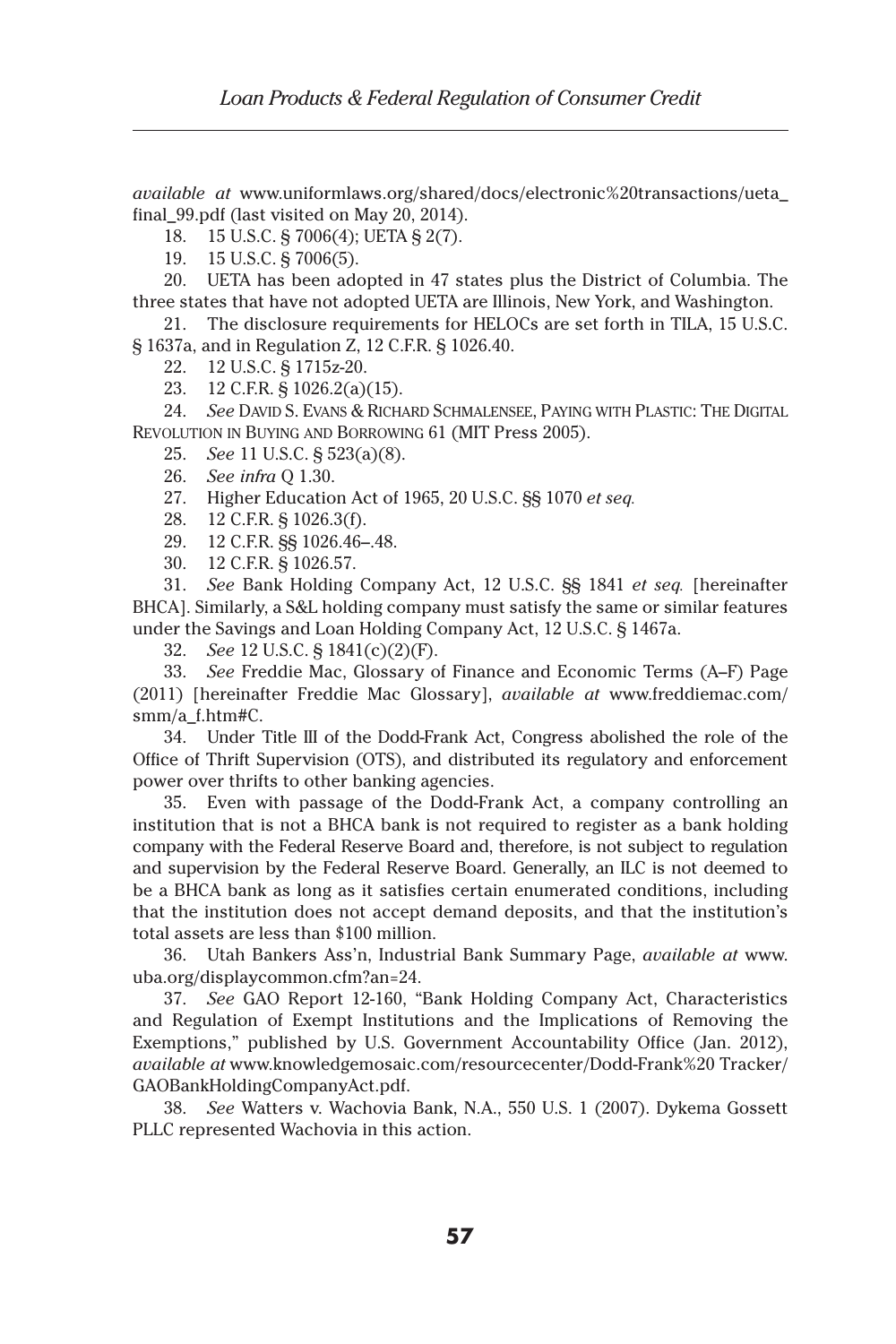*available at* www.uniformlaws.org/shared/docs/electronic%20transactions/ueta_final_99.pdf (last visited on May 20, 2014).

18. 15 U.S.C. § 7006(4); UETA § 2(7).

19. 15 U.S.C. § 7006(5).

20. UETA has been adopted in 47 states plus the District of Columbia. The three states that have not adopted UETA are Illinois, New York, and Washington.

21. The disclosure requirements for HELOCs are set forth in TILA, 15 U.S.C. § 1637a, and in Regulation Z, 12 C.F.R. § 1026.40.

22. 12 U.S.C. § 1715z-20.

23. 12 C.F.R. § 1026.2(a)(15).

24. *See* David S. Evans & Richard Schmalensee, Paying with Plastic: The Digital Revolution in Buying and Borrowing 61 (MIT Press 2005).

25. *See* 11 U.S.C. § 523(a)(8).

26. *See infra* Q 1.30.

27. Higher Education Act of 1965, 20 U.S.C. §§ 1070 *et seq.*

28. 12 C.F.R. § 1026.3(f).

29. 12 C.F.R. §§ 1026.46–.48.

30. 12 C.F.R. § 1026.57.

31. *See* Bank Holding Company Act, 12 U.S.C. §§ 1841 *et seq.* [hereinafter BHCA]. Similarly, a S&L holding company must satisfy the same or similar features under the Savings and Loan Holding Company Act, 12 U.S.C. § 1467a.

32. *See* 12 U.S.C. § 1841(c)(2)(F).

33. *See* Freddie Mac, Glossary of Finance and Economic Terms (A–F) Page (2011) [hereinafter Freddie Mac Glossary], *available at* www.freddiemac.com/smm/a_f.htm#C.

34. Under Title III of the Dodd-Frank Act, Congress abolished the role of the Office of Thrift Supervision (OTS), and distributed its regulatory and enforcement power over thrifts to other banking agencies.

35. Even with passage of the Dodd-Frank Act, a company controlling an institution that is not a BHCA bank is not required to register as a bank holding company with the Federal Reserve Board and, therefore, is not subject to regulation and supervision by the Federal Reserve Board. Generally, an ILC is not deemed to be a BHCA bank as long as it satisfies certain enumerated conditions, including that the institution does not accept demand deposits, and that the institution's total assets are less than $100 million.

36. Utah Bankers Ass'n, Industrial Bank Summary Page, *available at* www.uba.org/displaycommon.cfm?an=24.

37. *See* GAO Report 12-160, "Bank Holding Company Act, Characteristics and Regulation of Exempt Institutions and the Implications of Removing the Exemptions," published by U.S. Government Accountability Office (Jan. 2012), *available at* www.knowledgemosaic.com/resourcecenter/Dodd-Frank%20 Tracker/GAOBankHoldingCompanyAct.pdf.

38. *See* Watters v. Wachovia Bank, N.A., 550 U.S. 1 (2007). Dykema Gossett PLLC represented Wachovia in this action.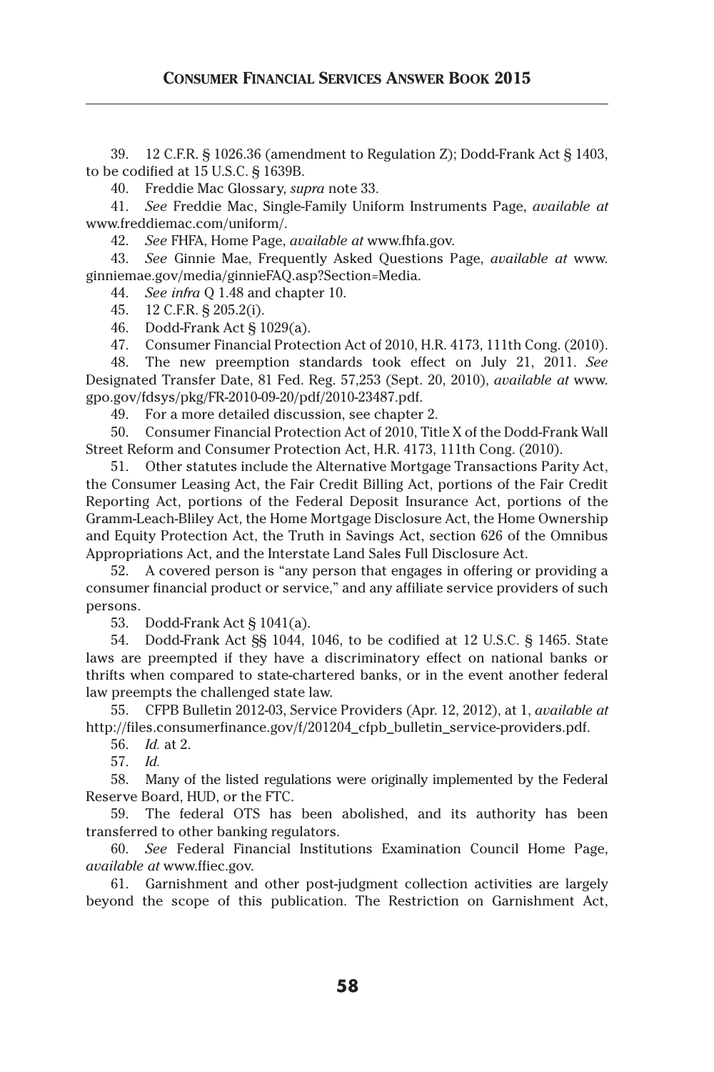39. 12 C.F.R. § 1026.36 (amendment to Regulation Z); Dodd-Frank Act § 1403, to be codified at 15 U.S.C. § 1639B.

40. Freddie Mac Glossary, *supra* note 33.

41. *See* Freddie Mac, Single-Family Uniform Instruments Page, *available at* www.freddiemac.com/uniform/.

42. *See* FHFA, Home Page, *available at* www.fhfa.gov.

43. *See* Ginnie Mae, Frequently Asked Questions Page, *available at* www.ginniemae.gov/media/ginnieFAQ.asp?Section=Media.

44. *See infra* Q 1.48 and chapter 10.

45. 12 C.F.R. § 205.2(i).

46. Dodd-Frank Act § 1029(a).

47. Consumer Financial Protection Act of 2010, H.R. 4173, 111th Cong. (2010).

48. The new preemption standards took effect on July 21, 2011. *See* Designated Transfer Date, 81 Fed. Reg. 57,253 (Sept. 20, 2010), *available at* www.gpo.gov/fdsys/pkg/FR-2010-09-20/pdf/2010-23487.pdf.

49. For a more detailed discussion, see chapter 2.

50. Consumer Financial Protection Act of 2010, Title X of the Dodd-Frank Wall Street Reform and Consumer Protection Act, H.R. 4173, 111th Cong. (2010).

51. Other statutes include the Alternative Mortgage Transactions Parity Act, the Consumer Leasing Act, the Fair Credit Billing Act, portions of the Fair Credit Reporting Act, portions of the Federal Deposit Insurance Act, portions of the Gramm-Leach-Bliley Act, the Home Mortgage Disclosure Act, the Home Ownership and Equity Protection Act, the Truth in Savings Act, section 626 of the Omnibus Appropriations Act, and the Interstate Land Sales Full Disclosure Act.

52. A covered person is "any person that engages in offering or providing a consumer financial product or service," and any affiliate service providers of such persons.

53. Dodd-Frank Act § 1041(a).

54. Dodd-Frank Act §§ 1044, 1046, to be codified at 12 U.S.C. § 1465. State laws are preempted if they have a discriminatory effect on national banks or thrifts when compared to state-chartered banks, or in the event another federal law preempts the challenged state law.

55. CFPB Bulletin 2012-03, Service Providers (Apr. 12, 2012), at 1, *available at* http://files.consumerfinance.gov/f/201204_cfpb_bulletin_service-providers.pdf.

56. *Id.* at 2.

57. *Id.*

58. Many of the listed regulations were originally implemented by the Federal Reserve Board, HUD, or the FTC.

59. The federal OTS has been abolished, and its authority has been transferred to other banking regulators.

60. *See* Federal Financial Institutions Examination Council Home Page, *available at* www.ffiec.gov.

61. Garnishment and other post-judgment collection activities are largely beyond the scope of this publication. The Restriction on Garnishment Act,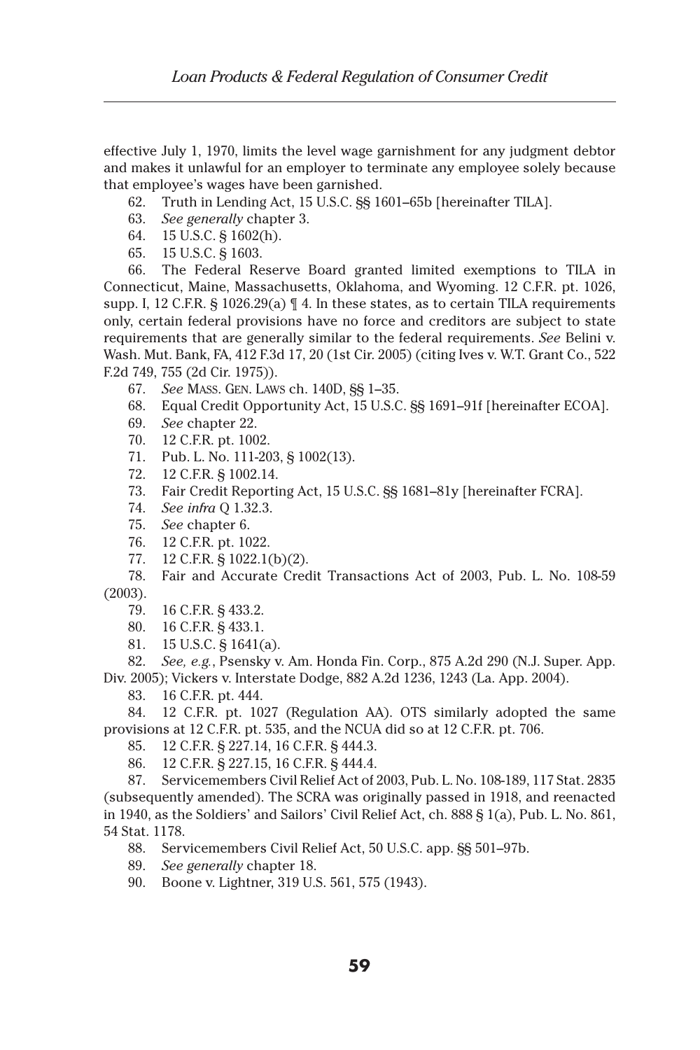effective July 1, 1970, limits the level wage garnishment for any judgment debtor and makes it unlawful for an employer to terminate any employee solely because that employee's wages have been garnished.

62. Truth in Lending Act, 15 U.S.C. §§ 1601–65b [hereinafter TILA].

63. *See generally* chapter 3.

64. 15 U.S.C. § 1602(h).

65. 15 U.S.C. § 1603.

66. The Federal Reserve Board granted limited exemptions to TILA in Connecticut, Maine, Massachusetts, Oklahoma, and Wyoming. 12 C.F.R. pt. 1026, supp. I, 12 C.F.R. § 1026.29(a) ¶ 4. In these states, as to certain TILA requirements only, certain federal provisions have no force and creditors are subject to state requirements that are generally similar to the federal requirements. *See* Belini v. Wash. Mut. Bank, FA, 412 F.3d 17, 20 (1st Cir. 2005) (citing Ives v. W.T. Grant Co., 522 F.2d 749, 755 (2d Cir. 1975)).

67. *See* MASS. GEN. LAWS ch. 140D, §§ 1–35.

68. Equal Credit Opportunity Act, 15 U.S.C. §§ 1691–91f [hereinafter ECOA].

69. *See* chapter 22.

70. 12 C.F.R. pt. 1002.

71. Pub. L. No. 111-203, § 1002(13).

72. 12 C.F.R. § 1002.14.

73. Fair Credit Reporting Act, 15 U.S.C. §§ 1681–81y [hereinafter FCRA].

74. *See infra* Q 1.32.3.

75. *See* chapter 6.

76. 12 C.F.R. pt. 1022.

77. 12 C.F.R. § 1022.1(b)(2).

78. Fair and Accurate Credit Transactions Act of 2003, Pub. L. No. 108-59 (2003).

79. 16 C.F.R. § 433.2.

80. 16 C.F.R. § 433.1.

81. 15 U.S.C. § 1641(a).

82. *See, e.g.*, Psensky v. Am. Honda Fin. Corp., 875 A.2d 290 (N.J. Super. App. Div. 2005); Vickers v. Interstate Dodge, 882 A.2d 1236, 1243 (La. App. 2004).

83. 16 C.F.R. pt. 444.

84. 12 C.F.R. pt. 1027 (Regulation AA). OTS similarly adopted the same provisions at 12 C.F.R. pt. 535, and the NCUA did so at 12 C.F.R. pt. 706.

85. 12 C.F.R. § 227.14, 16 C.F.R. § 444.3.

86. 12 C.F.R. § 227.15, 16 C.F.R. § 444.4.

87. Servicemembers Civil Relief Act of 2003, Pub. L. No. 108-189, 117 Stat. 2835 (subsequently amended). The SCRA was originally passed in 1918, and reenacted in 1940, as the Soldiers' and Sailors' Civil Relief Act, ch. 888 § 1(a), Pub. L. No. 861, 54 Stat. 1178.

88. Servicemembers Civil Relief Act, 50 U.S.C. app. §§ 501–97b.

89. *See generally* chapter 18.

90. Boone v. Lightner, 319 U.S. 561, 575 (1943).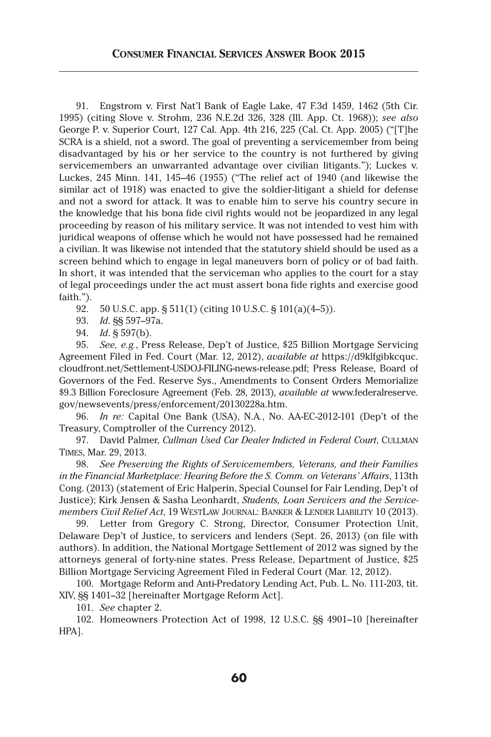91. Engstrom v. First Nat'l Bank of Eagle Lake, 47 F.3d 1459, 1462 (5th Cir. 1995) (citing Slove v. Strohm, 236 N.E.2d 326, 328 (Ill. App. Ct. 1968)); *see also* George P. v. Superior Court, 127 Cal. App. 4th 216, 225 (Cal. Ct. App. 2005) ("[T]he SCRA is a shield, not a sword. The goal of preventing a servicemember from being disadvantaged by his or her service to the country is not furthered by giving servicemembers an unwarranted advantage over civilian litigants."); Luckes v. Luckes, 245 Minn. 141, 145–46 (1955) ("The relief act of 1940 (and likewise the similar act of 1918) was enacted to give the soldier-litigant a shield for defense and not a sword for attack. It was to enable him to serve his country secure in the knowledge that his bona fide civil rights would not be jeopardized in any legal proceeding by reason of his military service. It was not intended to vest him with juridical weapons of offense which he would not have possessed had he remained a civilian. It was likewise not intended that the statutory shield should be used as a screen behind which to engage in legal maneuvers born of policy or of bad faith. In short, it was intended that the serviceman who applies to the court for a stay of legal proceedings under the act must assert bona fide rights and exercise good faith.").

92. 50 U.S.C. app. § 511(1) (citing 10 U.S.C. § 101(a)(4–5)).

93. *Id.* §§ 597–97a.

94. *Id.* § 597(b).

95. *See, e.g.*, Press Release, Dep't of Justice, $25 Billion Mortgage Servicing Agreement Filed in Fed. Court (Mar. 12, 2012), *available at* https://d9klfgibkcquc.cloudfront.net/Settlement-USDOJ-FILING-news-release.pdf; Press Release, Board of Governors of the Fed. Reserve Sys., Amendments to Consent Orders Memorialize $9.3 Billion Foreclosure Agreement (Feb. 28, 2013), *available at* www.federalreserve.gov/newsevents/press/enforcement/20130228a.htm.

96. *In re:* Capital One Bank (USA), N.A., No. AA-EC-2012-101 (Dep't of the Treasury, Comptroller of the Currency 2012).

97. David Palmer, *Cullman Used Car Dealer Indicted in Federal Court*, CULLMAN TIMES, Mar. 29, 2013.

98. *See Preserving the Rights of Servicemembers, Veterans, and their Families in the Financial Marketplace: Hearing Before the S. Comm. on Veterans' Affairs*, 113th Cong. (2013) (statement of Eric Halperin, Special Counsel for Fair Lending, Dep't of Justice); Kirk Jensen & Sasha Leonhardt, *Students, Loan Servicers and the Servicemembers Civil Relief Act*, 19 WESTLAW JOURNAL: BANKER & LENDER LIABILITY 10 (2013).

99. Letter from Gregory C. Strong, Director, Consumer Protection Unit, Delaware Dep't of Justice, to servicers and lenders (Sept. 26, 2013) (on file with authors). In addition, the National Mortgage Settlement of 2012 was signed by the attorneys general of forty-nine states. Press Release, Department of Justice, $25 Billion Mortgage Servicing Agreement Filed in Federal Court (Mar. 12, 2012).

100. Mortgage Reform and Anti-Predatory Lending Act, Pub. L. No. 111-203, tit. XIV, §§ 1401–32 [hereinafter Mortgage Reform Act].

101. *See* chapter 2.

102. Homeowners Protection Act of 1998, 12 U.S.C. §§ 4901–10 [hereinafter HPA].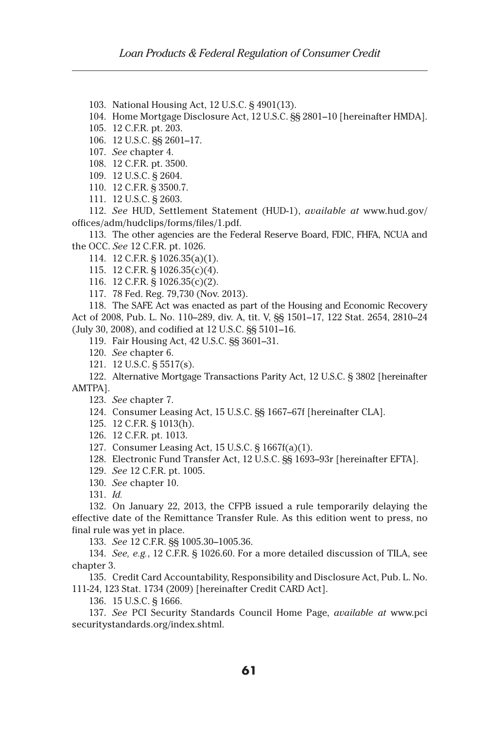103. National Housing Act, 12 U.S.C. § 4901(13).

104. Home Mortgage Disclosure Act, 12 U.S.C. §§ 2801–10 [hereinafter HMDA].

105. 12 C.F.R. pt. 203.

106. 12 U.S.C. §§ 2601–17.

107. *See* chapter 4.

108. 12 C.F.R. pt. 3500.

109. 12 U.S.C. § 2604.

110. 12 C.F.R. § 3500.7.

111. 12 U.S.C. § 2603.

112. *See* HUD, Settlement Statement (HUD-1), *available at* www.hud.gov/offices/adm/hudclips/forms/files/1.pdf.

113. The other agencies are the Federal Reserve Board, FDIC, FHFA, NCUA and the OCC. *See* 12 C.F.R. pt. 1026.

114. 12 C.F.R. § 1026.35(a)(1).

115. 12 C.F.R. § 1026.35(c)(4).

116. 12 C.F.R. § 1026.35(c)(2).

117. 78 Fed. Reg. 79,730 (Nov. 2013).

118. The SAFE Act was enacted as part of the Housing and Economic Recovery Act of 2008, Pub. L. No. 110–289, div. A, tit. V, §§ 1501–17, 122 Stat. 2654, 2810–24 (July 30, 2008), and codified at 12 U.S.C. §§ 5101–16.

119. Fair Housing Act, 42 U.S.C. §§ 3601–31.

120. *See* chapter 6.

121. 12 U.S.C. § 5517(s).

122. Alternative Mortgage Transactions Parity Act, 12 U.S.C. § 3802 [hereinafter AMTPA].

123. *See* chapter 7.

124. Consumer Leasing Act, 15 U.S.C. §§ 1667–67f [hereinafter CLA].

125. 12 C.F.R. § 1013(h).

126. 12 C.F.R. pt. 1013.

127. Consumer Leasing Act, 15 U.S.C. § 1667f(a)(1).

128. Electronic Fund Transfer Act, 12 U.S.C. §§ 1693–93r [hereinafter EFTA].

129. *See* 12 C.F.R. pt. 1005.

130. *See* chapter 10.

131. *Id.*

132. On January 22, 2013, the CFPB issued a rule temporarily delaying the effective date of the Remittance Transfer Rule. As this edition went to press, no final rule was yet in place.

133. *See* 12 C.F.R. §§ 1005.30–1005.36.

134. *See, e.g.*, 12 C.F.R. § 1026.60. For a more detailed discussion of TILA, see chapter 3.

135. Credit Card Accountability, Responsibility and Disclosure Act, Pub. L. No. 111-24, 123 Stat. 1734 (2009) [hereinafter Credit CARD Act].

136. 15 U.S.C. § 1666.

137. *See* PCI Security Standards Council Home Page, *available at* www.pcisecuritystandards.org/index.shtml.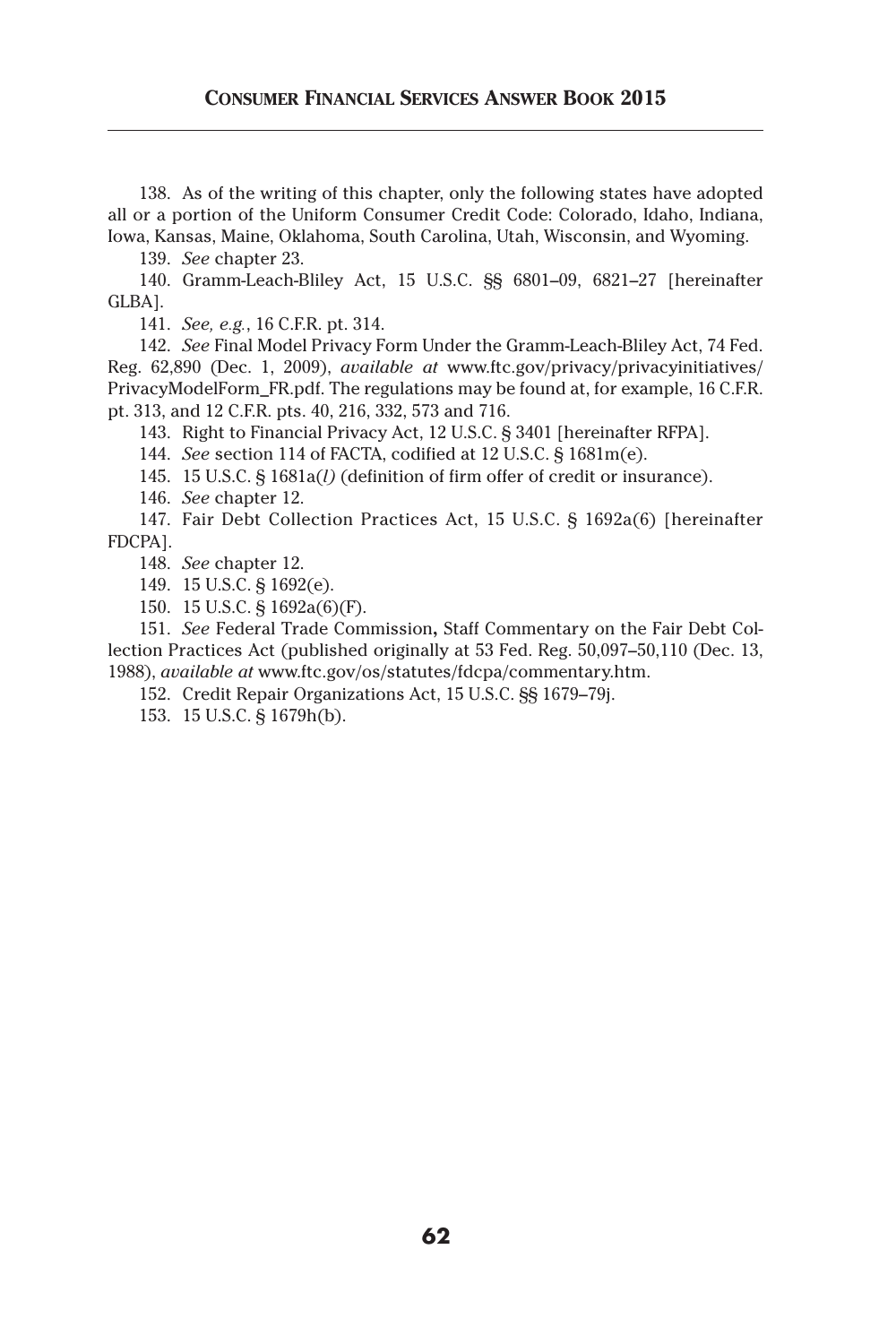138. As of the writing of this chapter, only the following states have adopted all or a portion of the Uniform Consumer Credit Code: Colorado, Idaho, Indiana, Iowa, Kansas, Maine, Oklahoma, South Carolina, Utah, Wisconsin, and Wyoming.

139. *See* chapter 23.

140. Gramm-Leach-Bliley Act, 15 U.S.C. §§ 6801–09, 6821–27 [hereinafter GLBA].

141. *See, e.g.*, 16 C.F.R. pt. 314.

142. *See* Final Model Privacy Form Under the Gramm-Leach-Bliley Act, 74 Fed. Reg. 62,890 (Dec. 1, 2009), *available at* www.ftc.gov/privacy/privacyinitiatives/PrivacyModelForm_FR.pdf. The regulations may be found at, for example, 16 C.F.R. pt. 313, and 12 C.F.R. pts. 40, 216, 332, 573 and 716.

143. Right to Financial Privacy Act, 12 U.S.C. § 3401 [hereinafter RFPA].

144. *See* section 114 of FACTA, codified at 12 U.S.C. § 1681m(e).

145. 15 U.S.C. § 1681a(*l*) (definition of firm offer of credit or insurance).

146. *See* chapter 12.

147. Fair Debt Collection Practices Act, 15 U.S.C. § 1692a(6) [hereinafter FDCPA].

148. *See* chapter 12.

149. 15 U.S.C. § 1692(e).

150. 15 U.S.C. § 1692a(6)(F).

151. *See* Federal Trade Commission**,** Staff Commentary on the Fair Debt Collection Practices Act (published originally at 53 Fed. Reg. 50,097–50,110 (Dec. 13, 1988), *available at* www.ftc.gov/os/statutes/fdcpa/commentary.htm.

152. Credit Repair Organizations Act, 15 U.S.C. §§ 1679–79j.

153. 15 U.S.C. § 1679h(b).